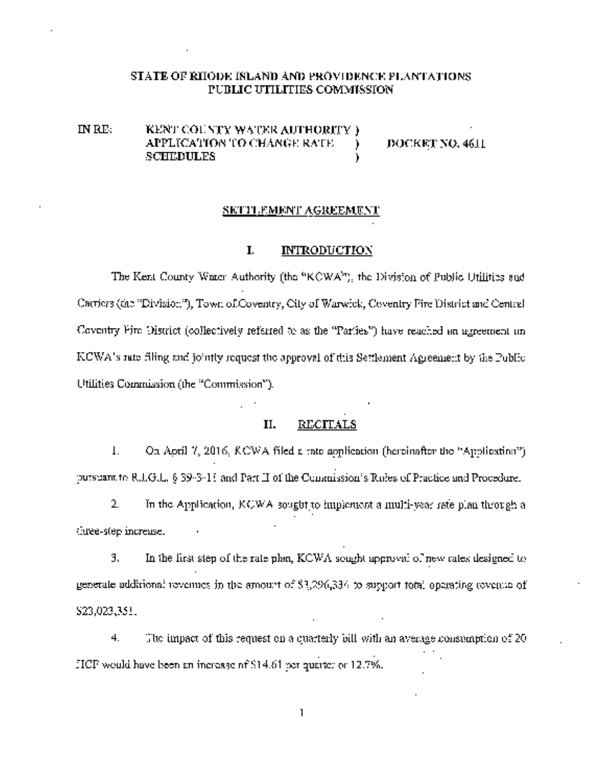# STATE OF RHODE ISLAND AND PROVIDENCE PLANTATIONS
# PUBLIC UTILITIES COMMISSION

IN RE: KENT COUNTY WATER AUTHORITY ) APPLICATION TO CHANGE RATE ) SCHEDULES ) DOCKET NO. 4611

## SETTLEMENT AGREEMENT

## I. INTRODUCTION

The Kent County Water Authority (the "KCWA"), the Division of Public Utilities and Carriers (the "Division"), Town of Coventry, City of Warwick, Coventry Fire District and Central Coventry Fire District (collectively referred to as the "Parties") have reached an agreement on KCWA's rate filing and jointly request the approval of this Settlement Agreement by the Public Utilities Commission (the "Commission").

## II. RECITALS

1. On April 7, 2016, KCWA filed a rate application (hereinafter the "Application") pursuant to R.I.G.L. § 39-3-11 and Part II of the Commission's Rules of Practice and Procedure.

2. In the Application, KCWA sought to implement a multi-year rate plan through a three-step increase.

3. In the first step of the rate plan, KCWA sought approval of new rates designed to generate additional revenues in the amount of $3,296,334 to support total operating revenue of $23,023,351.

4. The impact of this request on a quarterly bill with an average consumption of 20 HCF would have been an increase of $14.61 per quarter or 12.7%.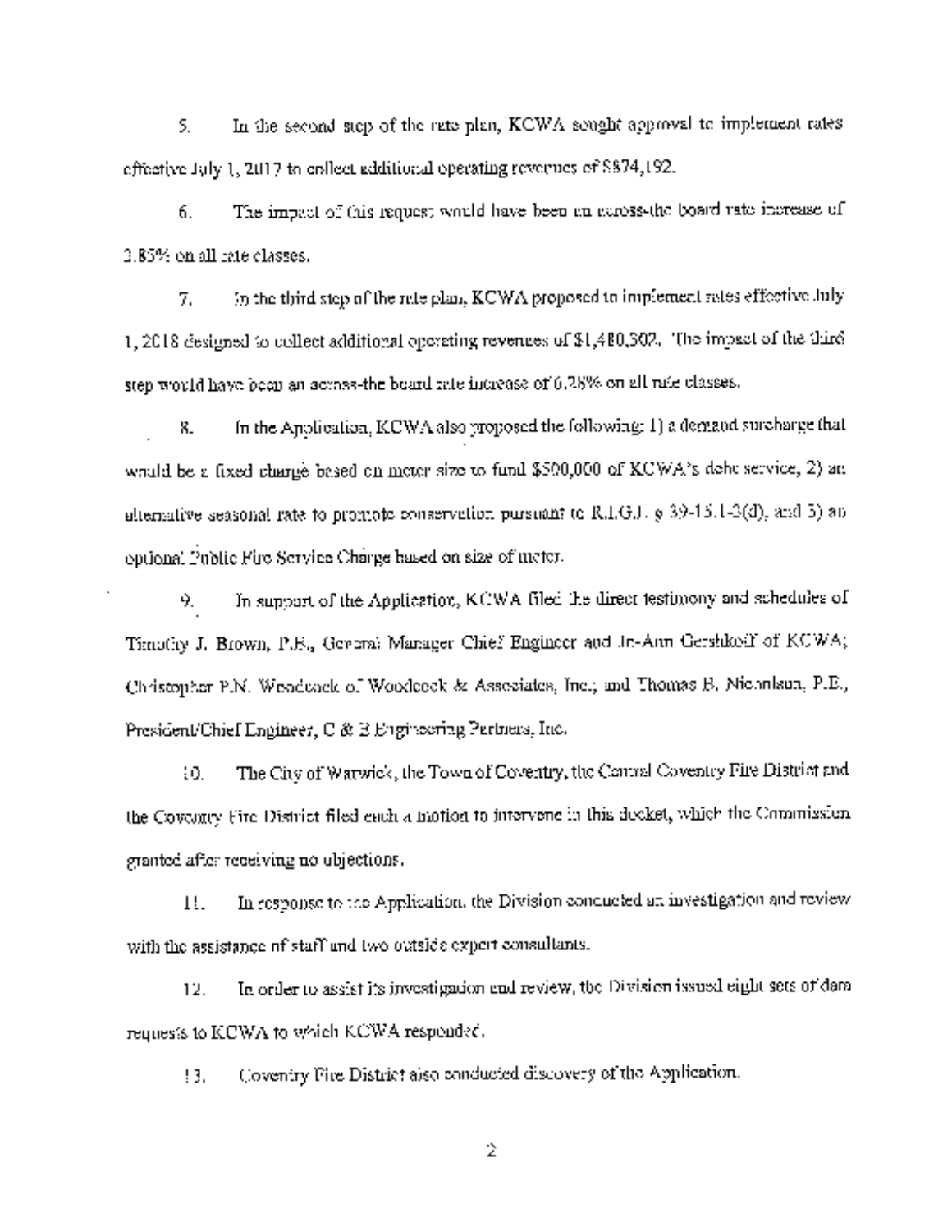5. In the second step of the rate plan, KCWA sought approval to implement rates effective July 1, 2017 to collect additional operating revenues of $874,192.

6. The impact of this request would have been an across-the board rate increase of 3.85% on all rate classes.

7. In the third step of the rate plan, KCWA proposed to implement rates effective July 1, 2018 designed to collect additional operating revenues of $1,480,302. The impact of the third step would have been an across-the board rate increase of 6.28% on all rate classes.

8. In the Application, KCWA also proposed the following: 1) a demand surcharge that would be a fixed charge based on meter size to fund $500,000 of KCWA's debt service, 2) an alternative seasonal rate to promote conservation pursuant to R.I.G.L. § 39-15.1-3(d), and 3) an optional Public Fire Service Charge based on size of meter.

9. In support of the Application, KCWA filed the direct testimony and schedules of Timothy J. Brown, P.E., General Manager Chief Engineer and Jo-Ann Gershkoff of KCWA; Christopher P.N. Woodcock of Woodcock & Associates, Inc.; and Thomas B. Nicholson, P.E., President/Chief Engineer, C & B Engineering Partners, Inc.

10. The City of Warwick, the Town of Coventry, the Central Coventry Fire District and the Coventry Fire District filed each a motion to intervene in this docket, which the Commission granted after receiving no objections.

11. In response to the Application, the Division conducted an investigation and review with the assistance of staff and two outside expert consultants.

12. In order to assist its investigation and review, the Division issued eight sets of data requests to KCWA to which KCWA responded.

13. Coventry Fire District also conducted discovery of the Application.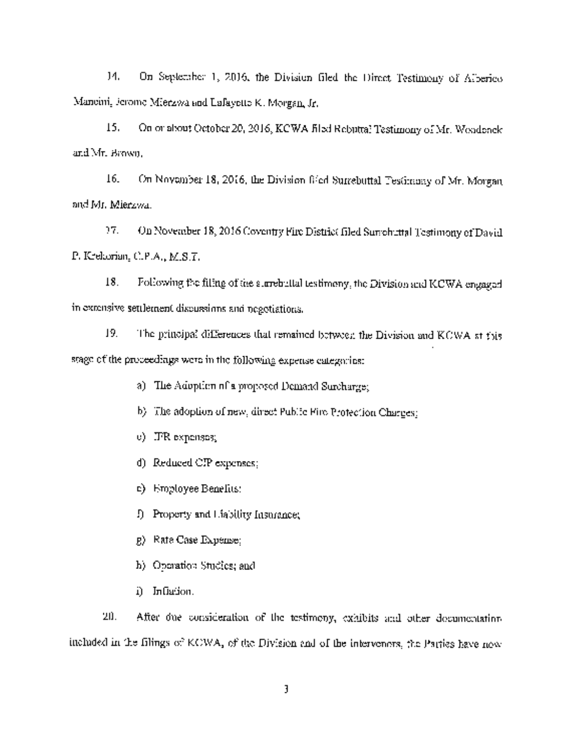14. On September 1, 2016, the Division filed the Direct Testimony of Alberico Mancini, Jerome Mierzwa and Lafayette K. Morgan, Jr.

15. On or about October 20, 2016, KCWA filed Rebuttal Testimony of Mr. Woodcock and Mr. Brown.

16. On November 18, 2016, the Division filed Surrebuttal Testimony of Mr. Morgan and Mr. Mierzwa.

17. On November 18, 2016 Coventry Fire District filed Surrebuttal Testimony of David P. Kelkorian, C.P.A., M.S.T.

18. Following the filing of the surrebuttal testimony, the Division and KCWA engaged in extensive settlement discussions and negotiations.

19. The principal differences that remained between the Division and KCWA at this stage of the proceedings were in the following expense categories:

a) The Adoption of a proposed Demand Surcharge;

b) The adoption of new, direct Public Fire Protection Charges;

c) IFR expenses;

d) Reduced CIP expenses;

e) Employee Benefits;

f) Property and Liability Insurance;

g) Rate Case Expense;

h) Operation Studies; and

i) Inflation.

20. After due consideration of the testimony, exhibits and other documentation included in the filings of KCWA, of the Division and of the intervenors, the Parties have now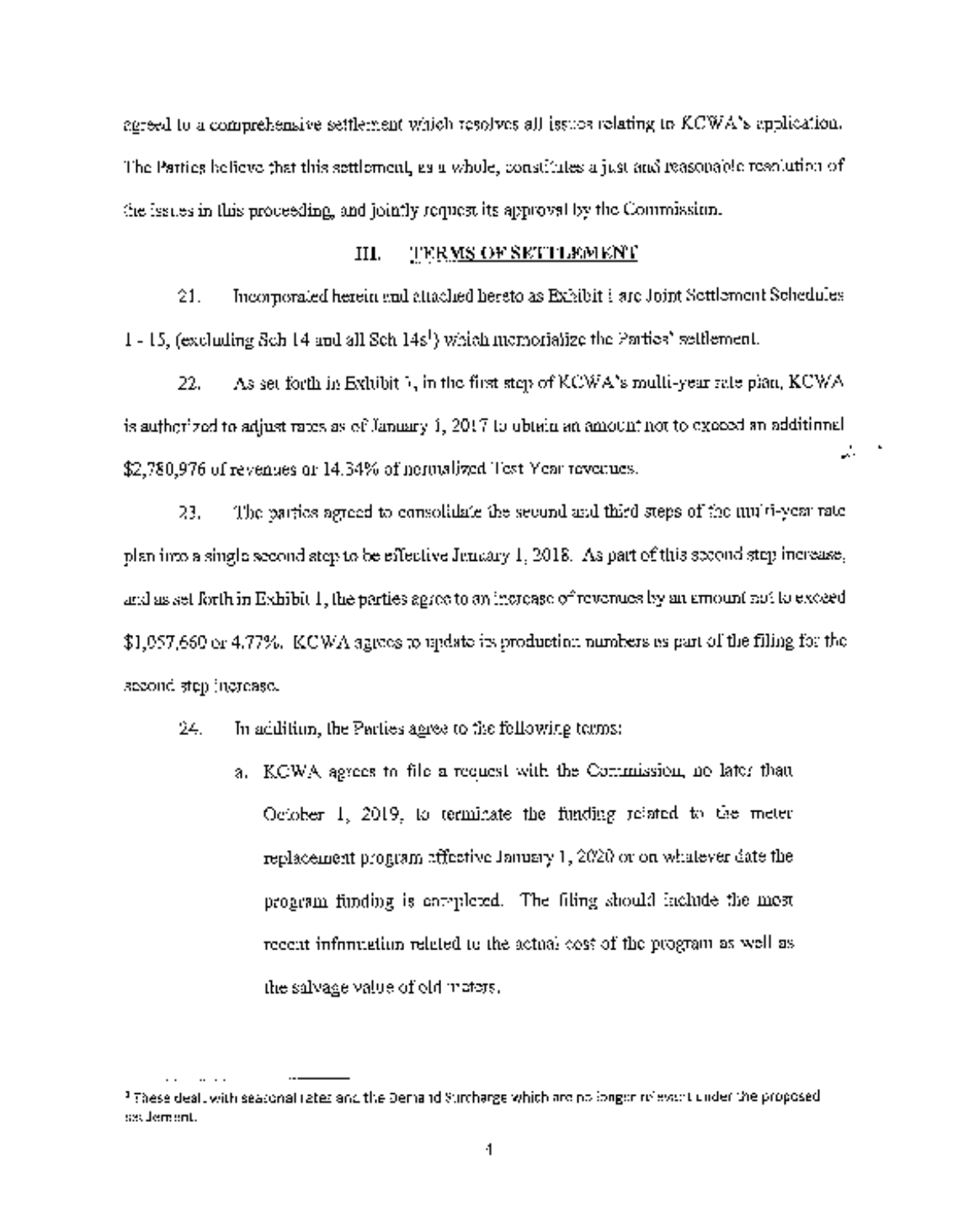agreed to a comprehensive settlement which resolves all issues relating to KCWA's application. The Parties believe that this settlement, as a whole, constitutes a just and reasonable resolution of the issues in this proceeding, and jointly request its approval by the Commission.

## III. TERMS OF SETTLEMENT

21. Incorporated herein and attached hereto as Exhibit 1 are Joint Settlement Schedules 1 - 15, (excluding Sch 14 and all Sch 14s[1]) which memorialize the Parties' settlement.

22. As set forth in Exhibit 1, in the first step of KCWA's multi-year rate plan, KCWA is authorized to adjust rates as of January 1, 2017 to obtain an amount not to exceed an additional $2,780,976 of revenues or 14.34% of normalized Test Year revenues.

23. The parties agreed to consolidate the second and third steps of the multi-year rate plan into a single second step to be effective January 1, 2018. As part of this second step increase, and as set forth in Exhibit 1, the parties agree to an increase of revenues by an amount not to exceed $1,057,660 or 4.77%. KCWA agrees to update its production numbers as part of the filing for the second step increase.

24. In addition, the Parties agree to the following terms:

   a. KCWA agrees to file a request with the Commission, no later than October 1, 2019, to terminate the funding related to the meter replacement program effective January 1, 2020 or on whatever date the program funding is completed. The filing should include the most recent information related to the actual cost of the program as well as the salvage value of old meters.

---

[1] These deal with seasonal rates and the Demand Surcharge which are no longer relevant under the proposed settlement.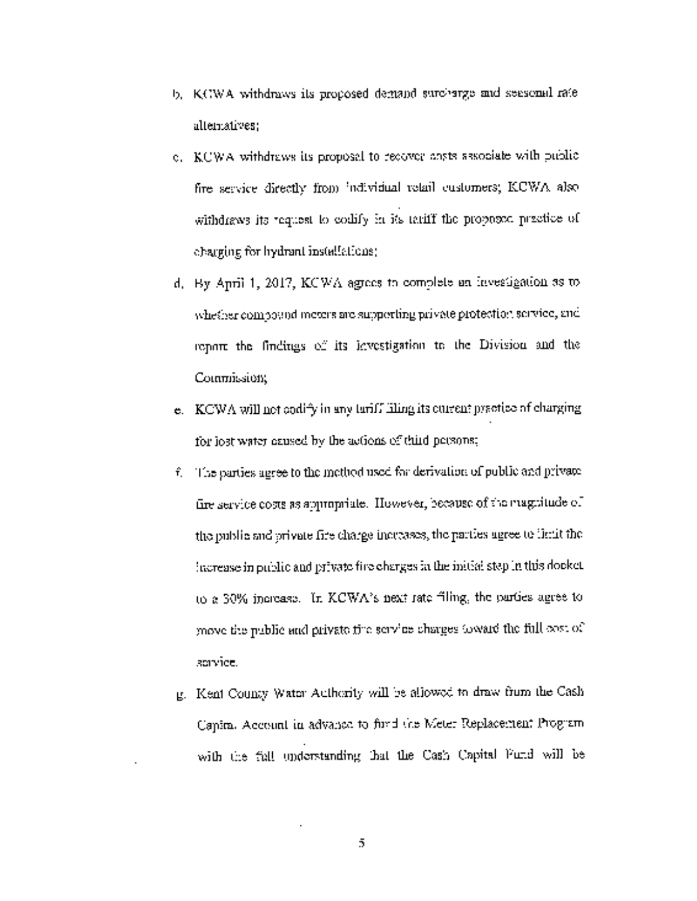b. KCWA withdraws its proposed demand surcharge and seasonal rate alternatives;

c. KCWA withdraws its proposal to recover costs associate with public fire service directly from individual retail customers; KCWA also withdraws its request to codify in its tariff the proposed practice of charging for hydrant installations;

d. By April 1, 2017, KCWA agrees to complete an investigation as to whether compound meters are supporting private protection service, and report the findings of its investigation to the Division and the Commission;

e. KCWA will not codify in any tariff filing its current practice of charging for lost water caused by the actions of third persons;

f. The parties agree to the method used for derivation of public and private fire service costs as appropriate. However, because of the magnitude of the public and private fire charge increases, the parties agree to limit the increase in public and private fire charges in the initial step in this docket to a 30% increase. In KCWA's next rate filing, the parties agree to move the public and private fire service charges toward the full cost of service.

g. Kent County Water Authority will be allowed to draw from the Cash Capital Account in advance to fund the Meter Replacement Program with the full understanding that the Cash Capital Fund will be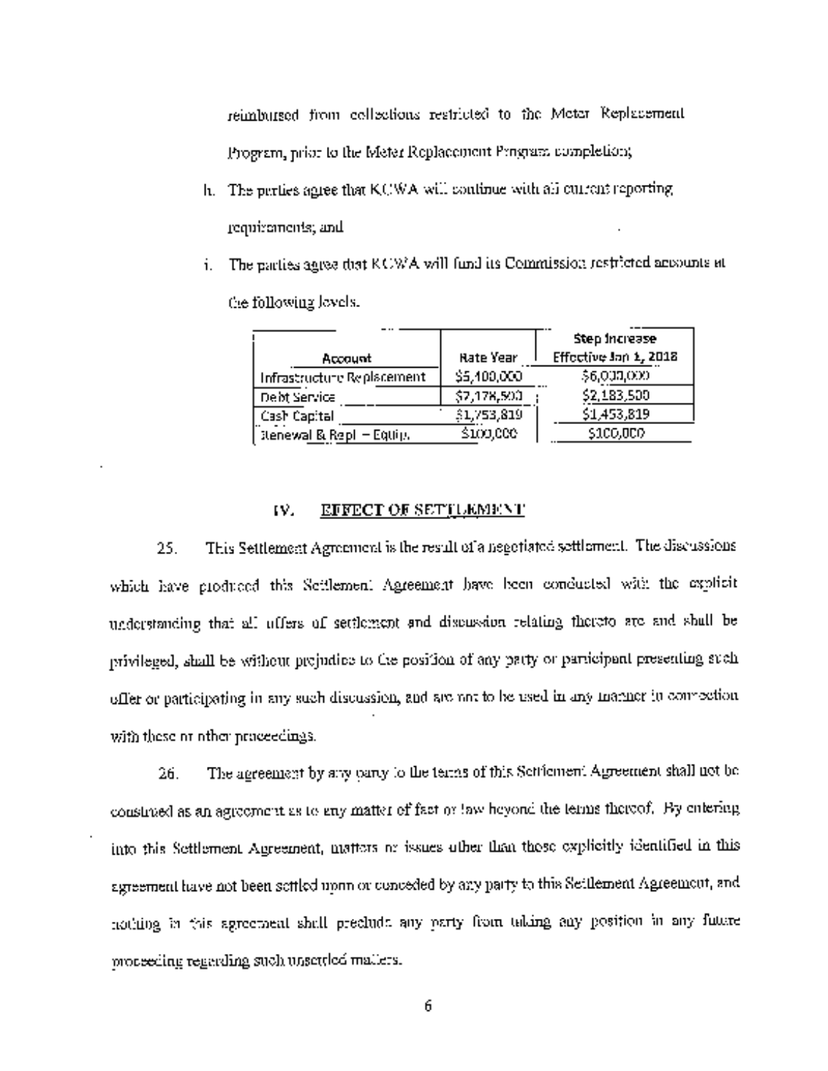reimbursed from collections restricted to the Meter Replacement Program, prior to the Meter Replacement Program completion;

h. The parties agree that KCWA will continue with all current reporting requirements; and

i. The parties agree that KCWA will fund its Commission restricted accounts at the following levels.

| Account | Rate Year | Step Increase Effective Jan 1, 2018 |
|---|---|---|
| Infrastructure Replacement | $5,400,000 | $6,000,000 |
| Debt Service | $2,178,500 | $2,183,500 |
| Cash Capital | $1,753,819 | $1,453,819 |
| Renewal & Repl – Equip. | $100,000 | $100,000 |

## IV. EFFECT OF SETTLEMENT

25. This Settlement Agreement is the result of a negotiated settlement. The discussions which have produced this Settlement Agreement have been conducted with the explicit understanding that all offers of settlement and discussion relating thereto are and shall be privileged, shall be without prejudice to the position of any party or participant presenting such offer or participating in any such discussion, and are not to be used in any manner in connection with these or other proceedings.

26. The agreement by any party to the terms of this Settlement Agreement shall not be construed as an agreement as to any matter of fact or law beyond the terms thereof. By entering into this Settlement Agreement, matters or issues other than those explicitly identified in this agreement have not been settled upon or conceded by any party to this Settlement Agreement, and nothing in this agreement shall preclude any party from taking any position in any future proceeding regarding such unsettled matters.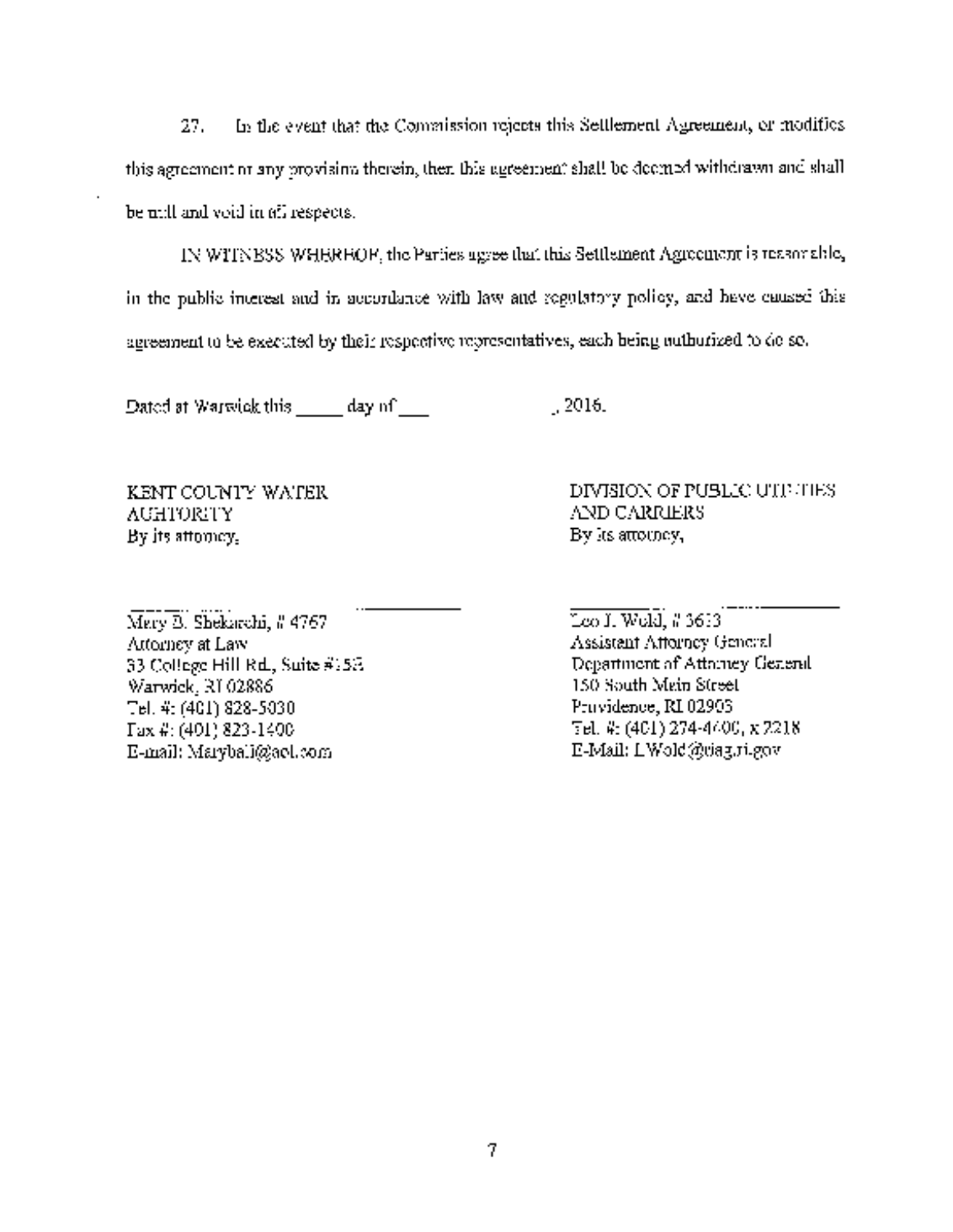27. In the event that the Commission rejects this Settlement Agreement, or modifies this agreement or any provisions therein, then this agreement shall be deemed withdrawn and shall be null and void in all respects.

IN WITNESS WHEREOF, the Parties agree that this Settlement Agreement is reasonable, in the public interest and in accordance with law and regulatory policy, and have caused this agreement to be executed by their respective representatives, each being authorized to do so.

Dated at Warwick this _____ day of ___                    , 2016.

KENT COUNTY WATER AUHTORITY
By its attorney,

\_\_\_\_\_\_\_\_\_\_\_\_\_\_\_\_\_\_\_\_\_\_\_\_\_\_\_\_
Mary B. Shekarchi, # 4767
Attorney at Law
53 College Hill Rd., Suite #155
Warwick, RI 02886
Tel. #: (401) 828-5030
Fax #: (401) 823-1400
E-mail: Maryball@aol.com

DIVISION OF PUBLIC UTILITIES AND CARRIERS
By its attorney,

\_\_\_\_\_\_\_\_\_\_\_\_\_\_\_\_\_\_\_\_\_\_\_\_\_\_\_\_
Leo J. Wold, # 3613
Assistant Attorney General
Department of Attorney General
150 South Main Street
Providence, RI 02903
Tel. #: (401) 274-4400, x 2218
E-Mail: LWold@riag.ri.gov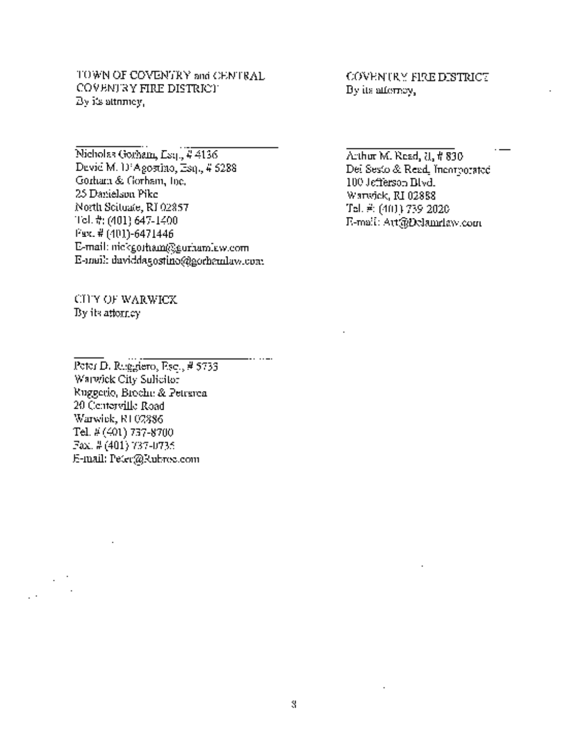TOWN OF COVENTRY and CENTRAL COVENTRY FIRE DISTRICT
By its attorney,

\_\_\_\_\_\_\_\_\_\_\_\_\_\_\_\_\_\_\_\_\_\_\_\_\_\_\_\_\_\_

Nicholas Gorham, Esq., # 4136
David M. D'Agostino, Esq., # 5288
Gorham & Gorham, Inc.
25 Danielson Pike
North Scituate, RI 02857
Tel. #: (401) 647-1400
Fax. # (401)-6471446
E-mail: nickgorham@gorhamlaw.com
E-mail: daviddagostino@gorhamlaw.com

COVENTRY FIRE DISTRICT
By its attorney,

\_\_\_\_\_\_\_\_\_\_\_\_\_\_\_\_\_\_\_\_\_\_\_\_\_\_\_\_\_\_

Arthur M. Read, II, # 830
Del Sesto & Read, Incorporated
100 Jefferson Blvd.
Warwick, RI 02888
Tel. #: (401) 739 2020
E-mail: Art@Delamrlaw.com

CITY OF WARWICK
By its attorney

\_\_\_\_\_\_\_\_\_\_\_\_\_\_\_\_\_\_\_\_\_\_\_\_\_\_\_\_\_\_

Peter D. Ruggiero, Esq., # 5733
Warwick City Solicitor
Ruggerio, Brochu & Petrarca
20 Centerville Road
Warwick, RI 02886
Tel. # (401) 737-8700
Fax. # (401) 737-0735
E-mail: Peter@Rubroc.com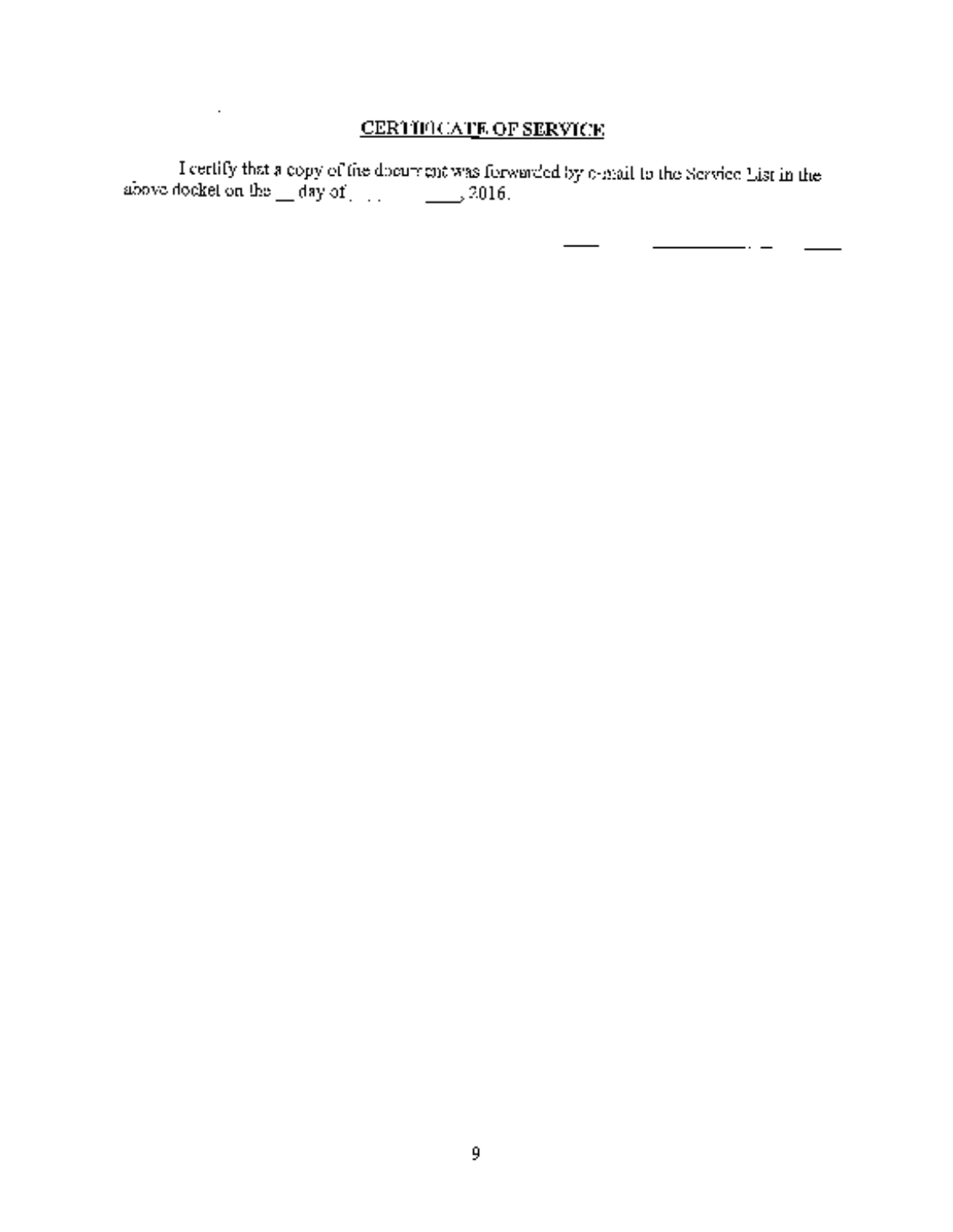## CERTIFICATE OF SERVICE

I certify that a copy of the document was forwarded by e-mail to the Service List in the above docket on the __ day of ________, 2016.

______________________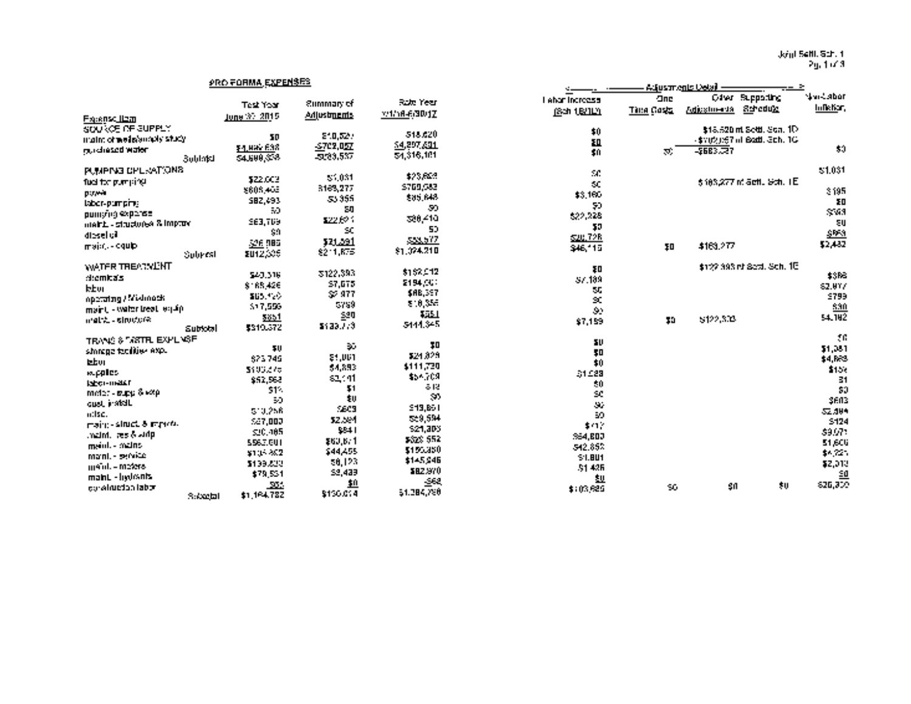## PRO FORMA EXPENSES

| Expense Item | Test Year June 30, 2015 | Summary of Adjustments | Rate Year 7/1/16-6/30/17 | Labor Increase (Sch 1B/1L) | One Time Costs | Other Adjustments | Supporting Schedule | Non-Labor Inflation |
|---|---|---|---|---|---|---|---|---|
| | | | | <---------- Adjustments Detail ----------> | | | | |
| SOURCE OF SUPPLY | | | | | | | | |
| maint. of wells/supply study | $0 | $18,520 | $18,520 | $0 | | $18,520 | of Settl. Sch. 1D | |
| purchased water | $4,899,638 | -$702,057 | $4,297,581 | $0 | | -$702,057 | of Settl. Sch. 1C | |
| Subtotal | $4,899,638 | -$683,537 | $4,316,101 | $0 | $0 | -$683,537 | | $0 |
| PUMPING OPERATIONS | | | | | | | | |
| fuel for pumping | $22,002 | $1,031 | $23,033 | $0 | | | | $1,031 |
| power | $609,405 | $169,277 | $778,682 | $0 | | $169,277 | of Settl. Sch. 1E | |
| labor-pumping | $82,493 | $3,355 | $85,848 | $3,160 | | | | $195 |
| pumping expense | $0 | $0 | $0 | $0 | | | | $0 |
| maint. - structures & improv. | $63,789 | $22,621 | $86,410 | $22,228 | | | | $393 |
| diesel oil | $0 | $0 | $0 | $0 | | | | $0 |
| maint. - equip. | $26,985 | $21,591 | $48,577 | $20,728 | | | | $863 |
| Subtotal | $812,335 | $211,875 | $1,024,210 | $46,115 | $0 | $169,277 | | $2,482 |
| WATER TREATMENT | | | | | | | | |
| chemicals | $40,319 | $122,393 | $162,712 | $0 | | $122,393 | of Settl. Sch. 1E | $366 |
| labor | $186,426 | $7,675 | $194,101 | $7,159 | | | | $2,977 |
| operating / Minimock | $85,420 | $2,977 | $88,397 | $0 | | | | $799 |
| maint. - water treat. equip. | $17,596 | $759 | $18,355 | $0 | | | | $30 |
| maint. - structure | $551 | $30 | $581 | $0 | | | | |
| Subtotal | $310,372 | $133,773 | $444,145 | $7,159 | $0 | $122,393 | | $4,192 |
| TRANS & DISTR. EXPENSE | | | | | | | | |
| storage facilities exp. | $0 | $0 | $0 | $0 | | | | $0 |
| labor | $23,745 | $1,081 | $24,829 | $0 | | | | $1,081 |
| supplies | $103,276 | $4,393 | $111,720 | $0 | | | | $4,393 |
| labor-meter | $52,968 | $2,141 | $54,709 | $1,529 | | | | $152 |
| meter - supp & exp | $11 | $1 | $12 | $0 | | | | $1 |
| cust. install. | $0 | $0 | $0 | $0 | | | | $0 |
| misc. | $13,258 | $603 | $13,861 | $0 | | | | $603 |
| maint. - struct. & improv. | $27,000 | $2,594 | $29,594 | $0 | | | | $2,594 |
| maint. - res & stdp | $20,465 | $841 | $21,303 | $717 | | | | $124 |
| maint. - mains | $562,601 | $60,671 | $623,552 | $54,600 | | | | $9,071 |
| maint. - service | $134,862 | $44,455 | $150,350 | $42,852 | | | | $1,600 |
| maint. - meters | $139,833 | $6,123 | $145,946 | $1,801 | | | | $4,321 |
| maint. - hydrants | $79,531 | $3,439 | $82,970 | $1,425 | | | | $2,013 |
| construction labor | -$64 | $0 | -$68 | $0 | | | | $0 |
| Subtotal | $1,164,782 | $130,014 | $1,294,798 | $103,686 | $0 | $0 | $0 | $26,330 |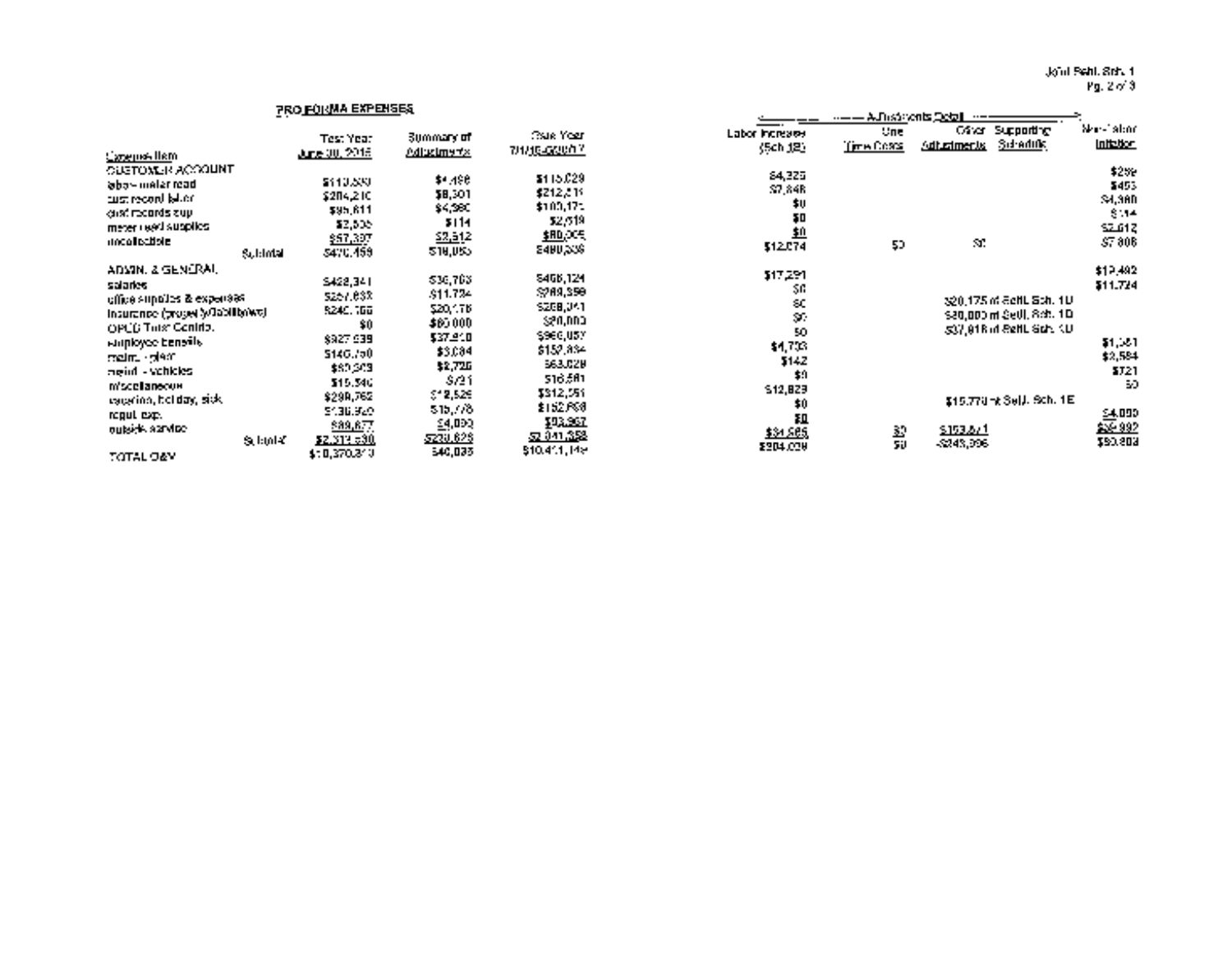Joint Settl. Sch. 1
Pg. 2 of 3

## PRO FORMA EXPENSES

| Expense Item | | Test Year June 30, 2016 | Summary of Adjustments | Rate Year 7/1/16-6/30/17 | Labor Increase (Sch 1B) | One Time Costs | Other Adjustments | Supporting Schedule | Non-Labor Inflation |
|---|---|---|---|---|---|---|---|---|---|
| CUSTOMER ACCOUNT | | | | | | | | | |
| labor - meter read | | $110,530 | $4,498 | $115,028 | $4,225 | | | | $273 |
| cust record labor | | $204,210 | $8,301 | $212,511 | $7,848 | | | | $453 |
| cust records sup | | $95,811 | $4,360 | $100,171 | $0 | | | | $4,360 |
| meter read supplies | | $2,505 | $114 | $2,619 | $0 | | | | $114 |
| uncollectible | | $57,397 | $2,612 | $60,009 | $0 | | | | $2,612 |
| | Subtotal | $470,453 | $19,885 | $490,338 | $12,074 | $0 | $0 | | $7,808 |
| ADMIN. & GENERAL | | | | | | | | | |
| salaries | | $428,341 | $30,783 | $459,124 | $17,291 | | | | $13,492 |
| office supplies & expenses | | $257,632 | $11,724 | $269,356 | $0 | | | | $11,724 |
| insurance (property/liability/wc) | | $240,166 | $20,175 | $260,341 | $0 | | $20,175 | of Settl. Sch. 1D | |
| OPEB Trust Contrib. | | $0 | $80,000 | $80,000 | $0 | | $80,000 | of Settl. Sch. 1D | |
| employee benefits | | $927,839 | $37,918 | $965,057 | $0 | | $37,918 | of Settl. Sch. 1D | |
| maint. - plant | | $149,750 | $3,084 | $152,834 | $1,703 | | | | $1,381 |
| maint. - vehicles | | $60,303 | $2,726 | $63,029 | $142 | | | | $2,584 |
| miscellaneous | | $15,840 | $721 | $16,561 | $0 | | | | $721 |
| vacation, holiday, sick | | $299,762 | $12,829 | $312,591 | $12,829 | | | | $0 |
| regul. exp. | | $136,920 | $15,778 | $152,698 | $0 | | $15,778 | of Settl. Sch. 1E | |
| outside service | | $89,877 | $4,000 | $93,867 | $0 | | | | $4,000 |
| | Subtotal | $2,311,530 | $220,628 | $2,541,358 | $31,965 | $0 | $153,871 | | $34,892 |
| TOTAL O&M | | $10,370,310 | $40,835 | $10,411,145 | $204,028 | $0 | -$243,396 | | $80,803 |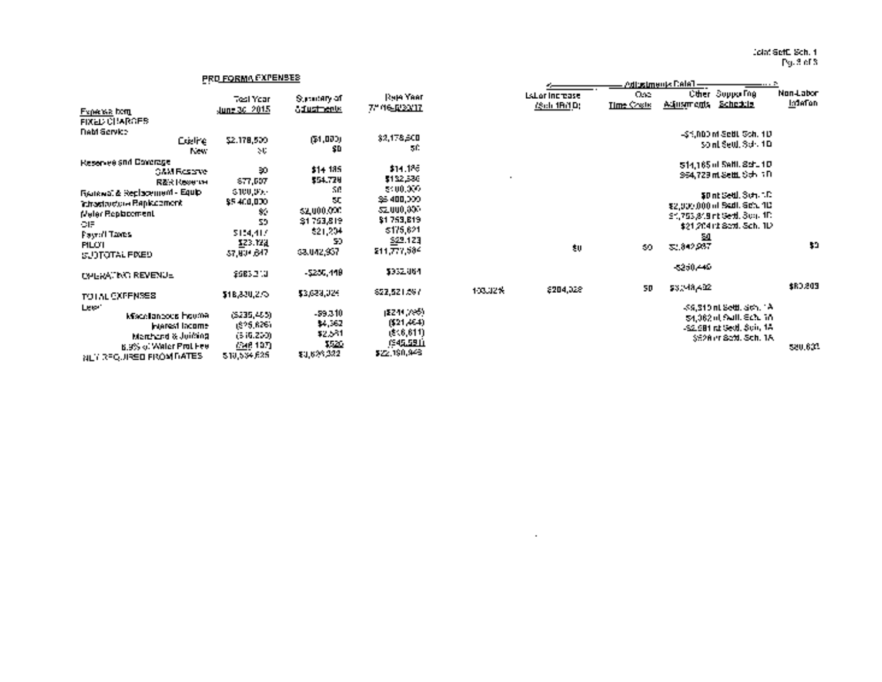## PRO FORMA EXPENSES

| Expense Item | | Test Year June 30, 2015 | Summary of Adjustments | Rate Year 7/1/16-6/30/17 | | Labor Increase (Sch 1B/1D) | One Time Costs | Other Adjustments | Supporting Schedule | Non-Labor Inflation |
|---|---|---|---|---|---|---|---|---|---|---|
| | | | | | | <—— | —— Adjustments Detail —— | | ——> | |
| FIXED CHARGES | | | | | | | | | | |
| Debt Service | | | | | | | | | | |
| | Existing | $2,178,500 | ($1,000) | $2,178,500 | | | | -$1,000 | nt Settl. Sch. 1D | |
| | New | $0 | $0 | $0 | | | | $0 | nt Settl. Sch. 1D | |
| Reserves and Coverage | | | | | | | | | | |
| | O&M Reserve | $0 | $14,185 | $14,185 | | | | $14,185 | nt Settl. Sch. 1D | |
| | R&R Reserve | $77,807 | $54,729 | $132,536 | | | | $54,729 | nt Settl. Sch. 1D | |
| Renewal & Replacement - Equip | | $100,000 | $0 | $100,000 | | | | $0 | nt Settl. Sch. 1D | |
| Infrastructure Replacement | | $5,400,000 | $0 | $5,400,000 | | | | $2,000,000 | nt Settl. Sch. 1D | |
| Meter Replacement | | $0 | $2,000,000 | $2,000,000 | | | | $1,753,819 | nt Settl. Sch. 1D | |
| CIF | | $0 | $1,753,819 | $1,753,819 | | | | $21,204 | nt Settl. Sch. 1D | |
| Payroll Taxes | | $154,417 | $21,204 | $175,621 | | | | $0 | | |
| PILOT | | $23,123 | $0 | $23,123 | | | | | | |
| SUBTOTAL FIXED | | $7,934,647 | $3,842,937 | $11,777,584 | | $0 | $0 | $3,842,937 | | $0 |
| | | | | | | | | | | |
| OPERATING REVENUE | | $583,313 | -$250,449 | $332,864 | | | | -$250,449 | | |
| | | | | | | | | | | |
| TOTAL EXPENSES | | $18,830,273 | $3,633,324 | $22,521,597 | 100.00% | $204,028 | $0 | $3,348,492 | | $80,803 |
| Less: | | | | | | | | | | |
| | Miscellaneous Income | ($235,455) | -$9,310 | ($244,765) | | | | -$9,310 | nt Settl. Sch. 1A | |
| | Interest Income | ($25,826) | $4,362 | ($21,464) | | | | $4,362 | nt Settl. Sch. 1A | |
| | Merchand & Jobbing | ($16,250) | $2,581 | ($13,611) | | | | -$2,581 | nt Settl. Sch. 1A | |
| | 6.9% of Water Prot Fee | ($46,107) | $526 | ($45,581) | | | | $526 | nt Settl. Sch. 1A | |
| NET REQUIRED FROM RATES | | $18,534,635 | $3,629,332 | $22,160,948 | | | | | | $80,803 |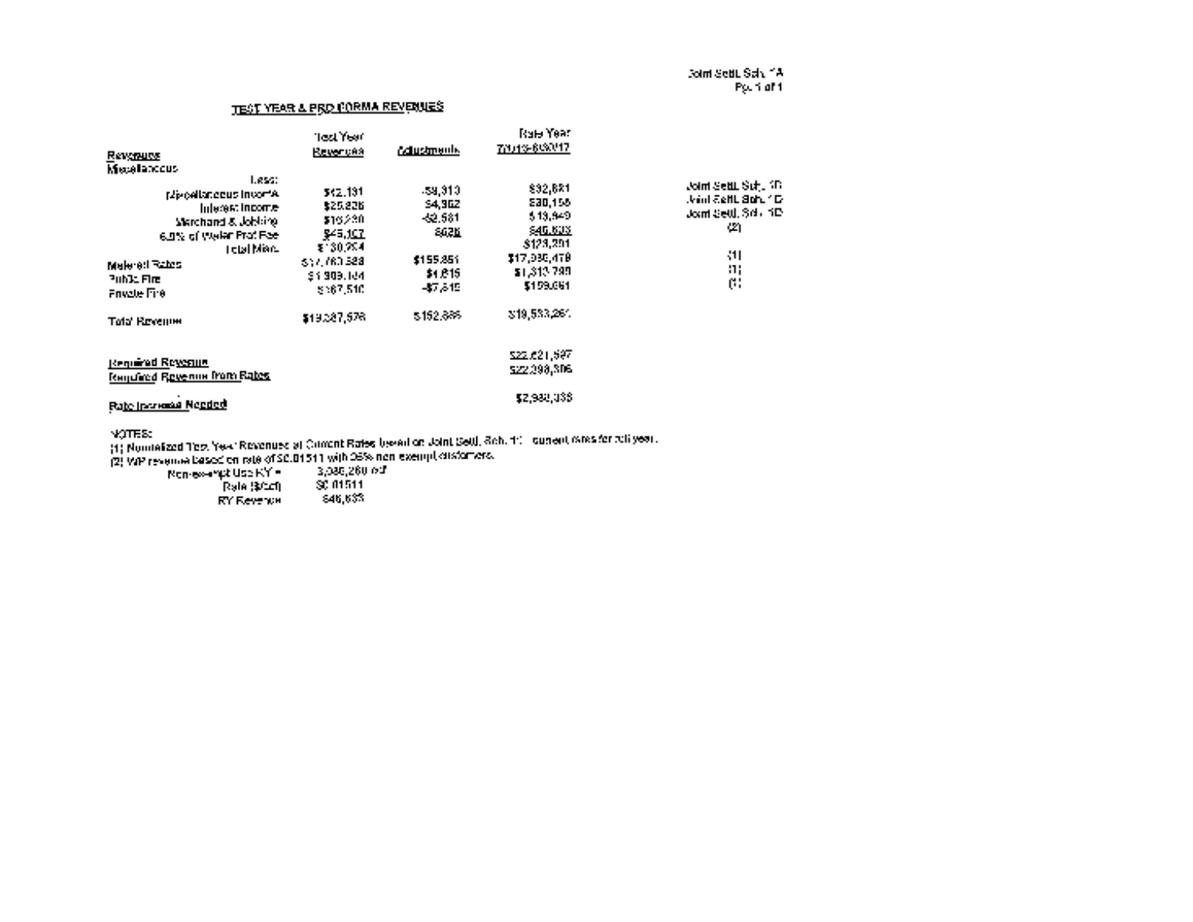Joint Sett. Sch. 1A
Pg. 1 of 1

## TEST YEAR & PRO FORMA REVENUES

| Revenues | Test Year Revenues | Adjustments | Rate Year 7/2016-6/2017 | |
|---|---|---|---|---|
| Miscellaneous | | | | |
| Less: | | | | |
| Miscellaneous Income | $42,131 | -$9,310 | $32,821 | Joint Sett. Sch. 1D |
| Interest Income | $25,826 | $4,362 | $30,158 | Joint Sett. Sch. 1D |
| Merchand & Jobbing | $16,230 | -$2,581 | $13,649 | Joint Sett. Sch. 1D |
| 6.0% of Water Prot Fee | $45,107 | $626 | $45,633 | (2) |
| Total Misc. | $130,294 | | $123,201 | |
| Metered Rates | $17,760,588 | $155,851 | $17,936,479 | (1) |
| Public Fire | $1,309,184 | $4,615 | $1,313,799 | (1) |
| Private Fire | $167,510 | -$7,615 | $159,861 | (1) |
| Total Revenue | $19,367,576 | $152,886 | $19,533,261 | |
| Required Revenue | | | $22,621,597 | |
| Required Revenue from Rates | | | $22,398,306 | |
| Rate Increase Needed | | | $2,988,038 | |

NOTES:
(1) Normalized Test Year Revenues at Current Rates based on Joint Sett. Sch. 1C - current rates for full year.
(2) WP revenue based on rate of $0.01511 with 95% non exempt customers.

| | |
|---|---|
| Non-exempt Use RY = | 3,020,260 ccf |
| Rate ($/ccf) | $0.01511 |
| RY Revenue | $45,633 |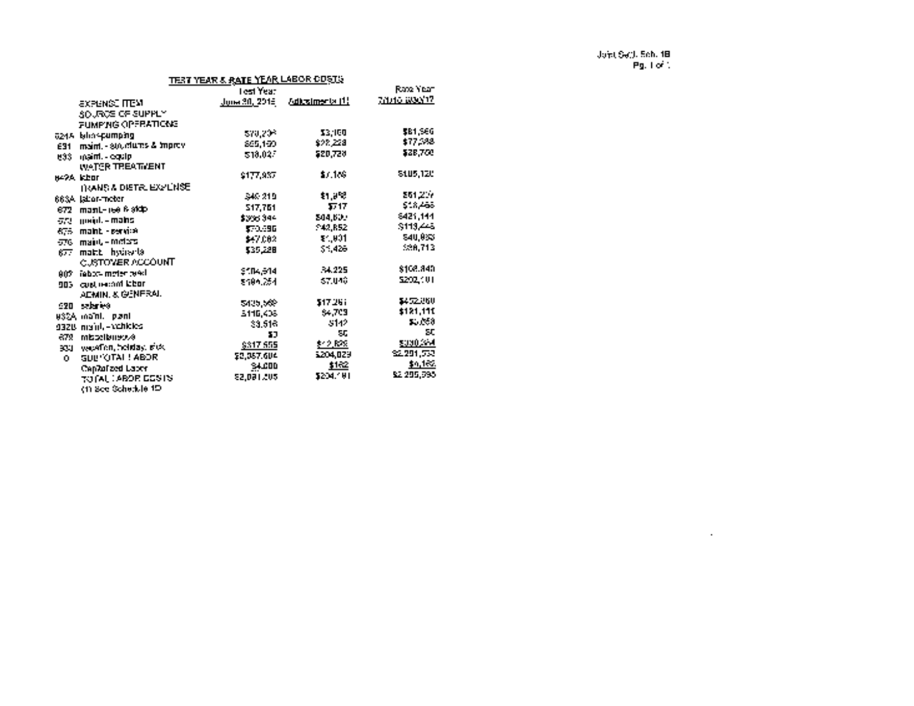Joint Sett. Sch. 1B
Pg. 1 of 1

## TEST YEAR & RATE YEAR LABOR COSTS

| | EXPENSE ITEM | Test Year June 30, 2015 | Adjustments (1) | Rate Year 7/1/16-6/30/17 |
|---|---|---|---|---|
| | SOURCE OF SUPPLY | | | |
| | PUMPING OPERATIONS | | | |
| 624A | labor-pumping | $78,206 | $3,160 | $81,366 |
| 631 | maint. - str./strucs & improv | $55,160 | $22,228 | $77,388 |
| 633 | maint. - equip | $18,027 | $20,728 | $38,755 |
| | WATER TREATMENT | | | |
| 642A | labor | $177,937 | $7,186 | $185,123 |
| | TRANS & DISTR. EXPENSE | | | |
| 663A | labor-meter | $49,219 | $1,988 | $51,207 |
| 672 | maint. - res & stdp | $17,751 | $717 | $18,468 |
| 673 | maint. - mains | $336,344 | $84,800 | $421,144 |
| 675 | maint. - service | $70,596 | $42,852 | $113,448 |
| 676 | maint. - meters | $47,082 | $1,901 | $48,983 |
| 677 | maint. - hydrants | $35,288 | $1,425 | $36,713 |
| | CUSTOMER ACCOUNT | | | |
| 902 | labor- meter read | $104,614 | $4,225 | $108,840 |
| 903 | cust record labor | $194,254 | $7,846 | $202,101 |
| | ADMIN. & GENERAL | | | |
| 920 | salaries | $435,569 | $17,261 | $452,860 |
| 932A | maint. - plant | $116,406 | $4,705 | $121,111 |
| 932B | maint. - vehicles | $3,516 | $142 | $3,658 |
| 678 | miscellaneous | $0 | $0 | $0 |
| 933 | vacation, holiday, sick | $317,555 | $12,829 | $330,384 |
| 0 | SUBTOTAL LABOR | $2,057,604 | $204,029 | $2,291,533 |
| | Capitalized Labor | $4,000 | $162 | $4,162 |
| | TOTAL LABOR COSTS | $2,091,205 | $204,191 | $2,295,695 |

(1) See Schedule 1D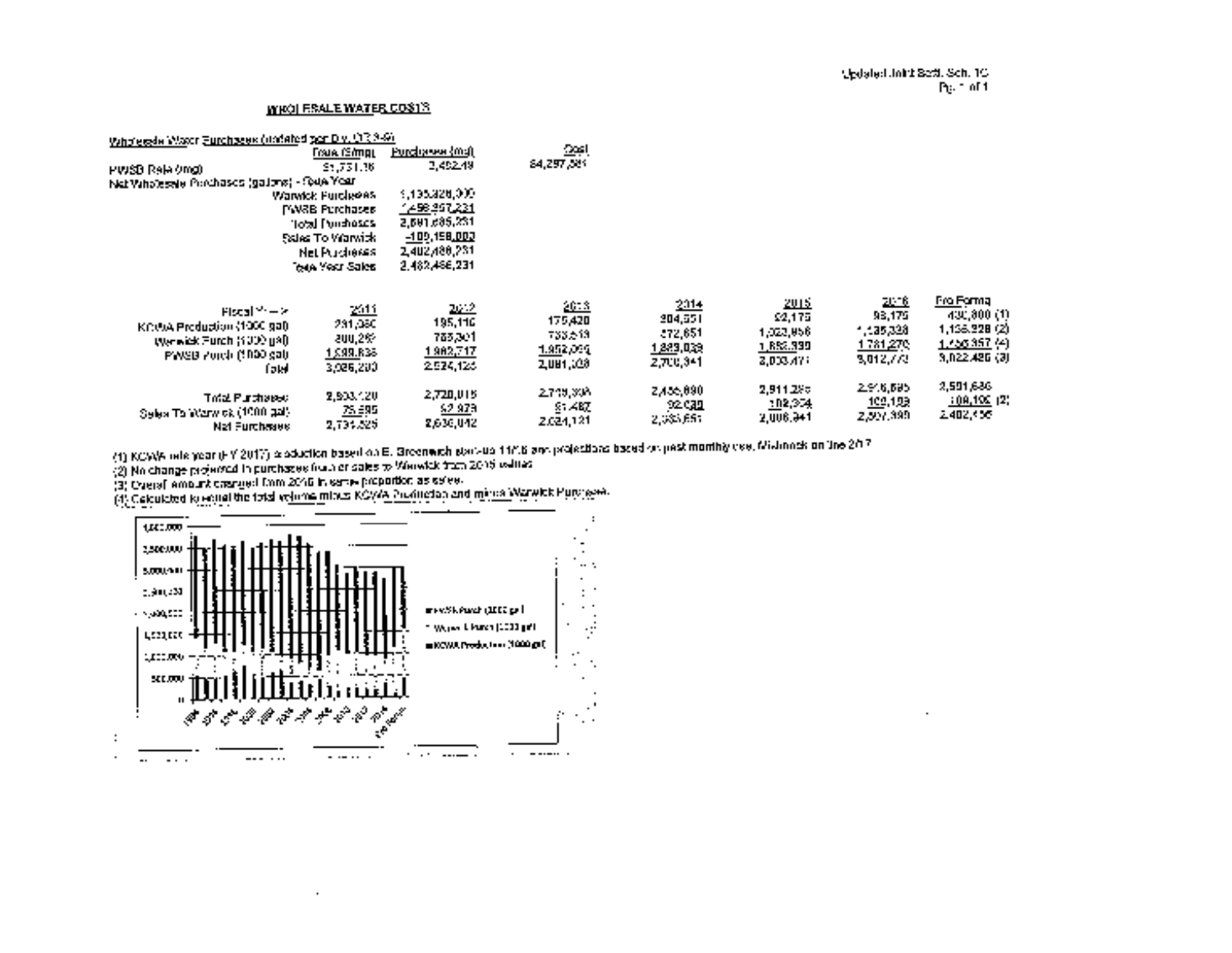Updated Joint Sett. Sch. 10

## WHOLESALE WATER COSTS

Wholesale Water Purchases (updated per Div. DR 3-6)

| | Rate ($/mg) | Purchases (mg) | Cost |
|---|---|---|---|
| PWSB Rate (/mg) | $1,731.16 | 2,452.49 | $4,297,581 |

Net Wholesale Purchases (gallons) - Test Year

| | |
|---|---|
| Warwick Purchases | 1,135,328,000 |
| PWSB Purchases | 1,456,357,231 |
| Total Purchases | 2,591,685,231 |
| Sales To Warwick | -109,199,000 |
| Net Purchases | 2,482,486,231 |
| Test Year Sales | 2,482,486,231 |

| Fiscal Year --> | 2011 | 2012 | 2013 | 2014 | 2015 | 2016 | Pro Forma |
|---|---|---|---|---|---|---|---|
| KCWA Production (1000 gal) | 231,080 | 195,116 | 175,420 | 204,551 | 92,175 | 93,175 | 430,800 (1) |
| Warwick Purch (1000 gal) | 800,262 | 783,301 | 733,513 | 572,851 | 1,022,856 | 1,135,328 | 1,135,328 (2) |
| PWSB Purch (1000 gal) | 1,999,835 | 1,962,717 | 1,952,059 | 1,889,039 | 1,888,399 | 1,781,270 | 1,456,357 (4) |
| Total | 3,026,200 | 2,924,125 | 2,081,308 | 2,700,341 | 3,003,471 | 3,012,773 | 3,022,486 (3) |
| | | | | | | | |
| Total Purchases | 2,803,120 | 2,720,018 | 2,719,304 | 2,455,890 | 2,911,296 | 2,916,598 | 2,591,686 |
| Sales To Warwick (1000 gal) | 75,595 | 82,979 | 81,487 | 92,080 | 102,304 | 109,199 | 109,199 (2) |
| Net Purchases | 2,731,525 | 2,636,042 | 2,624,121 | 2,383,651 | 2,006,341 | 2,807,399 | 2,482,486 |

(1) KCWA rate year (FY 2017) production based on E. Greenwich start-up 11/16 and projections based on past monthly use, Mishnock on line 2/17

(2) No change projected in purchases from or sales to Warwick from 2016 values

(3) Overall amount changed from 2016 in same proportion as sales.

(4) Calculated to equal the total volume minus KCWA Production and minus Warwick Purchases.

1996 1998 2000 2002 2004 2006 2008 2010 2012 2014 2016 Pro Forma

PWSB Purch (1000 gal)
Warwick Purch (1000 gal)
KCWA Production (1000 gal)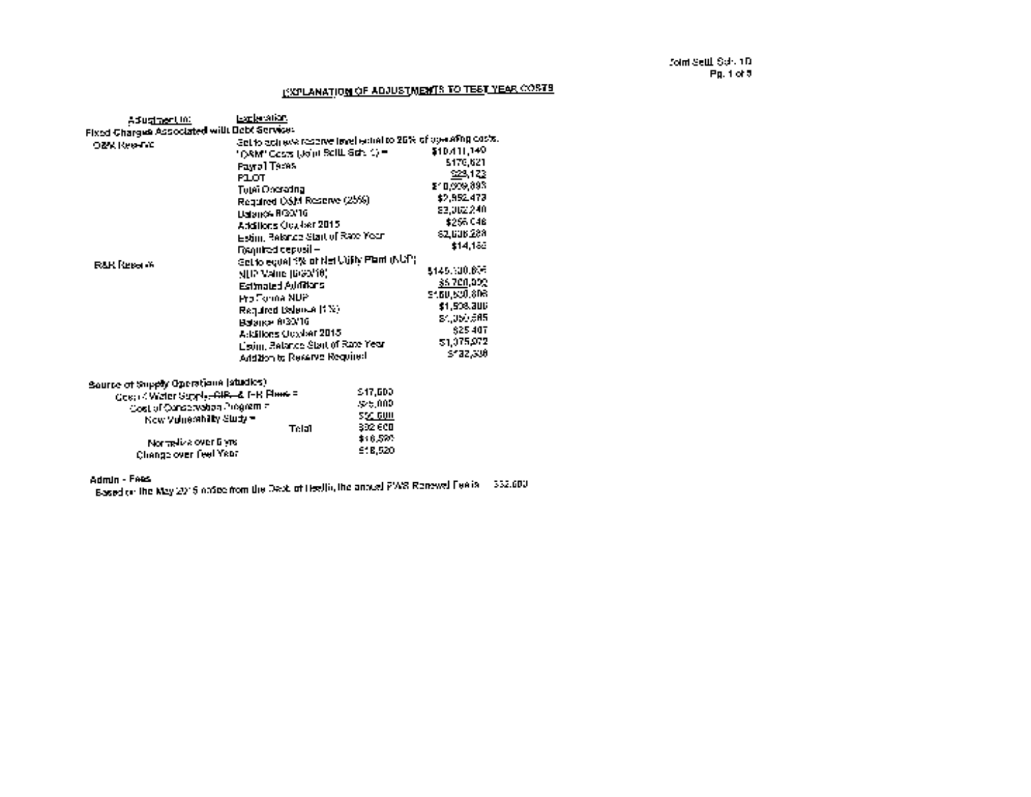Joint Settl. Sch. 1D
Pg. 1 of 5

## EXPLANATION OF ADJUSTMENTS TO TEST YEAR COSTS

| Adjustment to: | Explanation | |
|---|---|---|
| **Fixed Charges Associated with Debt Service:** | | |
| O&M Reserve | Set to achieve reserve level equal to 25% of operating costs. | |
| | "O&M" Costs (Joint Settl. Sch. 1) = | $10,411,140 |
| | Payroll Taxes | $170,621 |
| | PILOT | $28,123 |
| | Total Operating | $10,609,893 |
| | Required O&M Reserve (25%) | $2,652,473 |
| | Balance 8/30/16 | $2,382,240 |
| | Additions October 2015 | $256,048 |
| | Estim. Balance Start of Rate Year | $2,638,288 |
| | Required deposit = | $14,185 |
| R&R Reserve | Set to equal 1% of Net Utility Plant (NUP) | |
| | NUP Value (8/30/16) | $145,100,806 |
| | Estimated Additions | $5,700,000 |
| | Pro Forma NUP | $150,800,806 |
| | Required Balance (1%) | $1,508,008 |
| | Balance 8/30/16 | $1,350,665 |
| | Additions October 2015 | $25,407 |
| | Estim. Balance Start of Rate Year | $1,375,072 |
| | Addition to Reserve Required | $132,936 |

**Source of Supply Operations (studies)**

| | | |
|---|---|---|
| Cost of Water Supply ~~CIP~~ & E-R Plans = | | $17,600 |
| Cost of Conservation Program = | | $25,000 |
| New Vulnerability Study = | | $50,000 |
| | Total | $92,600 |
| Normalize over 5 yrs | | $18,520 |
| Change over Test Year | | $18,520 |

**Admin - Fees**

Based on the May 2015 notice from the Dept. of Health, the annual PWS Renewal Fee is $32,000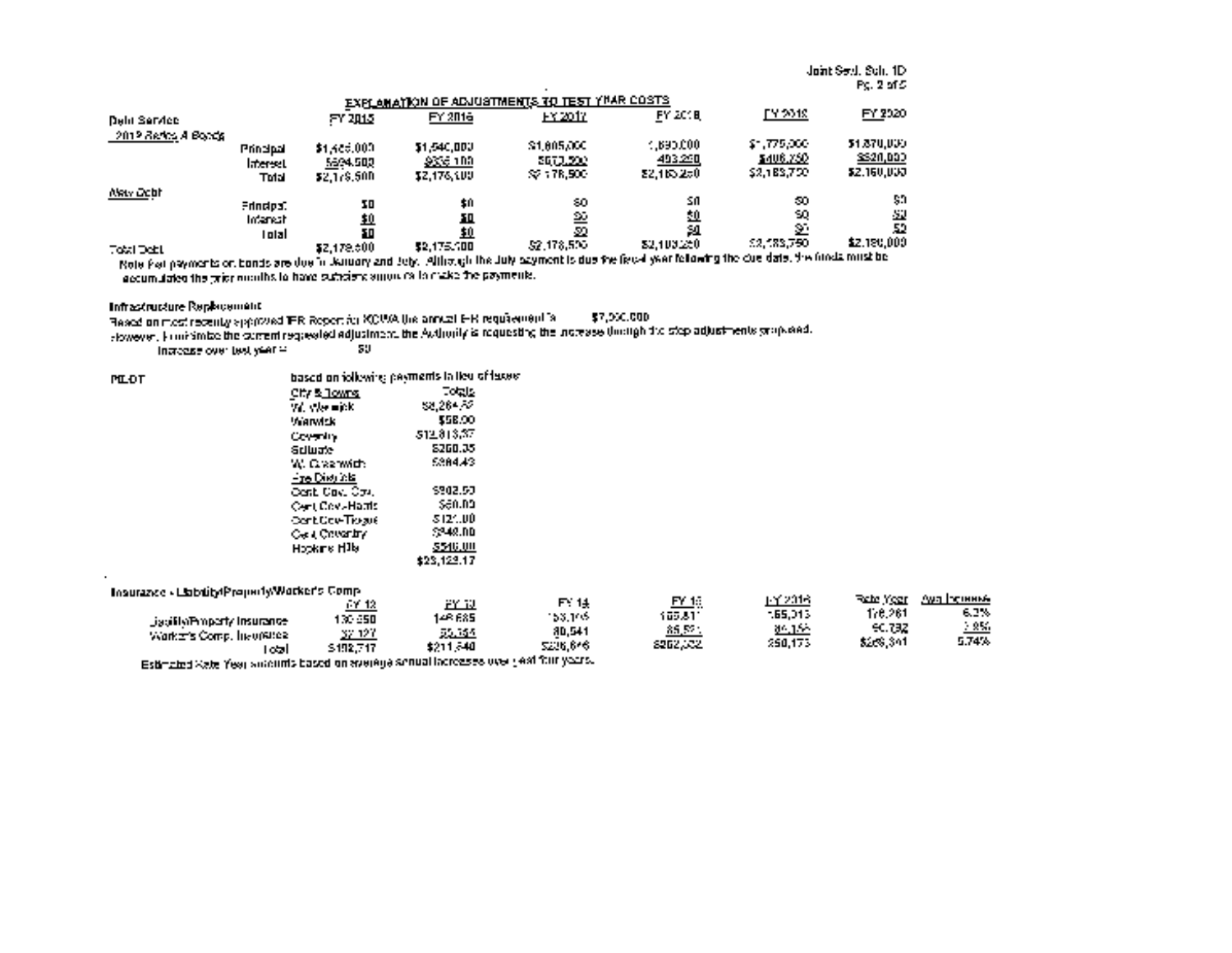Joint Sch. Sch. 1D
Pg. 2 of 5

## EXPLANATION OF ADJUSTMENTS TO TEST YEAR COSTS

| Debt Service | | FY 2015 | FY 2016 | FY 2017 | FY 2018 | FY 2019 | FY 2020 |
|---|---|---|---|---|---|---|---|
| 2012 Series A Bonds | | | | | | | |
| | Principal | $1,485,000 | $1,540,000 | $1,605,000 | 1,690,000 | $1,775,000 | $1,870,000 |
| | Interest | $694,500 | $636,100 | $573,500 | 493,250 | $408,750 | $320,000 |
| | Total | $2,179,500 | $2,176,100 | $2,178,500 | $2,183,250 | $2,183,750 | $2,190,000 |
| New Debt | | | | | | | |
| | Principal | $0 | $0 | $0 | $0 | $0 | $0 |
| | Interest | $0 | $0 | $0 | $0 | $0 | $0 |
| | Total | $0 | $0 | $0 | $0 | $0 | $0 |
| Total Debt | | $2,179,500 | $2,176,100 | $2,178,500 | $2,183,250 | $2,183,750 | $2,190,000 |

Note that payments on bonds are due in January and July. Although the July payment is due the fiscal year following the due date, the funds must be accumulated the prior months to have sufficient amounts to make the payments.

**Infrastructure Replacement**

Based on most recently approved IFR Report for KCWA the annual IFR requirement is $7,000,000

However, to minimize the current requested adjustment, the Authority is requesting the increase through the step adjustments proposed.

Increase over test year = $0

**PILOT**

based on following payments in lieu of taxes

| City & Towns | Totals |
|---|---|
| W. Warwick | $8,264.52 |
| Warwick | $58.00 |
| Coventry | $12,813.37 |
| Scituate | $260.35 |
| W. Greenwich | $264.43 |
| Fire Districts | |
| Cent. Cov. Cov. | $902.50 |
| Cent Cov-Harris | $60.00 |
| Cent Cov-Tiogue | $121.00 |
| Cent Coventry | $248.00 |
| Hopkins Hills | $516.00 |
| | $23,123.17 |

**Insurance - Liability/Property/Worker's Comp**

| | FY 12 | FY 13 | FY 14 | FY 15 | FY 2016 | Rate Year | Avg Increase |
|---|---|---|---|---|---|---|---|
| Liability/Property Insurance | 130,350 | 146,685 | 153,105 | 165,811 | 165,313 | 176,261 | 6.2% |
| Worker's Comp. Insurance | 32,127 | 55,154 | 80,541 | 86,521 | 84,156 | 90,782 | 1.8% |
| Total | $162,717 | $211,840 | $236,646 | $262,332 | 250,173 | $266,341 | 5.74% |

Estimated Rate Year amounts based on average annual increases over last four years.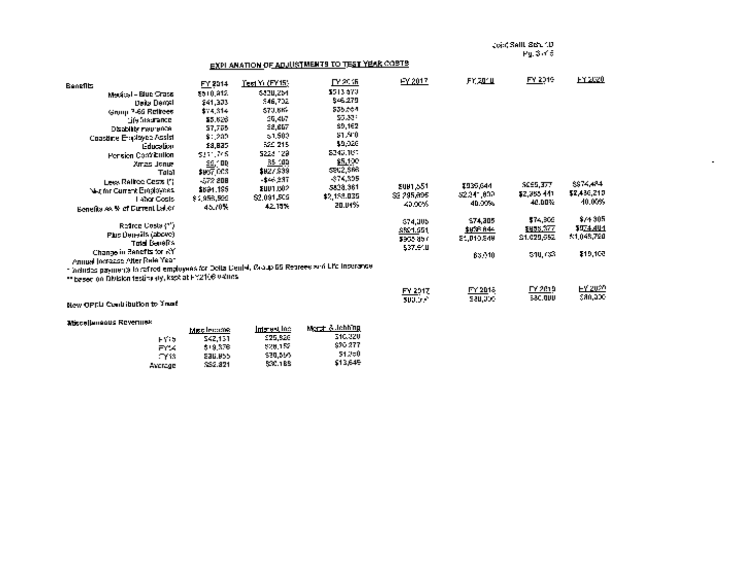Joint Settl. Sch. 10
Pg. 3 of 5

## EXPLANATION OF ADJUSTMENTS TO TEST YEAR COSTS

| Benefits | FY 2014 | Test Yr (FY15) | FY 2016 | FY 2017 | FY 2018 | FY 2019 | FY 2020 |
|---|---|---|---|---|---|---|---|
| Medical – Blue Cross | $510,812 | $530,254 | $513,973 | | | | |
| Delta Dental | $41,303 | $46,702 | $46,279 | | | | |
| Group 7-65 Retirees | $74,814 | $73,665 | $35,264 | | | | |
| Life Insurance | $5,628 | $6,467 | $5,331 | | | | |
| Disability Insurance | $7,765 | $8,867 | $9,162 | | | | |
| Coastline Employee Assist | $1,200 | $1,500 | $1,500 | | | | |
| Education | $8,835 | $22,215 | $9,026 | | | | |
| Pension Contribution | $211,745 | $224,129 | $249,101 | | | | |
| Xmas Bonus | $5,100 | $5,100 | $5,100 | | | | |
| Total | $867,003 | $827,839 | $902,986 | | | | |
| Less Retiree Costs (*) | -$72,808 | -$46,837 | -$74,305 | | | | |
| Net for Current Employees | $694,195 | $801,002 | $828,361 | $881,551 | $935,644 | $955,377 | $974,494 |
| Labor Costs | $1,955,956 | $2,091,505 | $2,158,035 | $2,295,895 | $2,241,600 | $2,355,441 | $2,436,210 |
| Benefits as % of Current Labor | 45.70% | 42.15% | 20.04% | 40.00% | 40.00% | 40.00% | 40.00% |
| | | | | | | | |
| Retiree Costs (**) | | | | $74,305 | $74,305 | $74,305 | $74,305 |
| Plus Benefits (above) | | | | $881,551 | $935,644 | $955,377 | $974,494 |
| Total Benefits | | | | $955,857 | $1,010,849 | $1,029,682 | $1,048,799 |
| Change in Benefits for RY | | | | $37,910 | | | |
| Annual Increase After Rate Year | | | | | $53,010 | $19,133 | $19,109 |

\* Includes payments to retired employees for Delta Dental, Group 65 Retirees and Life Insurance
\** based on Division testimony, kept at FY2016 values

| | FY 2017 | FY 2018 | FY 2019 | FY 2020 |
|---|---|---|---|---|
| New OPEB Contribution to Trust | $80,000 | $80,000 | $80,000 | $80,000 |

**Miscellaneous Revenues**

| | Misc Income | Interest Inc | Merch & Jobbing |
|---|---|---|---|
| FY15 | $42,131 | $25,826 | $10,320 |
| FY14 | $19,378 | $28,152 | $30,277 |
| FY13 | $36,955 | $36,596 | $1,350 |
| Average | $32,821 | $30,188 | $13,649 |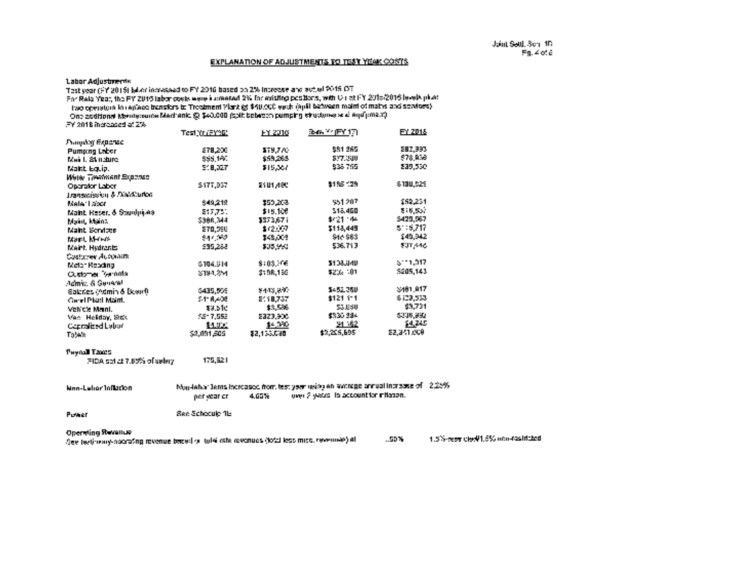## EXPLANATION OF ADJUSTMENTS TO TEST YEAR COSTS

**Labor Adjustments**

Test year (FY 2015) labor increased to FY 2016 based on 2% increase and actual 2015 OT
For Rate Year, the FY 2016 labor costs were increased 2% for existing positions, with OT at FY 2015/2016 levels plus:
  Two operators to replace transfers to Treatment Plant @ $40,000 each (split between maint of mains and services)
  One additional Maintenance Mechanic @ $40,000 (split between pumping structures and equipment)
FY 2018 increased at 2%

| | Test Yr (FY15) | FY 2016 | Rate Yr (FY 17) | FY 2018 |
|---|---|---|---|---|
| *Pumping Expense* | | | | |
| Pumping Labor | $78,206 | $79,770 | $81,365 | $82,993 |
| Maint. Structure | $55,190 | $59,268 | $77,390 | $78,938 |
| Maint. Equip. | $18,027 | $15,367 | $38,755 | $39,530 |
| *Water Treatment Expense* | | | | |
| Operator Labor | $177,937 | $181,490 | $185,129 | $188,529 |
| *Transmission & Distribution* | | | | |
| Meter Labor | $49,218 | $50,203 | $51,207 | $52,231 |
| Maint. Reser. & Standpipes | $17,751 | $18,106 | $18,468 | $18,837 |
| Maint. Mains | $366,344 | $373,671 | $421,144 | $429,567 |
| Maint. Services | $70,596 | $72,007 | $113,449 | $115,717 |
| Maint. Meters | $47,059 | $48,002 | $48,963 | $49,942 |
| Maint. Hydrants | $35,268 | $35,950 | $36,713 | $37,446 |
| *Customer Accounts* | | | | |
| Meter Reading | $104,514 | $103,706 | $108,840 | $111,017 |
| Customer Records | $194,254 | $198,139 | $202,101 | $206,143 |
| *Admin. & General* | | | | |
| Salaries (Admin & Board) | $435,595 | $443,997 | $452,860 | $461,917 |
| Genl Plant Maint. | $116,408 | $118,737 | $121,111 | $123,533 |
| Vehicle Maint. | $3,510 | $3,586 | $3,660 | $3,731 |
| Vac. Holiday, Sick | $317,555 | $323,906 | $330,384 | $336,992 |
| Capitalized Labor | $4,000 | $4,080 | $4,162 | $4,245 |
| Totals | $2,091,505 | $2,133,036 | $2,295,695 | $2,341,609 |

**Payroll Taxes**

FICA set at 7.65% of salary   175,621

**Non-Labor Inflation**   Non-labor items increased from test year using an average annual increase of 2.25% per year or 4.55% over 2 years to account for inflation.

**Power**   See Schedule 1E

**Operating Revenue**

See testimony-operating revenue based on total rate revenues (total less misc. revenues) at 1.50%   1.5% restricted/1.5% non-restricted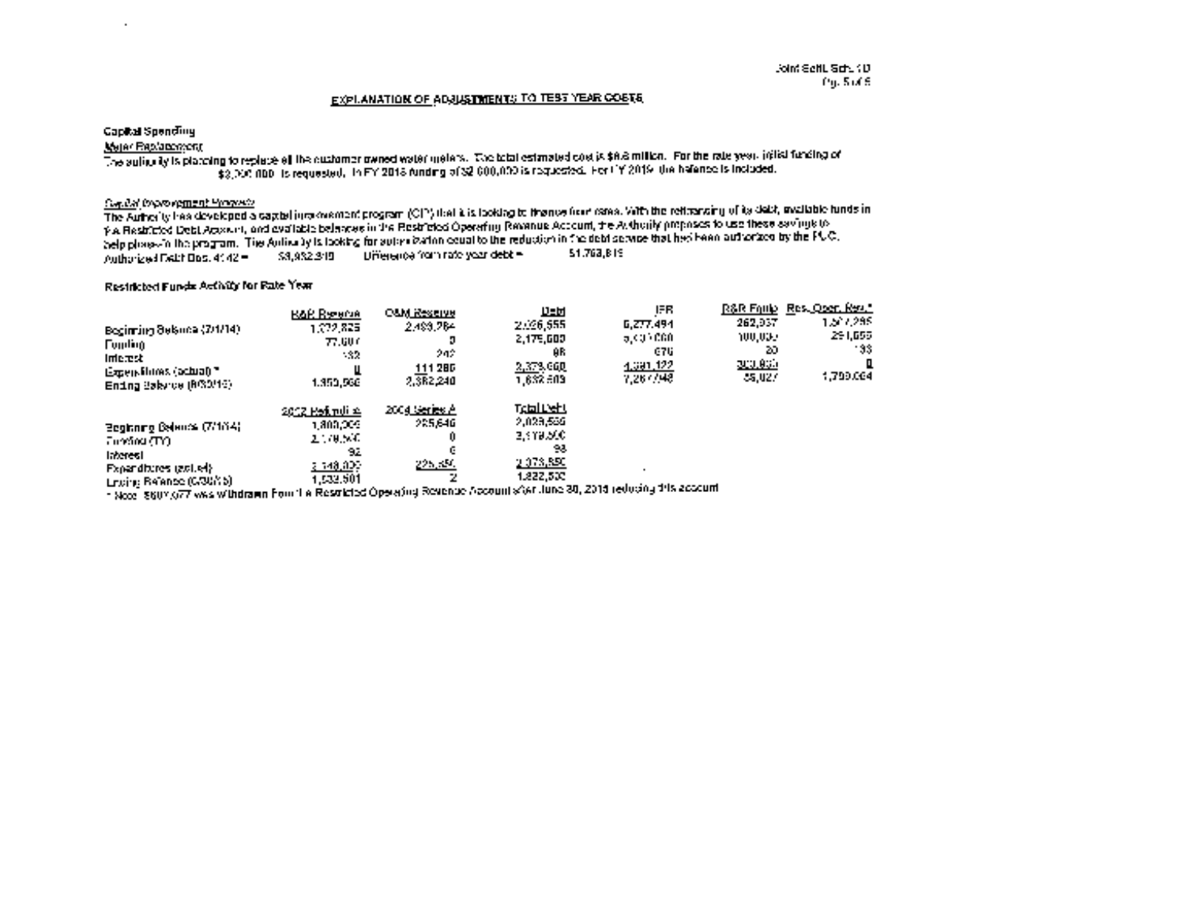## EXPLANATION OF ADJUSTMENTS TO TEST YEAR COSTS

**Capital Spending**

*Meter Replacement*

The authority is planning to replace all the customer owned water meters. The total estimated cost is $6.8 million. For the rate year, initial funding of $2,000,000 is requested. In FY 2018 funding of $2,000,000 is requested. For FY 2019 the balance is included.

*Capital Improvement Projects*

The Authority has developed a capital improvement program (CIP) that it is looking to finance from rates. With the refinancing of its debt, available funds in the Restricted Debt Account, and available balances in the Restricted Operating Revenue Account, the Authority proposes to use these savings to help phase-in the program. The Authority is looking for authorization equal to the reduction in the debt service that has been authorized by the PUC.

Authorized Debt Doc. 4142 = $3,932,319 Difference from rate year debt = $1,763,819

**Restricted Funds Activity for Rate Year**

| | R&R Revenue | O&M Reserve | Debt | IFR | R&R Equip | Res. Oper. Rev.* |
|---|---|---|---|---|---|---|
| Beginning Balance (7/1/14) | 1,272,825 | 2,493,284 | 2,026,555 | 6,277,491 | 262,937 | 1,507,295 |
| Funding | 77,607 | 0 | 2,175,600 | 5,037,000 | 100,000 | 291,655 |
| Interest | 132 | 242 | 98 | 676 | 20 | 133 |
| Expenditures (actual) * | 0 | 111,286 | 2,379,660 | 4,391,122 | 303,855 | 0 |
| Ending Balance (6/30/15) | 1,350,566 | 2,382,240 | 1,822,593 | 7,267,948 | 58,027 | 1,799,084 |

| | 2012 Refunding | 2004 Series A | Total Debt |
|---|---|---|---|
| Beginning Balance (7/1/14) | 1,800,909 | 225,646 | 2,026,555 |
| Funding (TY) | 2,175,600 | 0 | 2,175,600 |
| Interest | 92 | 6 | 98 |
| Expenditures (actual) | 2,148,009 | 225,650 | 2,373,650 |
| Ending Balance (6/30/15) | 1,832,591 | 2 | 1,822,593 |

\* Note: $607,677 was withdrawn from the Restricted Operating Revenue Account after June 30, 2015 reducing this account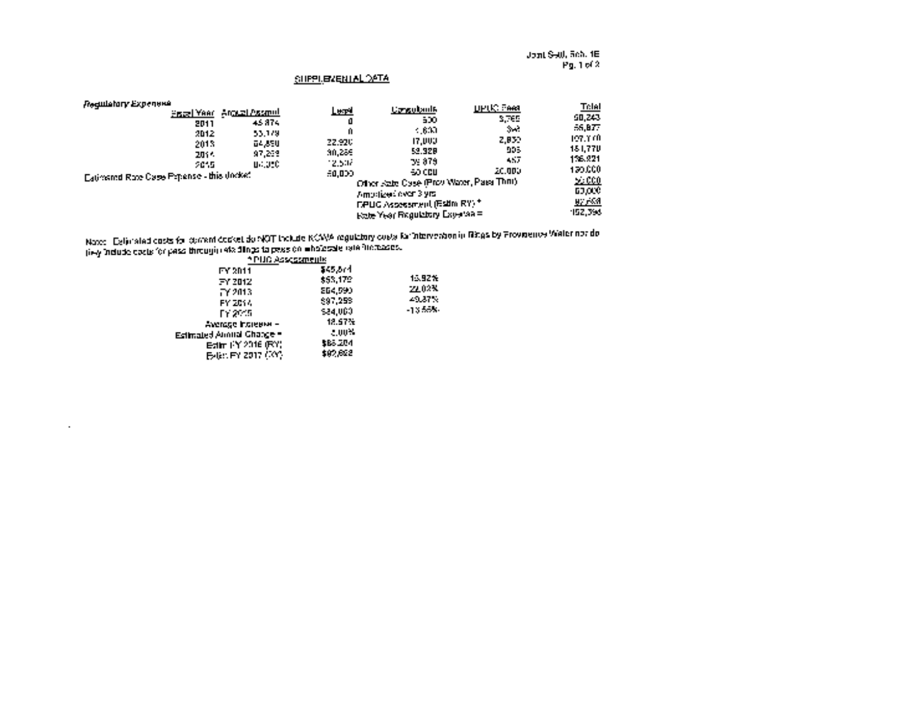Joint Sch., Sch. 1E
Pg. 1 of 2

## SUPPLEMENTAL DATA

*Regulatory Expense*

| Fiscal Year | Annual Assmnt | Legal | Consultants | DPUC Fees | Total |
|---|---|---|---|---|---|
| 2011 | 45,874 | 0 | 500 | 3,765 | 50,243 |
| 2012 | 53,179 | 0 | 1,650 | 348 | 55,877 |
| 2013 | 64,890 | 22,920 | 17,000 | 2,830 | 107,710 |
| 2014 | 97,259 | 30,256 | 53,928 | 906 | 181,770 |
| 2015 | 84,050 | 12,537 | 39,879 | 457 | 136,821 |
| Estimated Rate Case Expense - this docket | | 50,000 | 50,000 | 20,000 | 120,000 |
| | | | Other Rate Case (Prov Water, Pass Thru) | | 30,000 |
| | | | Amortized over 3 yrs | | 50,000 |
| | | | DPUC Assessment (Estim RY) * | | 82,558 |
| | | | Rate Year Regulatory Expense = | | 152,398 |

Note: Estimated costs for current docket do NOT include KCWA regulatory costs for intervention in filings by Providence Water nor do they include costs for pass through rate filings to pass on wholesale rate increases.

| * DPUC Assessments | | |
|---|---|---|
| FY 2011 | $45,874 | |
| FY 2012 | $53,179 | 15.92% |
| FY 2013 | $64,890 | 22.02% |
| FY 2014 | $97,259 | 49.87% |
| FY 2015 | $84,050 | -13.58% |
| Average Increase = | 18.57% | |
| Estimated Annual Change = | 5.00% | |
| Estim FY 2016 (RY) | $88,254 | |
| Estim FY 2017 (XY) | $92,668 | |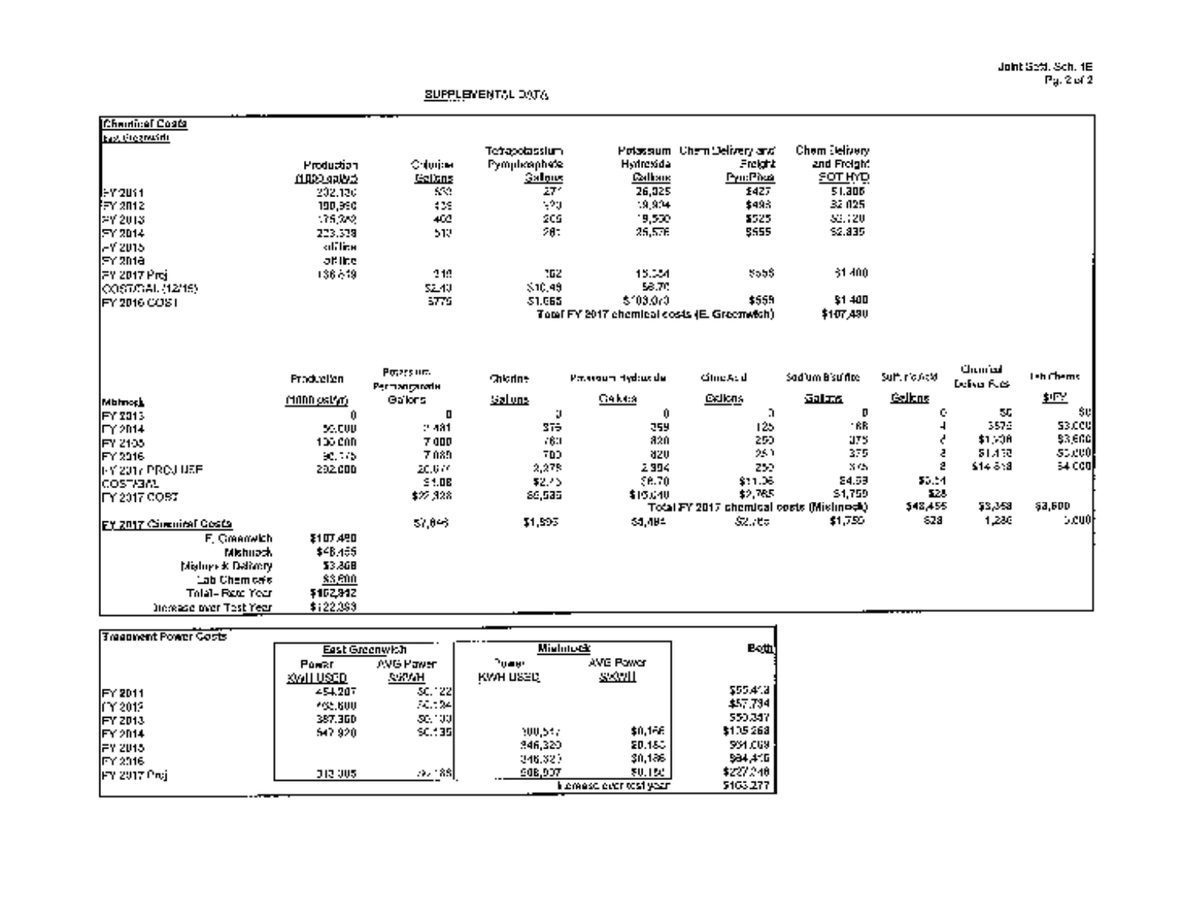## SUPPLEMENTAL DATA

### Chemical Costs

**East Greenwich**

| | Production (1000 gal/yr) | Chlorine Gallons | Tetrapotassium Pyrophosphate Gallons | Potassium Hydroxide Gallons | Chem Delivery and Freight Pyr/Phos | Chem Delivery and Freight POT HYD |
|---|---|---|---|---|---|---|
| FY 2011 | 232,130 | 530 | 271 | 26,025 | $427 | $1,306 |
| FY 2012 | 190,390 | 439 | 370 | 19,904 | $498 | $2,025 |
| FY 2013 | 176,342 | 402 | 205 | 19,550 | $525 | $2,120 |
| FY 2014 | 223,338 | 513 | 261 | 25,576 | $555 | $2,835 |
| FY 2015 | offline | | | | | |
| FY 2016 | offline | | | | | |
| FY 2017 Proj | 136,619 | 319 | 162 | 15,554 | $558 | $1,400 |
| COST/GAL (12/15) | | $2.43 | $10.49 | $6.70 | | |
| FY 2016 COST | | $775 | $1,665 | $103,040 | $559 | $1,400 |
| | | | | Total FY 2017 chemical costs (E. Greenwich) | | $107,490 |

| Mishnock | Production (1000 gal/yr) | Potassium Permanganate Gallons | Chlorine Gallons | Potassium Hydroxide Gallons | Citric Acid Gallons | Sodium Bisulfite Gallons | Sulfuric Acid Gallons | Chemical Deliver Fees | Lab Chems $/FY |
|---|---|---|---|---|---|---|---|---|---|
| FY 2013 | 0 | 0 | 0 | 0 | 0 | 0 | 0 | $0 | $0 |
| FY 2014 | 55,000 | 2,481 | 375 | 359 | 125 | 168 | 4 | $575 | $3,000 |
| FY 2105 | 130,000 | 7,000 | 760 | 820 | 250 | 375 | 8 | $1,508 | $3,600 |
| FY 2016 | 90,175 | 7,080 | 700 | 820 | 250 | 375 | 8 | $1,450 | $3,200 |
| FY 2017 PROJ USE | 292,000 | 20,677 | 2,378 | 2,394 | 250 | 375 | 8 | $14,518 | $4,000 |
| COST/GAL | | $1.08 | $2.75 | $6.70 | $11.06 | $4.59 | $3.54 | | |
| FY 2017 COST | | $22,328 | $6,535 | $16,040 | $2,765 | $1,759 | $28 | | |
| | | | | Total FY 2017 chemical costs (Mishnock) | | | $48,455 | $3,368 | $3,600 |
| FY 2017 Chemical Costs | | $7,846 | $1,595 | $4,484 | $2,765 | $1,750 | $28 | 1,286 | 5,000 |

| FY 2017 Chemical Costs | |
|---|---|
| E. Greenwich | $107,490 |
| Mishnock | $48,455 |
| Mishnock Delivery | $3,368 |
| Lab Chemicals | $3,600 |
| Total - Rate Year | $162,912 |
| Increase over Test Year | $122,383 |

### Treatment Power Costs

| | East Greenwich Power KWH USED | East Greenwich AVG Power $/KWH | Mishnock Power KWH USED | Mishnock AVG Power $/KWH | Both |
|---|---|---|---|---|---|
| FY 2011 | 454,207 | $0.122 | | | $55,413 |
| FY 2012 | 432,600 | $0.134 | | | $57,734 |
| FY 2013 | 387,350 | $0.130 | | | $50,347 |
| FY 2014 | 547,920 | $0.135 | 300,517 | $0.156 | $105,268 |
| FY 2015 | | | 346,320 | $0.150 | $51,069 |
| FY 2016 | | | 346,320 | $0.186 | $64,415 |
| FY 2017 Proj | 312,305 | $0.183 | 908,907 | $0.150 | $227,248 |
| | | | Increase over test year | | $163,277 |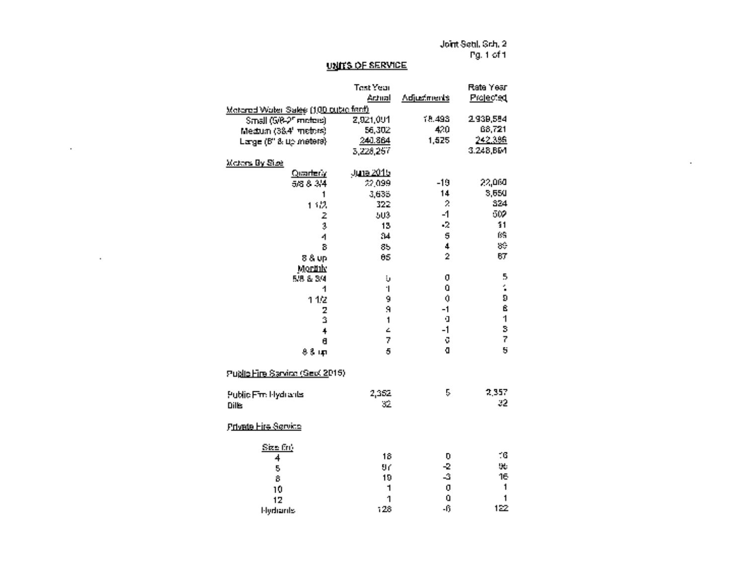Joint Setl. Sch. 2
Pg. 1 of 1

## UNITS OF SERVICE

| | Test Year Actual | Adjustments | Rate Year Projected |
|---|---|---|---|
| **Metered Water Sales (100 cubic feet)** | | | |
| Small (5/8-2" meters) | 2,921,091 | 18,493 | 2,939,584 |
| Medium (3&4" meters) | 66,302 | 420 | 66,721 |
| Large (6" & up meters) | 240,864 | 1,525 | 242,389 |
| | 3,228,257 | | 3,248,694 |
| **Meters By Size** | | | |
| Quarterly | June 2015 | | |
| 5/8 & 3/4 | 22,099 | -19 | 22,080 |
| 1 | 3,636 | 14 | 3,650 |
| 1 1/2 | 322 | 2 | 324 |
| 2 | 503 | -1 | 502 |
| 3 | 13 | -2 | 11 |
| 4 | 64 | 5 | 69 |
| 6 | 85 | 4 | 89 |
| 8 & up | 65 | 2 | 67 |
| Monthly | | | |
| 5/8 & 3/4 | 5 | 0 | 5 |
| 1 | 1 | 0 | 1 |
| 1 1/2 | 9 | 0 | 9 |
| 2 | 9 | -1 | 8 |
| 3 | 1 | 0 | 1 |
| 4 | 4 | -1 | 3 |
| 6 | 7 | 0 | 7 |
| 8 & up | 5 | 0 | 5 |
| **Public Fire Service (Sept 2015)** | | | |
| Public Fire Hydrants | 2,352 | 5 | 2,357 |
| Bills | 32 | | 32 |
| **Private Fire Service** | | | |
| Size (in) | | | |
| 4 | 16 | 0 | 16 |
| 5 | 97 | -2 | 95 |
| 8 | 19 | -3 | 16 |
| 10 | 1 | 0 | 1 |
| 12 | 1 | 0 | 1 |
| Hydrants | 128 | -6 | 122 |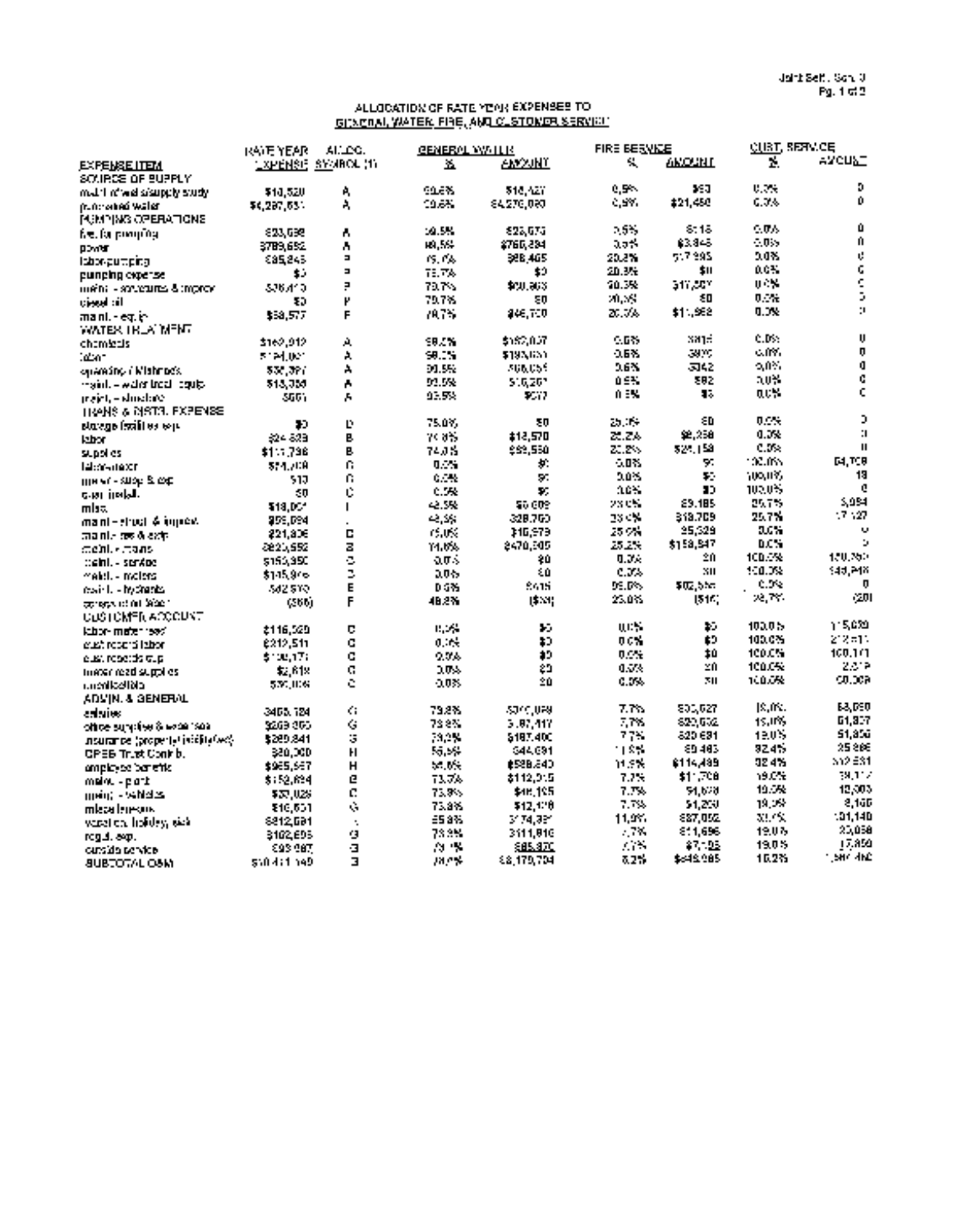Joint Sett., Sch. 3
Pg. 1 of 2

## ALLOCATION OF RATE YEAR EXPENSES TO GENERAL WATER, FIRE, AND CUSTOMER SERVICE

| EXPENSE ITEM | RATE YEAR EXPENSE | ALLOC. SYMBOL (1) | GENERAL WATER % | GENERAL WATER AMOUNT | FIRE SERVICE % | FIRE SERVICE AMOUNT | CUST. SERVICE % | CUST. SERVICE AMOUNT |
|---|---|---|---|---|---|---|---|---|
| SOURCE OF SUPPLY | | | | | | | | |
| maint of wel s/supply study | $10,520 | A | 99.5% | $10,427 | 0.5% | $53 | 0.0% | 0 |
| purchased water | $4,297,531 | A | 99.5% | $4,276,080 | 0.5% | $21,450 | 0.0% | 0 |
| PUMPING OPERATIONS | | | | | | | | |
| fuel for pumping | $23,698 | A | 99.5% | $23,675 | 0.5% | $118 | 0.0% | 0 |
| power | $769,652 | A | 99.5% | $765,894 | 0.5% | $3,846 | 0.0% | 0 |
| labor-pumping | $85,845 | P | 79.7% | $68,405 | 20.3% | $17,395 | 0.0% | 0 |
| pumping expense | $0 | P | 79.7% | $0 | 20.3% | $0 | 0.0% | 0 |
| maint. - structures & improv | $76,410 | P | 79.7% | $60,863 | 20.3% | $17,597 | 0.0% | 0 |
| diesel oil | $0 | P | 79.7% | $0 | 20.3% | $0 | 0.0% | 0 |
| maint. - equip | $58,577 | F | 79.7% | $46,700 | 20.3% | $11,962 | 0.0% | 0 |
| WATER TREATMENT | | | | | | | | |
| chemicals | $169,912 | A | 99.5% | $169,057 | 0.5% | $816 | 0.0% | 0 |
| labor | $194,000 | A | 99.5% | $193,030 | 0.5% | $970 | 0.0% | 0 |
| operating / Mishnock | $30,397 | A | 99.5% | $30,055 | 0.5% | $342 | 0.0% | 0 |
| maint. - water treat. equip | $13,358 | A | 99.5% | $13,207 | 0.5% | $62 | 0.0% | 0 |
| maint. - structure | $666 | A | 99.5% | $577 | 0.5% | $3 | 0.0% | 0 |
| TRANS & DISTR. EXPENSE | | | | | | | | |
| storage facilities exp | $0 | D | 75.0% | $0 | 25.0% | $0 | 0.0% | 0 |
| labor | $24,829 | B | 74.8% | $18,570 | 25.2% | $6,258 | 0.0% | 0 |
| supplies | $111,798 | B | 74.8% | $83,550 | 25.2% | $28,158 | 0.0% | 0 |
| labor-meter | $54,708 | C | 0.0% | $0 | 0.0% | $0 | 100.0% | 54,708 |
| meter - shop & exp | $19 | C | 0.0% | $0 | 0.0% | $0 | 100.0% | 19 |
| cust install. | $0 | C | 0.0% | $0 | 0.0% | $0 | 100.0% | 0 |
| misc. | $18,001 | I | 42.5% | $5,609 | 29.0% | $5,185 | 25.7% | 5,084 |
| maint - struct. & improv. | $59,094 | I | 42.5% | $28,760 | 29.0% | $13,709 | 25.7% | 17,127 |
| maint - res & exp | $21,806 | D | 75.0% | $16,579 | 25.0% | $5,329 | 0.0% | 0 |
| maint. - mains | $629,552 | B | 74.8% | $470,305 | 25.2% | $158,547 | 0.0% | 0 |
| maint. - service | $150,950 | C | 0.0% | $0 | 0.0% | $0 | 100.0% | 150,950 |
| maint. - meters | $145,946 | C | 0.0% | $0 | 0.0% | $0 | 100.0% | 145,946 |
| maint. - hydrants | $62,570 | E | 0.0% | $415 | 99.0% | $62,566 | 0.0% | 0 |
| operation of Mist | ($36) | F | 48.8% | ($34) | 23.0% | ($10) | 28.7% | (20) |
| CUSTOMER ACCOUNT | | | | | | | | |
| labor- meter read | $116,520 | C | 0.0% | $0 | 0.0% | $0 | 100.0% | 115,520 |
| cust record labor | $212,511 | C | 0.0% | $0 | 0.0% | $0 | 100.0% | 212,511 |
| cust records exp | $100,171 | C | 0.0% | $0 | 0.0% | $0 | 100.0% | 100,171 |
| meter read supplies | $2,618 | C | 0.0% | $0 | 0.0% | $0 | 100.0% | 2,618 |
| uncollectable | $50,009 | C | 0.0% | $0 | 0.0% | $0 | 100.0% | 50,009 |
| ADMIN. & GENERAL | | | | | | | | |
| salaries | $405,124 | G | 73.8% | $300,059 | 7.7% | $31,627 | 18.0% | 63,050 |
| office supplies & expenses | $269,860 | G | 73.8% | $187,417 | 7.7% | $20,652 | 19.0% | 51,307 |
| insurance (property/liability/etc) | $269,841 | G | 73.8% | $187,400 | 7.7% | $20,681 | 19.0% | 51,856 |
| OPEB Trust Contrib. | $80,000 | H | 55.5% | $44,091 | 11.9% | $9,463 | 32.4% | 25,986 |
| employee benefits | $965,567 | H | 55.5% | $538,840 | 11.9% | $114,489 | 32.4% | 312,231 |
| maint. - plant | $152,694 | G | 73.7% | $112,515 | 7.7% | $11,708 | 19.0% | 28,112 |
| maint. - vehicles | $63,029 | G | 73.9% | $46,105 | 7.7% | $4,678 | 19.0% | 12,003 |
| miscellaneous | $16,651 | G | 73.8% | $12,178 | 7.7% | $1,200 | 19.0% | 3,165 |
| vacation, holiday, sick | $812,691 | I | 55.8% | $374,391 | 11.0% | $87,052 | 32.1% | 101,140 |
| regul. exp. | $162,695 | G | 73.8% | $111,816 | 7.7% | $11,696 | 19.0% | 23,058 |
| outside service | $93,987 | G | 73.1% | $85,870 | 7.7% | $7,103 | 19.0% | 17,850 |
| SUBTOTAL O&M | $10,411,140 | | 78.6% | $8,179,704 | 8.2% | $849,985 | 13.2% | 1,381,450 |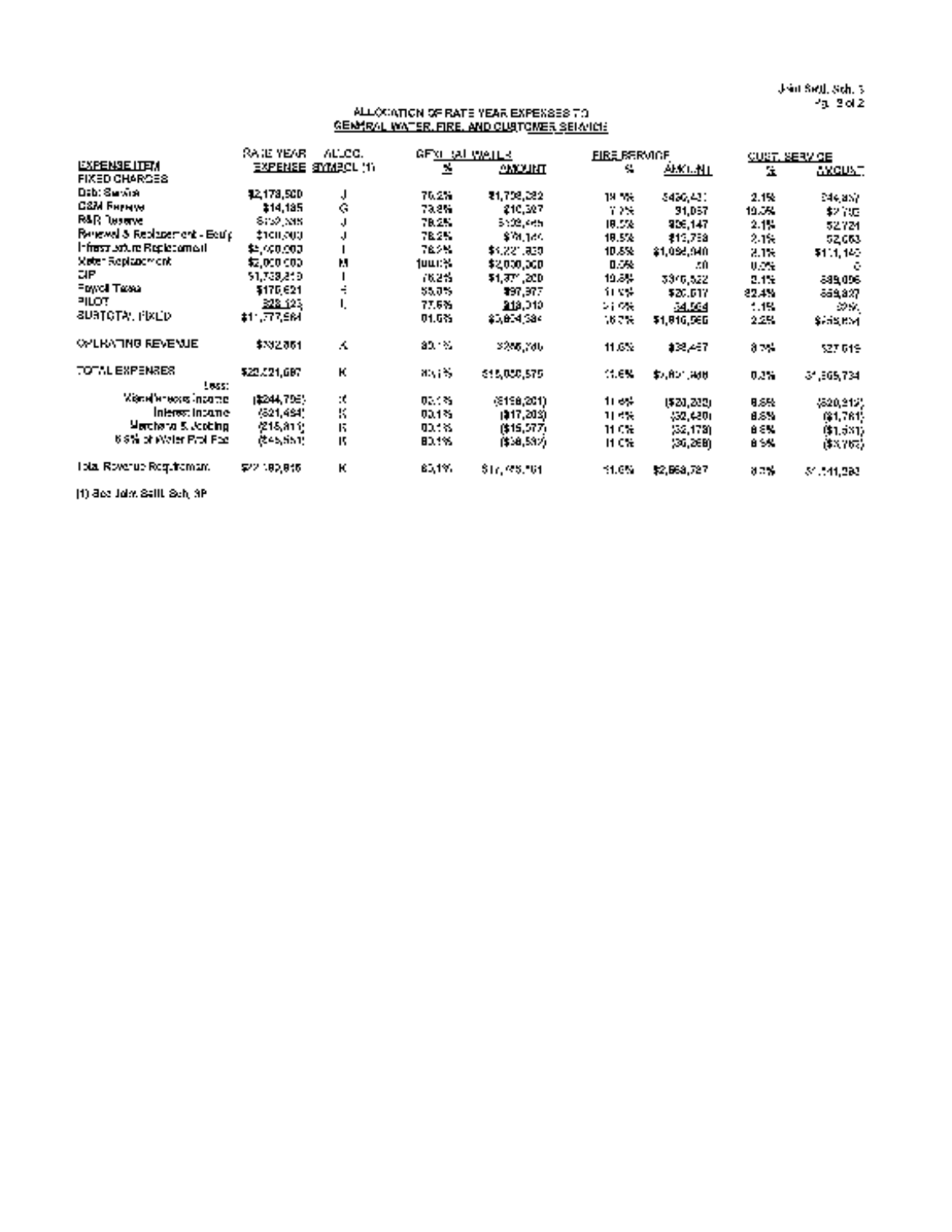Joint Settl. Sch. 3
Pg. 2 of 2

## ALLOCATION OF RATE YEAR EXPENSES TO GENERAL WATER, FIRE, AND CUSTOMER SERVICE

| EXPENSE ITEM | RATE YEAR EXPENSE | ALLOC. SYMBOL (1) | GENERAL WATER % | GENERAL WATER AMOUNT | FIRE SERVICE % | FIRE SERVICE AMOUNT | CUST. SERVICE % | CUST. SERVICE AMOUNT |
|---|---|---|---|---|---|---|---|---|
| FIXED CHARGES | | | | | | | | |
| Debt Service | $2,178,500 | J | 78.2% | $1,703,382 | 19.7% | $430,431 | 2.1% | $44,687 |
| O&M Reserve | $14,185 | G | 73.8% | $10,327 | 7.7% | $1,087 | 19.5% | $2,770 |
| R&R Reserve | $129,388 | J | 78.2% | $102,445 | 19.5% | $25,147 | 2.1% | $2,721 |
| Renewal & Replacement - Equip | $100,000 | J | 78.2% | $78,140 | 19.5% | $19,738 | 2.1% | $2,083 |
| Infrastructure Replacement | $5,400,000 | I | 78.2% | $4,221,820 | 19.5% | $1,064,040 | 2.1% | $111,140 |
| Meter Replacement | $2,000,000 | M | 100.0% | $2,000,000 | 0.0% | $0 | 0.0% | $0 |
| CIP | $1,758,810 | I | 78.2% | $1,377,200 | 19.6% | $340,522 | 2.1% | $38,096 |
| Payroll Taxes | $176,621 | H | 55.0% | $97,377 | 11.4% | $20,017 | 32.4% | $59,827 |
| PILOT | $28,123 | L | 77.6% | $19,010 | 21.0% | $4,564 | 1.1% | $250 |
| SUBTOTAL FIXED | $11,777,584 | | 81.6% | $9,604,384 | 16.2% | $1,916,566 | 2.2% | $256,604 |
| OPERATING REVENUE | $332,861 | A | 80.1% | $266,700 | 11.6% | $38,457 | 8.3% | $27,619 |
| TOTAL EXPENSES | $22,221,687 | K | 80.1% | $18,030,575 | 11.6% | $2,621,908 | 8.3% | $1,565,734 |
| Less: | | | | | | | | |
| Miscellaneous Income | ($244,795) | K | 80.1% | ($196,201) | 11.6% | ($28,282) | 8.6% | ($20,212) |
| Interest Income | ($21,494) | K | 80.1% | ($17,203) | 11.6% | ($2,480) | 8.6% | ($1,761) |
| Merchandise & Jobbing | ($18,811) | K | 80.1% | ($15,077) | 11.6% | ($2,173) | 8.6% | ($1,561) |
| 6.6% of Water Prot Fee | ($45,551) | K | 80.1% | ($36,537) | 11.6% | ($5,266) | 8.6% | ($3,762) |
| Total Revenue Requirement | $22,189,816 | K | 80.1% | $17,776,761 | 11.6% | $2,568,727 | 8.3% | $1,541,293 |

(1) See Joint Settl. Sch. 3P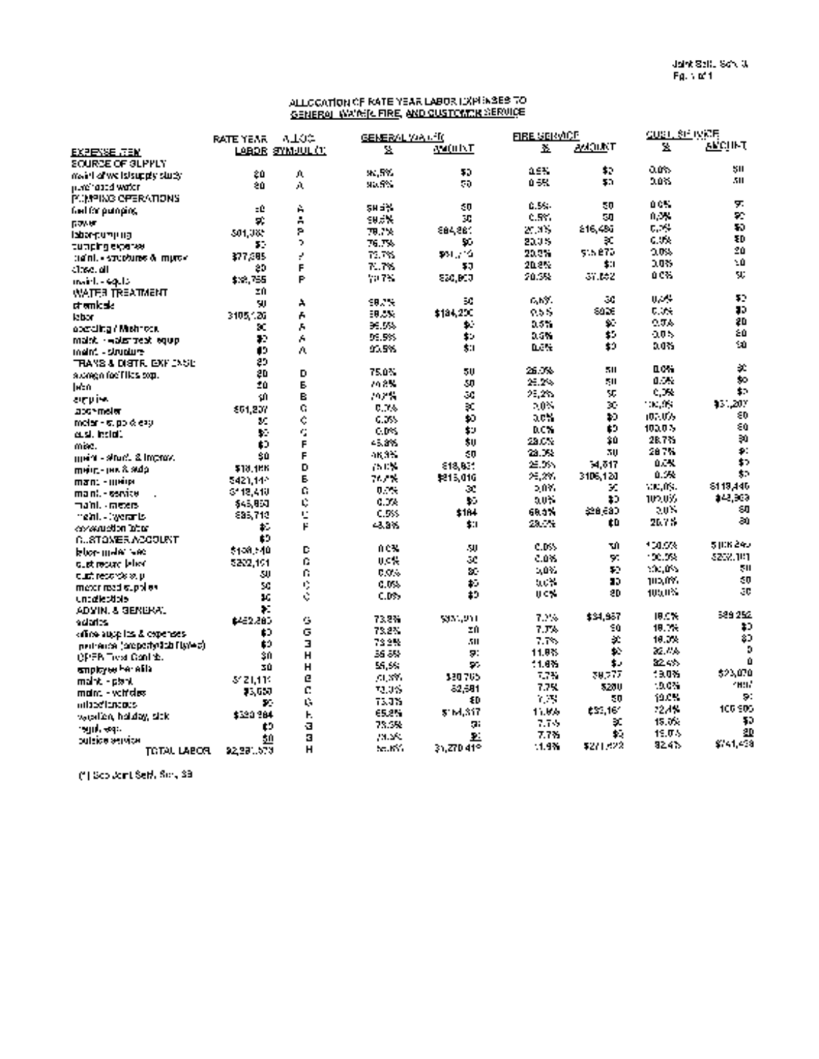## ALLOCATION OF RATE YEAR LABOR EXPENSES TO GENERAL WATER, FIRE, AND CUSTOMER SERVICE

| EXPENSE ITEM | RATE YEAR LABOR | ALLOC. SYMBOL (*) | GENERAL WATER % | GENERAL WATER AMOUNT | FIRE SERVICE % | FIRE SERVICE AMOUNT | CUST. SERVICE % | CUST. SERVICE AMOUNT |
|---|---|---|---|---|---|---|---|---|
| SOURCE OF SUPPLY | | | | | | | | |
| maint of wells/supply study | $0 | A | 99.5% | $0 | 0.5% | $0 | 0.0% | $0 |
| purchased water | $0 | A | 99.5% | $0 | 0.5% | $0 | 0.0% | $0 |
| PUMPING OPERATIONS | | | | | | | | |
| fuel for pumping | $0 | A | 99.5% | $0 | 0.5% | $0 | 0.0% | $0 |
| power | $0 | A | 99.5% | $0 | 0.5% | $0 | 0.0% | $0 |
| labor-pumping | $81,332 | P | 79.7% | $64,861 | 20.3% | $16,480 | 0.0% | $0 |
| pumping expense | $0 | P | 79.7% | $0 | 20.3% | $0 | 0.0% | $0 |
| maint. - structures & improv | $77,385 | P | 79.7% | $61,710 | 20.3% | $15,675 | 0.0% | $0 |
| misc. oil | $0 | P | 79.7% | $0 | 20.3% | $0 | 0.0% | $0 |
| maint. - equip | $38,755 | P | 79.7% | $30,903 | 20.3% | $7,852 | 0.0% | $0 |
| WATER TREATMENT | $0 | | | | | | | |
| chemicals | $0 | A | 99.5% | $0 | 0.5% | $0 | 0.0% | $0 |
| labor | $185,126 | A | 99.5% | $184,200 | 0.5% | $926 | 0.0% | $0 |
| operating / Misc. | $0 | A | 99.5% | $0 | 0.5% | $0 | 0.0% | $0 |
| maint. - water treat. equip | $0 | A | 99.5% | $0 | 0.5% | $0 | 0.0% | $0 |
| maint. - structure | $0 | A | 99.5% | $0 | 0.5% | $0 | 0.0% | $0 |
| TRANS & DISTR. EXPENSE | $0 | | | | | | | |
| storage facilities exp. | $0 | D | 75.0% | $0 | 25.0% | $0 | 0.0% | $0 |
| labor | $0 | B | 74.8% | $0 | 25.2% | $0 | 0.0% | $0 |
| supplies | $0 | B | 74.8% | $0 | 25.2% | $0 | 0.0% | $0 |
| labor-meter | $51,207 | C | 0.0% | $0 | 0.0% | $0 | 100.0% | $51,207 |
| meter - supp & exp | $0 | C | 0.0% | $0 | 0.0% | $0 | 100.0% | $0 |
| cust. install. | $0 | C | 0.0% | $0 | 0.0% | $0 | 100.0% | $0 |
| misc. | $0 | F | 45.8% | $0 | 25.5% | $0 | 28.7% | $0 |
| maint. - struct. & improv. | $0 | F | 45.8% | $0 | 25.5% | $0 | 28.7% | $0 |
| maint. - res & stdp | $18,166 | D | 75.0% | $13,621 | 25.0% | $4,517 | 0.0% | $0 |
| maint. - mains | $421,141 | B | 74.8% | $315,016 | 25.2% | $106,126 | 0.0% | $0 |
| maint. - service | $118,410 | C | 0.0% | $0 | 0.0% | $0 | 100.0% | $118,440 |
| maint. - meters | $45,900 | C | 0.0% | $0 | 0.0% | $0 | 100.0% | $45,900 |
| maint. - hydrants | $36,713 | C | 0.5% | $184 | 99.5% | $36,530 | 0.0% | $0 |
| construction labor | $0 | F | 45.8% | $0 | 25.5% | $0 | 28.7% | $0 |
| CUSTOMER ACCOUNT | $0 | | | | | | | |
| labor-meter rdg | $108,240 | D | 0.0% | $0 | 0.0% | $0 | 100.0% | $108,240 |
| cust record labor | $202,101 | C | 0.0% | $0 | 0.0% | $0 | 100.0% | $202,101 |
| cust records sup | $0 | C | 0.0% | $0 | 0.0% | $0 | 100.0% | $0 |
| meter read supplies | $0 | C | 0.0% | $0 | 0.0% | $0 | 100.0% | $0 |
| uncollectible | $0 | C | 0.0% | $0 | 0.0% | $0 | 100.0% | $0 |
| ADMIN. & GENERAL | $0 | | | | | | | |
| salaries | $452,280 | G | 73.8% | $333,991 | 7.7% | $34,937 | 18.5% | $83,252 |
| office supplies & expenses | $0 | G | 73.8% | $0 | 7.7% | $0 | 18.5% | $0 |
| insurance (property/liability/wc) | $0 | G | 73.8% | $0 | 7.7% | $0 | 18.5% | $0 |
| OPEB Trust Contrib. | $0 | H | 55.8% | $0 | 11.8% | $0 | 32.4% | $0 |
| employee benefits | $0 | H | 55.8% | $0 | 11.8% | $0 | 32.4% | $0 |
| maint. - plant | $121,111 | G | 73.8% | $89,765 | 7.7% | $9,277 | 18.5% | $22,070 |
| maint. - vehicles | $3,650 | G | 73.8% | $2,691 | 7.7% | $280 | 18.5% | $687 |
| miscellaneous | $0 | G | 73.8% | $0 | 7.7% | $0 | 18.5% | $0 |
| vacation, holiday, sick | $320,984 | H | 55.8% | $184,317 | 11.8% | $30,161 | 32.4% | $106,506 |
| regul. exp. | $0 | G | 73.8% | $0 | 7.7% | $0 | 18.5% | $0 |
| outside service | $0 | G | 73.8% | $0 | 7.7% | $0 | 18.5% | $0 |
| TOTAL LABOR | $2,281,573 | H | 55.8% | $1,270,419 | 11.8% | $271,692 | 32.4% | $741,453 |

(*) See Joint Sett. Sch. 38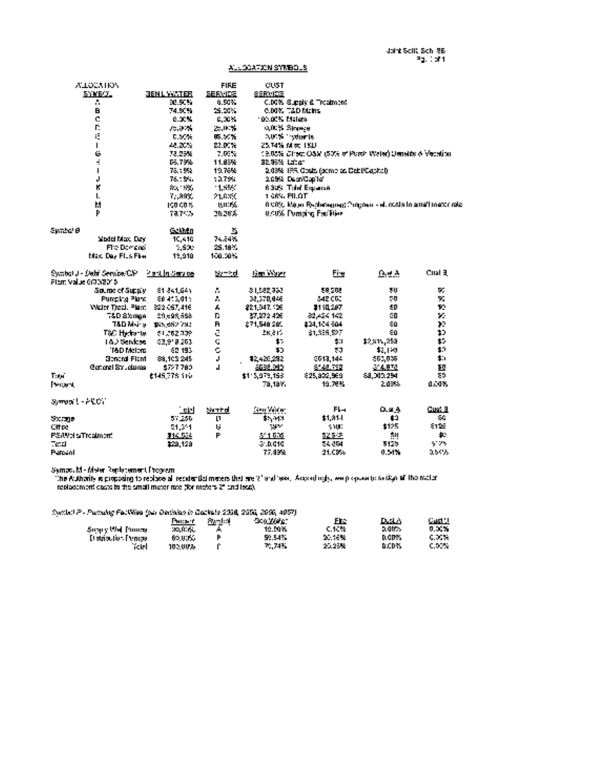## ALLOCATION SYMBOLS

| ALLOCATION SYMBOL | GEN'L WATER | FIRE SERVICE | CUST SERVICE | |
|---|---|---|---|---|
| A | 99.50% | 0.50% | 0.00% | Supply & Treatment |
| B | 74.84% | 25.16% | 0.00% | T&D Mains |
| C | 0.00% | 0.00% | 100.00% | Meters |
| D | 75.00% | 25.00% | 0.00% | Storage |
| E | 0.50% | 99.50% | 0.00% | Hydrants |
| F | 48.26% | 26.00% | 25.74% | Misc T&D |
| G | 73.05% | 7.90% | 19.05% | Direct O&M (50% of Purch Water) Benefits & Vacation |
| H | 5.79% | 11.86% | 82.35% | Labor |
| I | 78.18% | 19.78% | 2.03% | IPS Costs (same as Debt/Capital) |
| J | 78.18% | 19.79% | 2.03% | Debt/Capital |
| K | 86.15% | 11.55% | 2.30% | Total Expense |
| L | 77.89% | 21.09% | 1.02% | PILOT |
| M | 100.00% | 0.00% | 0.00% | Meter Replacement Program - all costs to small meter rate |
| P | 79.74% | 20.26% | 0.00% | Pumping Facilities |

**Symbol B**

| | Gal/Min | % |
|---|---|---|
| Model Max Day | 10,410 | 74.84% |
| Fire Demand | 3,500 | 25.16% |
| Max Day Plus Fire | 13,910 | 100.00% |

**Symbol J - *Debt Service/CIP* Plant Value 6/30/2015**

| | Plant In Service | Symbol | Gen Water | Fire | Cust A | Cust B |
|---|---|---|---|---|---|---|
| Source of Supply | $1,841,641 | A | $1,832,433 | $9,208 | $0 | $0 |
| Pumping Plant | $8,413,011 | A | $8,370,946 | $42,065 | $0 | $0 |
| Water Treat. Plant | $22,057,416 | A | $21,947,129 | $110,287 | $0 | $0 |
| T&D Storage | $9,696,568 | D | $7,272,426 | $2,424,142 | $0 | $0 |
| T&D Mains | $95,652,790 | B | $71,548,286 | $24,104,504 | $0 | $0 |
| T&D Hydrants | $1,342,339 | E | $6,712 | $1,335,627 | $0 | $0 |
| T&D Services | $2,918,263 | C | $0 | $0 | $2,918,263 | $0 |
| T&D Meters | $2,193 | C | $0 | $0 | $2,193 | $0 |
| General Plant | $3,103,245 | J | $2,426,282 | $613,144 | $63,036 | $0 |
| General Structures | $727,780 | J | $568,049 | $143,792 | $14,872 | $0 |
| Total | $145,778,116 | | $113,979,153 | $28,802,960 | $3,000,294 | $0 |
| Percent | | | 78.18% | 19.76% | 2.06% | 0.00% |

**Symbol L - PILOT**

| | Total | Symbol | Gen Water | Fire | Cust A | Cust B |
|---|---|---|---|---|---|---|
| Storage | $7,256 | D | $5,442 | $1,814 | $0 | $0 |
| Office | $1,338 | G | $978 | $106 | $125 | $125 |
| PS/Wells/Treatment | $14,534 | P | $11,590 | $2,944 | $0 | $0 |
| Total | $23,128 | | $18,010 | $4,864 | $125 | $125 |
| Percent | | | 77.89% | 21.03% | 0.54% | 0.54% |

**Symbol M - Meter Replacement Program**

The Authority is proposing to replace all residential meters that are 2" and less. Accordingly, we propose to assign all the meter replacement costs to the small meter rate (for meters 2" and less).

***Symbol P - Pumping Facilities (per Decision in Dockets 2098, 2555, 2696, 4057)***

| | Percent | Symbol | Gen Water | Fire | Cust A | Cust B |
|---|---|---|---|---|---|---|
| Supply Well Pumps | 20.00% | A | 19.90% | 0.10% | 0.00% | 0.00% |
| Distribution Pumps | 80.00% | P | 59.84% | 20.16% | 0.00% | 0.00% |
| Total | 100.00% | P | 79.74% | 20.26% | 0.00% | 0.00% |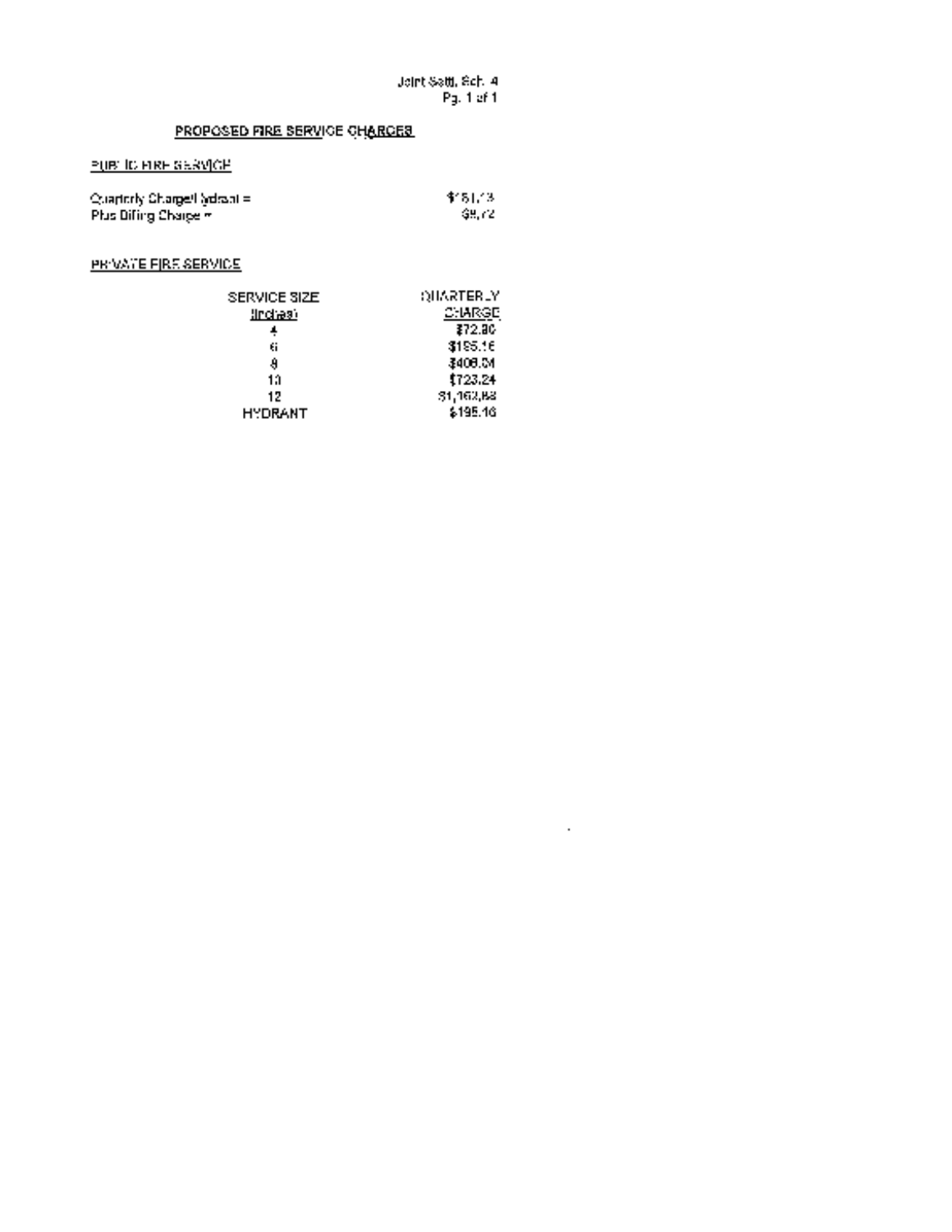Joint Settl. Sch. 4
Pg. 1 of 1

## PROPOSED FIRE SERVICE CHARGES

### PUBLIC FIRE SERVICE

| | |
|---|---|
| Quarterly Charge/Hydrant = | $151.73 |
| Plus Billing Charge = | $9.72 |

### PRIVATE FIRE SERVICE

| SERVICE SIZE (inches) | QUARTERLY CHARGE |
|---|---|
| 4 | $72.80 |
| 6 | $195.16 |
| 8 | $408.04 |
| 10 | $723.24 |
| 12 | $1,162.88 |
| HYDRANT | $195.16 |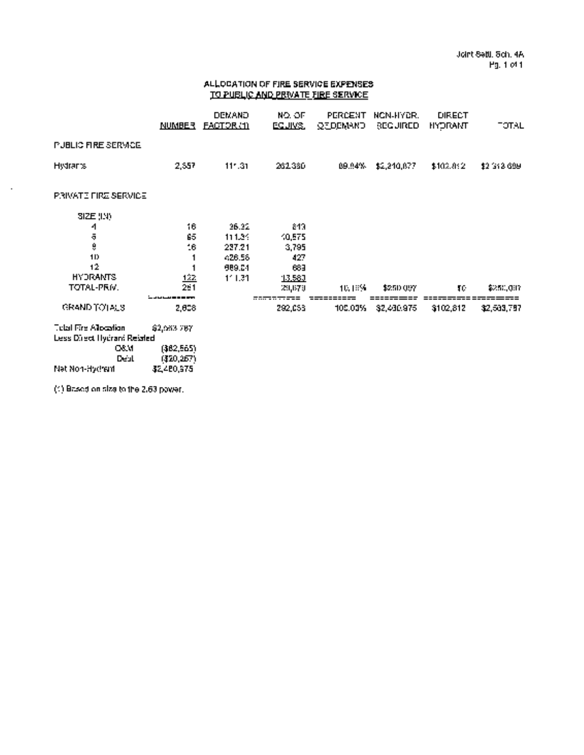Joint Settl. Sch. 4A
Pg. 1 of 1

## ALLOCATION OF FIRE SERVICE EXPENSES TO PUBLIC AND PRIVATE FIRE SERVICE

| | NUMBER | DEMAND FACTOR (1) | NO. OF EQUIVS. | PERCENT OF DEMAND | NON-HYDR. REQUIRED | DIRECT HYDRANT | TOTAL |
|---|---|---|---|---|---|---|---|
| PUBLIC FIRE SERVICE | | | | | | | |
| Hydrants | 2,557 | 111.31 | 262,380 | 89.84% | $2,210,877 | $102,812 | $2,313,689 |
| PRIVATE FIRE SERVICE | | | | | | | |
| SIZE (IN) | | | | | | | |
| 4 | 16 | 38.32 | 613 | | | | |
| 6 | 95 | 111.31 | 10,575 | | | | |
| 8 | 16 | 237.21 | 3,795 | | | | |
| 10 | 1 | 426.56 | 427 | | | | |
| 12 | 1 | 689.04 | 689 | | | | |
| HYDRANTS | 122 | 111.31 | 13,580 | | | | |
| TOTAL-PRIV. | 251 | | 29,679 | 10.16% | $250,097 | $0 | $250,097 |
| GRAND TOTALS | 2,808 | | 292,059 | 100.00% | $2,460,975 | $102,812 | $2,563,787 |

| | |
|---|---|
| Total Fire Allocation | $2,563,787 |
| Less Direct Hydrant Related | |
| O&M | ($82,555) |
| Debt | ($20,257) |
| Net Non-Hydrant | $2,460,975 |

(1) Based on size to the 2.63 power.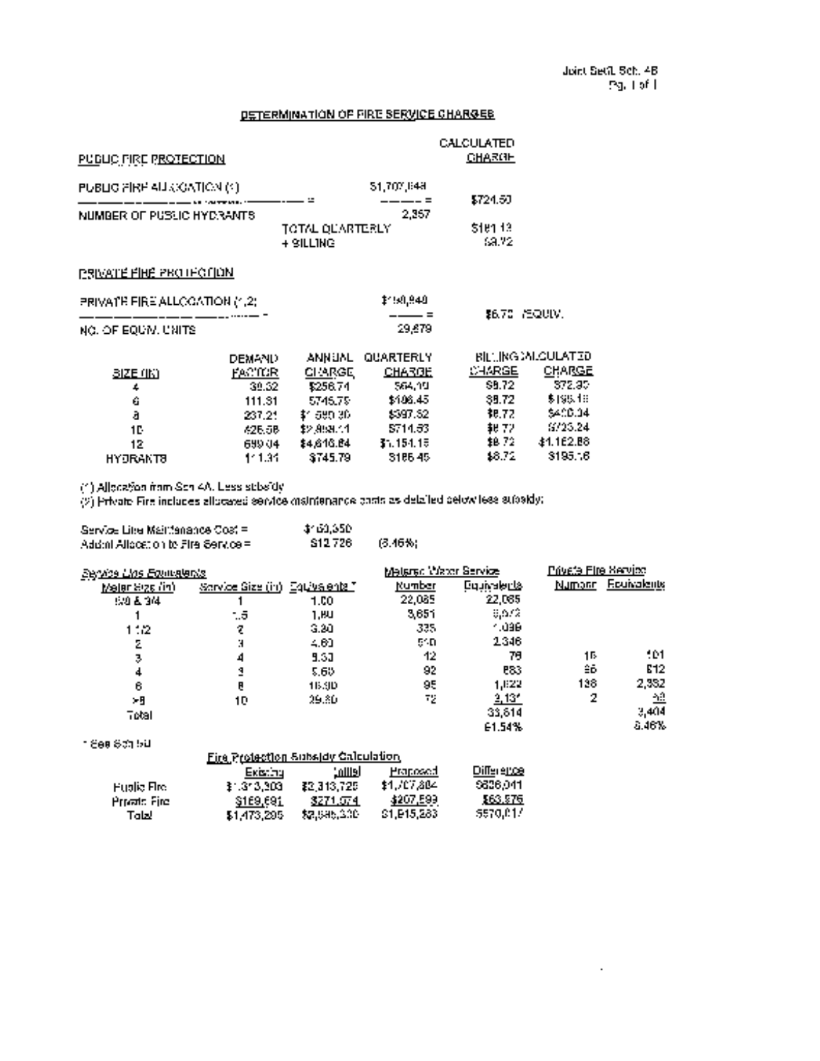Joint Settl. Sch. 4B
Pg. 1 of 1

## DETERMINATION OF FIRE SERVICE CHARGES

**PUBLIC FIRE PROTECTION** — CALCULATED CHARGE

| | | | CALCULATED CHARGE |
|---|---|---|---|
| PUBLIC FIRE ALLOCATION (1) | | $1,707,848 | |
| NUMBER OF PUBLIC HYDRANTS | = | 2,357 = | $724.59 |
| | TOTAL QUARTERLY | | $181.15 |
| | + BILLING | | $8.72 |

**PRIVATE FIRE PROTECTION**

| | | |
|---|---|---|
| PRIVATE FIRE ALLOCATION (1,2) | $190,840 | |
| NO. OF EQUIV. UNITS | 29,879 = | $6.70 /EQUIV. |

| SIZE (IN) | DEMAND FACTOR | ANNUAL CHARGE | QUARTERLY CHARGE | BILLING CHARGE | CALCULATED CHARGE |
|---|---|---|---|---|---|
| 4 | 38.32 | $256.74 | $64.19 | $8.72 | $72.90 |
| 6 | 111.31 | $745.79 | $186.45 | $8.72 | $195.16 |
| 8 | 237.21 | $1,589.30 | $397.32 | $8.72 | $406.04 |
| 10 | 426.58 | $2,858.11 | $714.53 | $8.72 | $723.24 |
| 12 | 689.04 | $4,616.64 | $1,154.16 | $8.72 | $1,162.88 |
| HYDRANTS | 111.31 | $745.79 | $186.45 | $8.72 | $195.16 |

(1) Allocation from Sch 4A. Less subsidy

(2) Private Fire includes allocated service maintenance costs as detailed below less subsidy:

| | | |
|---|---|---|
| Service Line Maintenance Cost = | $150,550 | |
| Addtnl Allocation to Fire Service = | $12,726 | (8.46%) |

| *Service Line Equivalents* | | | Metered Water Service | | Private Fire Service | |
|---|---|---|---|---|---|---|
| Meter Size (in) | Service Size (in) | Equivalents * | Number | Equivalents | Number | Equivalents |
| 5/8 & 3/4 | 1 | 1.00 | 22,085 | 22,085 | | |
| 1 | 1.5 | 1.80 | 3,651 | 6,572 | | |
| 1 1/2 | 2 | 3.20 | 335 | 1,089 | | |
| 2 | 3 | 4.60 | 510 | 2,346 | | |
| 3 | 4 | 6.33 | 12 | 76 | 16 | 101 |
| 4 | 6 | 9.60 | 92 | 883 | 85 | 812 |
| 6 | 8 | 16.90 | 96 | 1,622 | 138 | 2,332 |
| >8 | 10 | 29.60 | 72 | 2,131 | 2 | 59 |
| Total | | | | 36,814 | | 3,404 |
| | | | | 91.54% | | 8.46% |

\* See Sch 5D

**Fire Protection Subsidy Calculation**

| | Existing | Initial | Proposed | Difference |
|---|---|---|---|---|
| Public Fire | $1,313,303 | $2,313,725 | $1,707,804 | $606,041 |
| Private Fire | $159,691 | $271,574 | $207,599 | $63,976 |
| Total | $1,473,295 | $2,585,300 | $1,915,283 | $670,017 |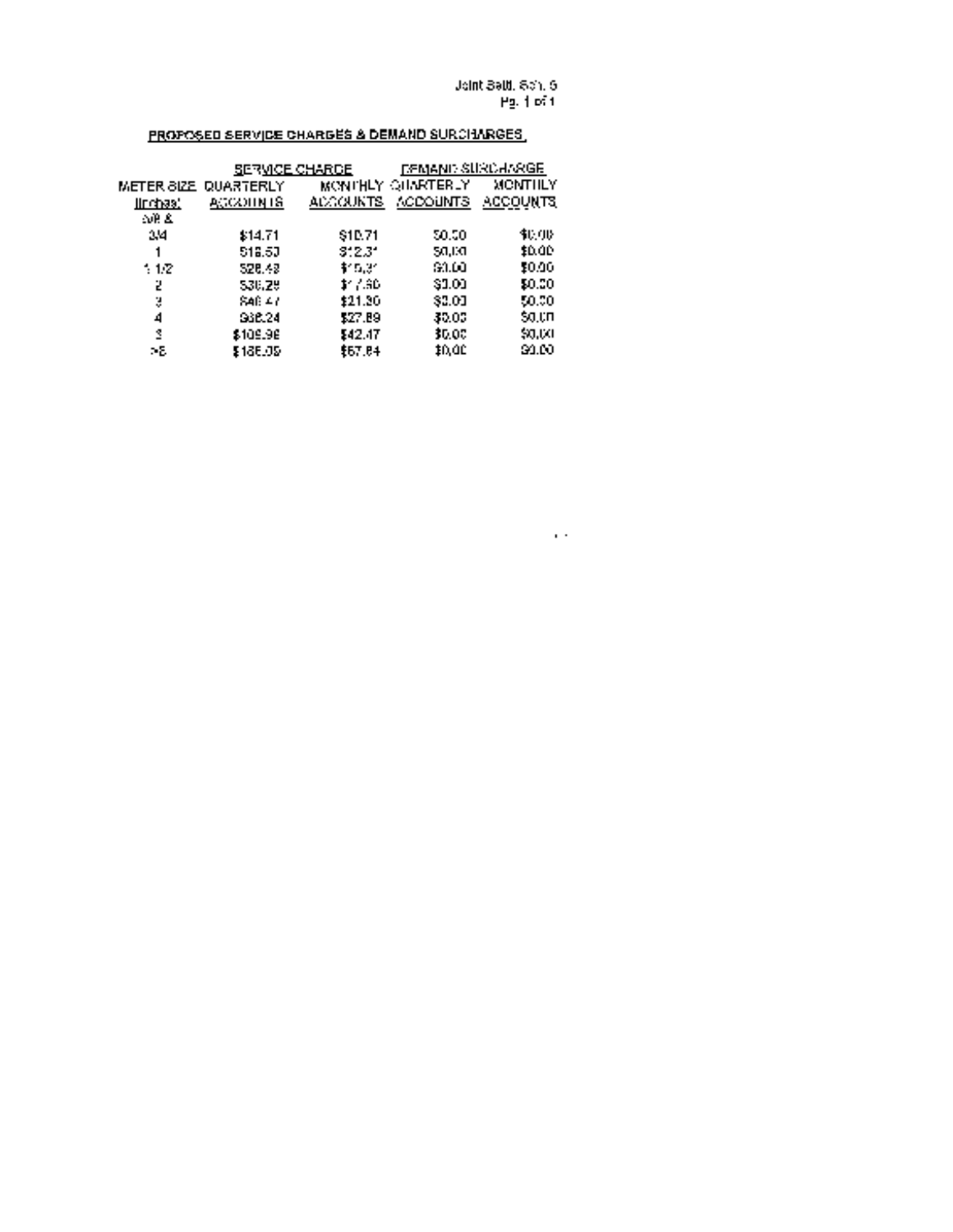Joint Settl. Sch. 5
Pg. 1 of 1

**PROPOSED SERVICE CHARGES & DEMAND SURCHARGES**

| | SERVICE CHARGE | | DEMAND SURCHARGE | |
|---|---|---|---|---|
| METER SIZE (inches) | QUARTERLY ACCOUNTS | MONTHLY ACCOUNTS | QUARTERLY ACCOUNTS | MONTHLY ACCOUNTS |
| 5/8 & 3/4 | $14.71 | $10.71 | $0.00 | $0.00 |
| 1 | $18.53 | $12.31 | $0.00 | $0.00 |
| 1 1/2 | $26.48 | $15.31 | $0.00 | $0.00 |
| 2 | $36.29 | $17.90 | $0.00 | $0.00 |
| 3 | $46.47 | $21.30 | $0.00 | $0.00 |
| 4 | $66.24 | $27.89 | $0.00 | $0.00 |
| 6 | $109.96 | $42.47 | $0.00 | $0.00 |
| >6 | $156.09 | $57.84 | $0.00 | $0.00 |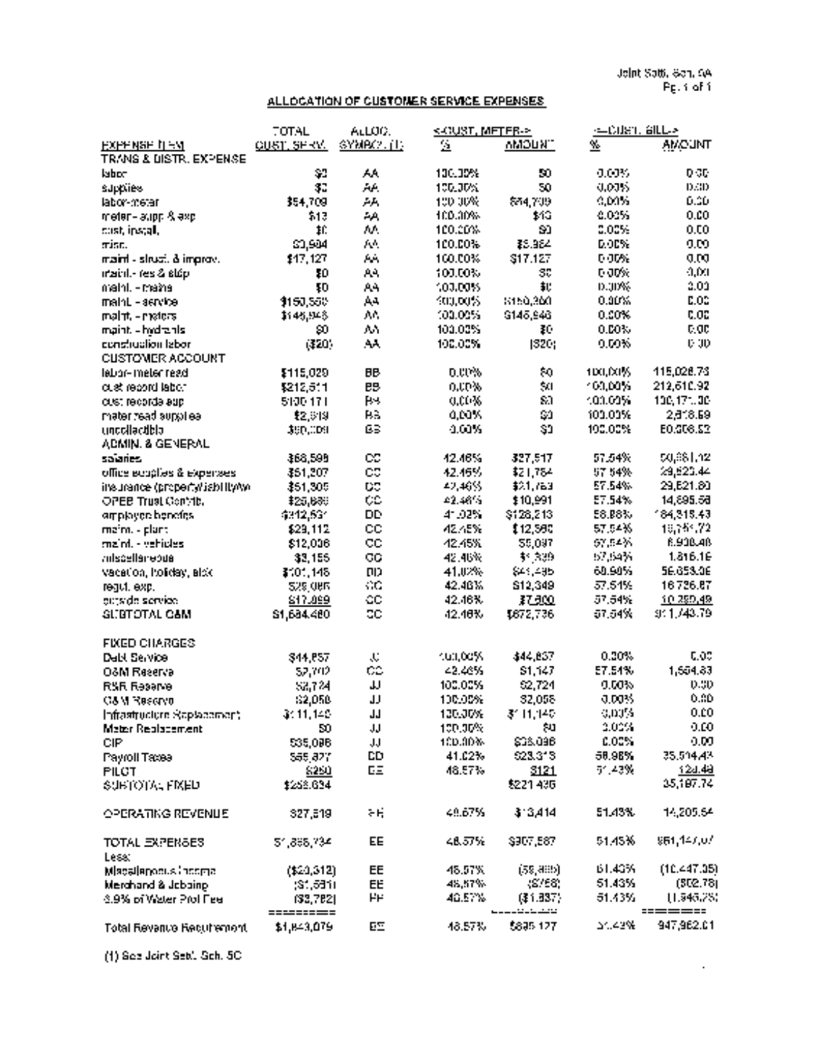Joint Sett. Sch. 6A

Pg. 1 of 1

## ALLOCATION OF CUSTOMER SERVICE EXPENSES

| EXPENSE ITEM | TOTAL CUST. SERV. | ALLOC. SYMBOL (1) | <-CUST. METER-> % | AMOUNT | <-CUST. BILL-> % | AMOUNT |
|---|---|---|---|---|---|---|
| TRANS & DISTR. EXPENSE | | | | | | |
| labor | $0 | AA | 100.00% | $0 | 0.00% | 0.00 |
| supplies | $0 | AA | 100.00% | $0 | 0.00% | 0.00 |
| labor-meter | $54,709 | AA | 100.00% | $54,709 | 0.00% | 0.00 |
| meter - supp & exp | $13 | AA | 100.00% | $13 | 0.00% | 0.00 |
| cust. install. | $0 | AA | 100.00% | $0 | 0.00% | 0.00 |
| misc. | $3,984 | AA | 100.00% | $3,984 | 0.00% | 0.00 |
| maint - struct. & improv. | $17,127 | AA | 100.00% | $17,127 | 0.00% | 0.00 |
| maint.- res & stdp | $0 | AA | 100.00% | $0 | 0.00% | 0.00 |
| maint. - mains | $0 | AA | 100.00% | $0 | 0.00% | 0.00 |
| maint. - service | $150,560 | AA | 100.00% | $150,560 | 0.00% | 0.00 |
| maint. - meters | $146,946 | AA | 100.00% | $146,946 | 0.00% | 0.00 |
| maint. - hydrants | $0 | AA | 100.00% | $0 | 0.00% | 0.00 |
| construction labor | ($20) | AA | 100.00% | ($20) | 0.00% | 0.00 |
| CUSTOMER ACCOUNT | | | | | | |
| labor- meter read | $115,029 | BB | 0.00% | $0 | 100.00% | 115,028.73 |
| cust record labor | $212,511 | BB | 0.00% | $0 | 100.00% | 212,510.92 |
| cust records sup | $130,171 | BB | 0.00% | $0 | 100.00% | 130,171.00 |
| meter read supplies | $2,919 | BB | 0.00% | $0 | 100.00% | 2,918.69 |
| uncollectible | $80,009 | BB | 0.00% | $0 | 100.00% | 80,008.52 |
| ADMIN. & GENERAL | | | | | | |
| salaries | $88,598 | CC | 42.46% | $37,617 | 57.54% | 50,981.12 |
| office supplies & expenses | $51,207 | CC | 42.46% | $21,764 | 57.54% | 29,523.44 |
| insurance (property/liability/w | $51,305 | CC | 42.46% | $21,783 | 57.54% | 29,521.80 |
| OPEB Trust Contrib. | $25,886 | CC | 42.46% | $10,991 | 57.54% | 14,895.58 |
| employee benefits | $312,531 | DD | 41.02% | $128,213 | 58.98% | 184,318.43 |
| maint. - plant | $29,112 | CC | 42.46% | $12,360 | 57.54% | 16,751.72 |
| maint. - vehicles | $12,036 | CC | 42.46% | $5,097 | 57.54% | 6,938.40 |
| miscellaneous | $3,155 | CC | 42.46% | $1,339 | 57.54% | 1,816.16 |
| vacation, holiday, sick | $101,148 | DD | 41.02% | $41,495 | 58.98% | 59,653.06 |
| regul. exp. | $29,085 | CC | 42.46% | $12,349 | 57.54% | 16,736.87 |
| outside service | $17,899 | CC | 42.46% | $7,600 | 57.54% | 10,299.49 |
| SUBTOTAL O&M | $1,684,480 | CC | 42.46% | $672,736 | 57.54% | 911,743.79 |
| | | | | | | |
| FIXED CHARGES | | | | | | |
| Debt Service | $44,857 | JJ | 100.00% | $44,857 | 0.00% | 0.00 |
| O&M Reserve | $2,702 | CC | 42.46% | $1,147 | 57.54% | 1,554.83 |
| RSR Reserve | $2,724 | JJ | 100.00% | $2,724 | 0.00% | 0.00 |
| O&M Reserve | $2,056 | JJ | 100.00% | $2,056 | 0.00% | 0.00 |
| Infrastructure Replacement | $111,140 | JJ | 100.00% | $111,140 | 0.00% | 0.00 |
| Meter Replacement | $0 | JJ | 100.00% | $0 | 0.00% | 0.00 |
| CIP | $35,096 | JJ | 100.00% | $35,096 | 0.00% | 0.00 |
| Payroll Taxes | $56,827 | DD | 41.02% | $23,313 | 58.98% | 33,514.43 |
| PILOT | $250 | EE | 48.57% | $121 | 51.43% | 128.48 |
| SUBTOTAL FIXED | $255,634 | | | $221,436 | | 35,197.74 |
| | | | | | | |
| OPERATING REVENUE | $27,619 | FF | 48.57% | $13,414 | 51.43% | 14,205.54 |
| | | | | | | |
| TOTAL EXPENSES | $1,868,734 | EE | 48.57% | $907,587 | 51.43% | 961,147.07 |
| Less: | | | | | | |
| Miscellaneous Income | ($20,312) | EE | 48.57% | ($9,865) | 51.43% | (10,447.05) |
| Merchand & Jobbing | ($1,561) | EE | 48.57% | ($758) | 51.43% | (802.78) |
| 3.9% of Water Prot Fee | ($3,782) | FF | 48.57% | ($1,837) | 51.43% | (1,945.25) |
| Total Revenue Requirement | $1,843,079 | EE | 48.57% | $895,127 | 51.43% | 947,952.01 |

(1) See Joint Sett. Sch. 5C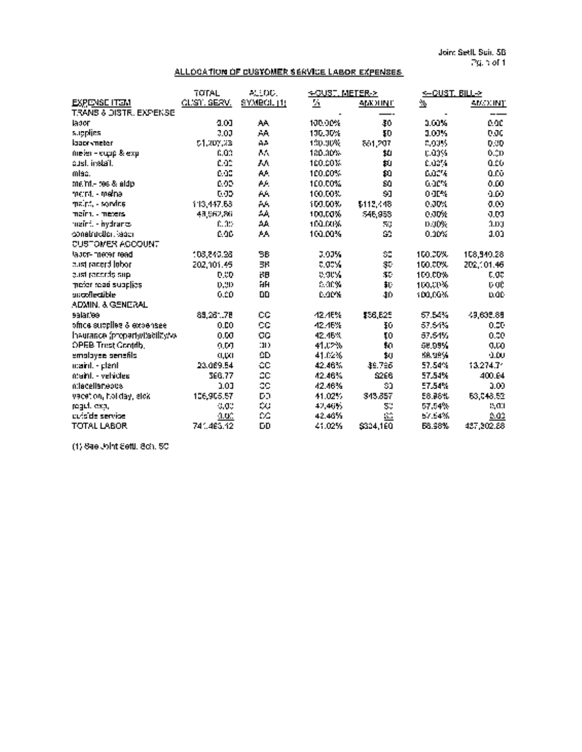Joint Settl. Sch. 5B
Pg. 1 of 1

## ALLOCATION OF CUSTOMER SERVICE LABOR EXPENSES

| EXPENSE ITEM | TOTAL CUST. SERV. | ALLOC. SYMBOL (1) | <-CUST. METER-> % | AMOUNT | <-CUST. BILL-> % | AMOUNT |
|---|---|---|---|---|---|---|
| TRANS & DISTR. EXPENSE | | | | | | |
| labor | 0.00 | AA | 100.00% | $0 | 0.00% | 0.00 |
| supplies | 0.00 | AA | 100.00% | $0 | 0.00% | 0.00 |
| labor-meter | 51,207.23 | AA | 100.00% | $51,207 | 0.00% | 0.00 |
| meter - supp & exp | 0.00 | AA | 100.00% | $0 | 0.00% | 0.00 |
| cust. install. | 0.00 | AA | 100.00% | $0 | 0.00% | 0.00 |
| misc. | 0.00 | AA | 100.00% | $0 | 0.00% | 0.00 |
| maint.- res & eldp | 0.00 | AA | 100.00% | $0 | 0.00% | 0.00 |
| maint. - mains | 0.00 | AA | 100.00% | $0 | 0.00% | 0.00 |
| maint. - service | 113,447.63 | AA | 100.00% | $113,448 | 0.00% | 0.00 |
| maint. - meters | 46,962.86 | AA | 100.00% | $46,963 | 0.00% | 0.00 |
| maint. - hydrants | 0.00 | AA | 100.00% | $0 | 0.00% | 0.00 |
| construction labor | 0.00 | AA | 100.00% | $0 | 0.00% | 0.00 |
| CUSTOMER ACCOUNT | | | | | | |
| labor- meter read | 108,840.28 | BB | 0.00% | $0 | 100.00% | 108,840.28 |
| cust record labor | 202,101.46 | BB | 0.00% | $0 | 100.00% | 202,101.46 |
| cust records sup | 0.00 | BB | 0.00% | $0 | 100.00% | 0.00 |
| meter read supplies | 0.00 | BB | 0.00% | $0 | 100.00% | 0.00 |
| uncollectible | 0.00 | DD | 0.00% | $0 | 100.00% | 0.00 |
| ADMIN. & GENERAL | | | | | | |
| salaries | 86,261.78 | CC | 42.46% | $36,625 | 57.54% | 49,636.68 |
| office supplies & expenses | 0.00 | CC | 42.46% | $0 | 57.54% | 0.00 |
| Insurance (property/liability/w | 0.00 | CC | 42.46% | $0 | 57.54% | 0.00 |
| OPEB Trust Contrib. | 0.00 | DD | 41.02% | $0 | 58.98% | 0.00 |
| employee benefits | 0.00 | DD | 41.02% | $0 | 58.98% | 0.00 |
| maint. - plant | 23,069.54 | CC | 42.46% | $9,795 | 57.54% | 13,274.71 |
| maint. - vehicles | 366.77 | CC | 42.46% | $266 | 57.54% | 400.64 |
| miscellaneous | 0.00 | CC | 42.46% | $0 | 57.54% | 0.00 |
| vacation, holiday, sick | 106,905.57 | DD | 41.02% | $43,857 | 58.98% | 63,048.52 |
| regul. exp. | 0.00 | CC | 42.46% | $0 | 57.54% | 0.00 |
| outside service | 0.00 | CC | 42.46% | $0 | 57.54% | 0.00 |
| TOTAL LABOR | 741,463.12 | DD | 41.02% | $304,160 | 58.98% | 437,302.68 |

(1) See Joint Settl. Sch. 5C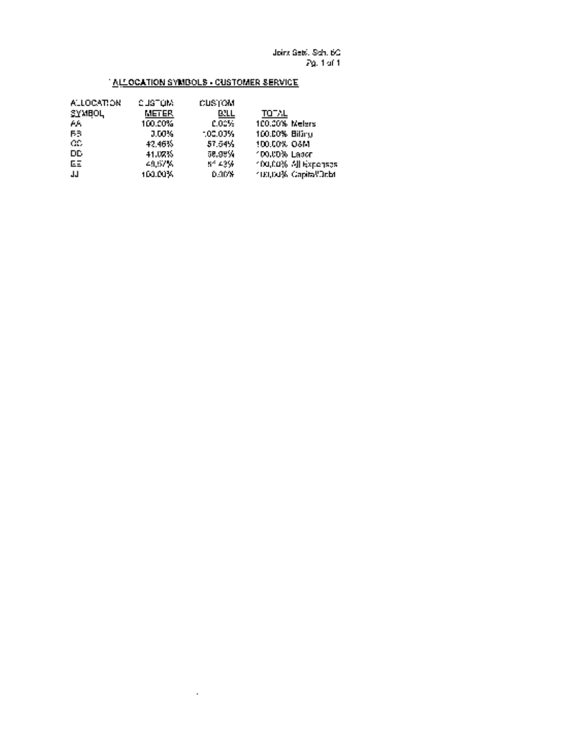Joint Sett. Sch. 6C
Pg. 1 of 1

## ALLOCATION SYMBOLS - CUSTOMER SERVICE

| ALLOCATION SYMBOL | CUSTOM METER | CUSTOM BILL | TOTAL | |
|---|---|---|---|---|
| AA | 100.00% | 0.00% | 100.00% | Meters |
| BB | 0.00% | 100.00% | 100.00% | Billing |
| CC | 42.46% | 57.54% | 100.00% | O&M |
| DD | 41.02% | 58.98% | 100.00% | Labor |
| EE | 48.57% | 51.43% | 100.00% | All Expenses |
| JJ | 100.00% | 0.00% | 100.00% | Capital/Debt |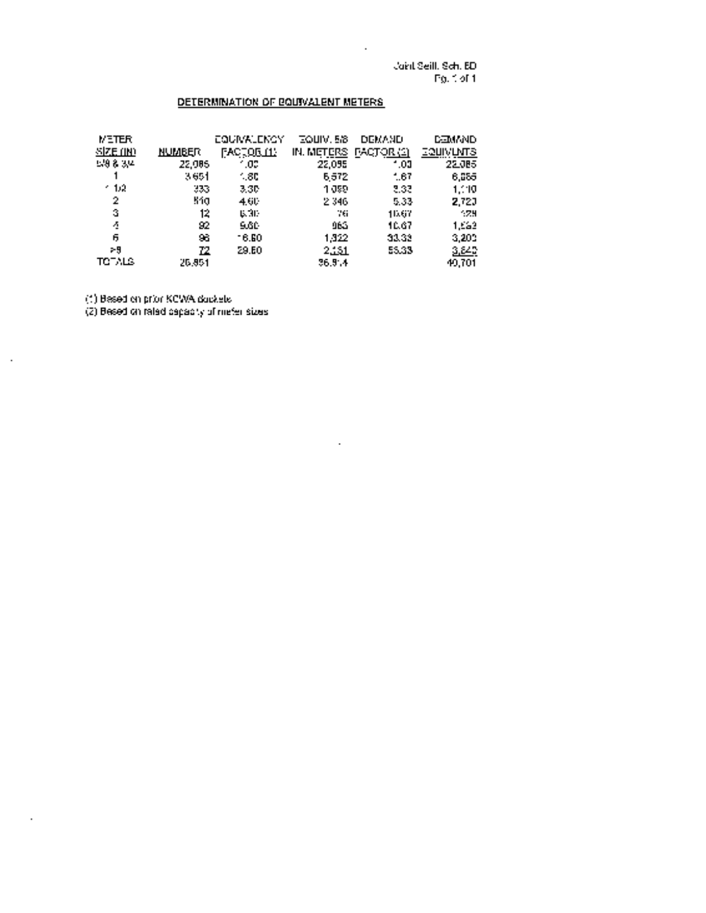Joint Seill. Sch. ED

## DETERMINATION OF EQUIVALENT METERS

| METER SIZE (IN) | NUMBER | EQUIVALENCY FACTOR (1) | EQUIV. 5/8 IN. METERS | DEMAND FACTOR (2) | DEMAND EQUIVLNTS |
|---|---|---|---|---|---|
| 5/8 & 3/4 | 22,085 | 1.00 | 22,085 | 1.00 | 22,085 |
| 1 | 3,651 | 1.80 | 6,572 | 1.67 | 6,085 |
| 1 1/2 | 333 | 3.30 | 1,099 | 3.33 | 1,110 |
| 2 | 510 | 4.60 | 2,346 | 5.33 | 2,720 |
| 3 | 12 | 6.30 | 76 | 10.67 | 128 |
| 4 | 92 | 9.60 | 883 | 16.67 | 1,533 |
| 6 | 96 | 16.60 | 1,322 | 33.33 | 3,200 |
| >8 | 72 | 29.60 | 2,131 | 53.33 | 3,840 |
| TOTALS | 26,851 | | 36,514 | | 40,701 |

(1) Based on prior KCWA dockets

(2) Based on rated capacity of meter sizes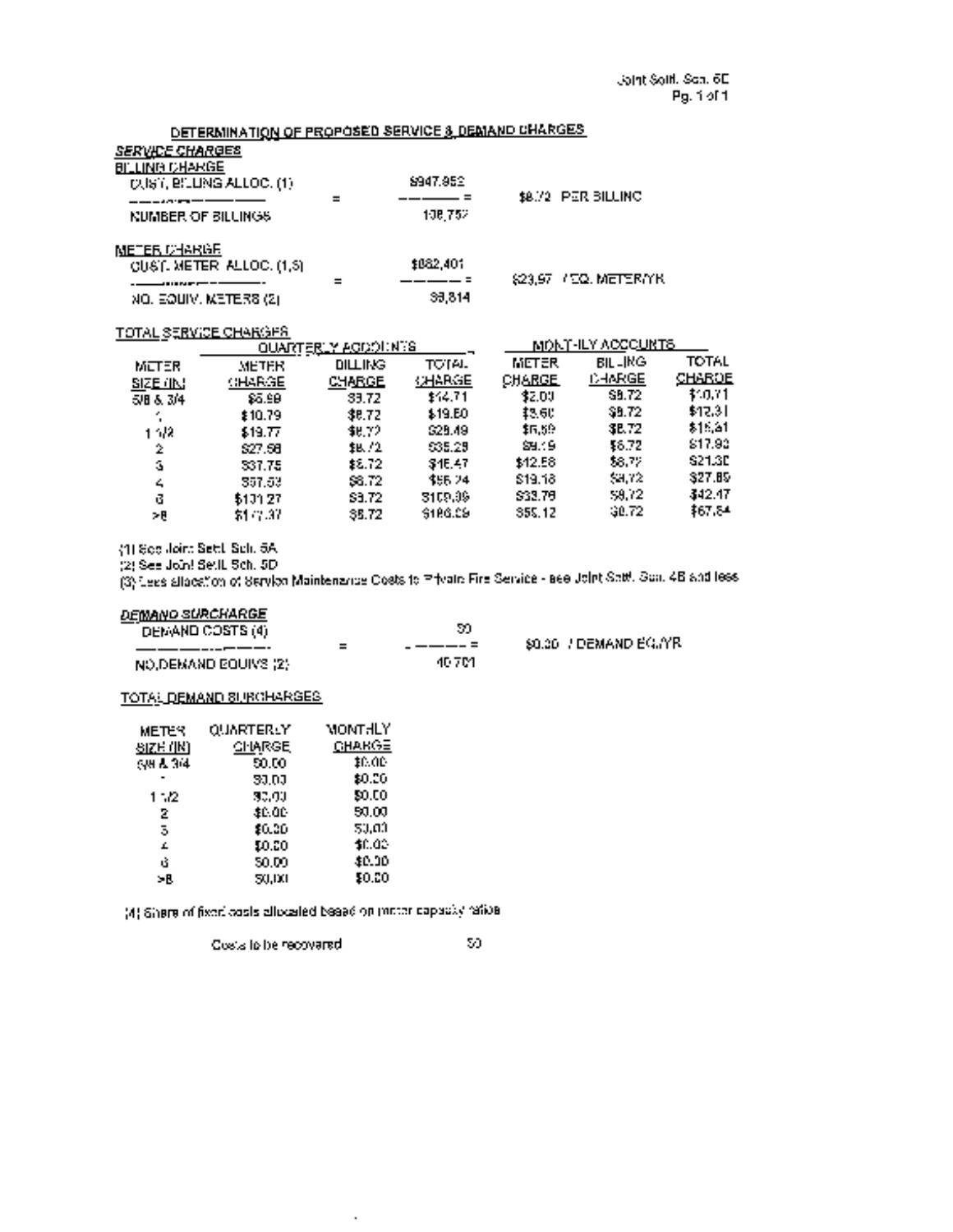Joint Settl. Sch. 5E
Pg. 1 of 1

## DETERMINATION OF PROPOSED SERVICE & DEMAND CHARGES

***SERVICE CHARGES***

**BILLING CHARGE**

| | | | |
|---|---|---|---|
| CUST. BILLING ALLOC. (1) / NUMBER OF BILLINGS | = | $947,952 / 108,752 = | $8.72 PER BILLING |

**METER CHARGE**

| | | | |
|---|---|---|---|
| CUST. METER ALLOC. (1,3) / NO. EQUIV. METERS (2) | = | $882,401 / 36,814 = | $23.97 / EQ. METER/YR |

**TOTAL SERVICE CHARGES**

| | QUARTERLY ACCOUNTS | | | MONTHLY ACCOUNTS | | |
|---|---|---|---|---|---|---|
| METER SIZE (IN) | METER CHARGE | BILLING CHARGE | TOTAL CHARGE | METER CHARGE | BILLING CHARGE | TOTAL CHARGE |
| 5/8 & 3/4 | $5.99 | $8.72 | $14.71 | $2.00 | $8.72 | $10.71 |
| 1 | $10.79 | $8.72 | $19.50 | $3.60 | $8.72 | $12.31 |
| 1 1/2 | $19.77 | $8.72 | $28.49 | $6.59 | $8.72 | $15.31 |
| 2 | $27.56 | $8.72 | $36.28 | $9.19 | $8.72 | $17.90 |
| 3 | $37.75 | $8.72 | $46.47 | $12.58 | $8.72 | $21.30 |
| 4 | $57.53 | $8.72 | $66.24 | $19.18 | $8.72 | $27.89 |
| 6 | $101.27 | $8.72 | $109.99 | $33.76 | $8.72 | $42.47 |
| >8 | $177.37 | $8.72 | $186.09 | $59.12 | $8.72 | $67.84 |

(1) See Joint Settl. Sch. 5A
(2) See Joint Settl. Sch. 5D
(3) Less allocation of Service Maintenance Costs to Private Fire Service - see Joint Settl. Sch. 4B and less

***DEMAND SURCHARGE***

| | | | |
|---|---|---|---|
| DEMAND COSTS (4) / NO. DEMAND EQUIVS (2) | = | $0 / 40,701 = | $0.00 / DEMAND EQ./YR |

**TOTAL DEMAND SURCHARGES**

| METER SIZE (IN) | QUARTERLY CHARGE | MONTHLY CHARGE |
|---|---|---|
| 5/8 & 3/4 | $0.00 | $0.00 |
| 1 | $0.00 | $0.00 |
| 1 1/2 | $0.00 | $0.00 |
| 2 | $0.00 | $0.00 |
| 3 | $0.00 | $0.00 |
| 4 | $0.00 | $0.00 |
| 6 | $0.00 | $0.00 |
| >8 | $0.00 | $0.00 |

(4) Share of fixed costs allocated based on meter capacity ratios

Costs to be recovered $0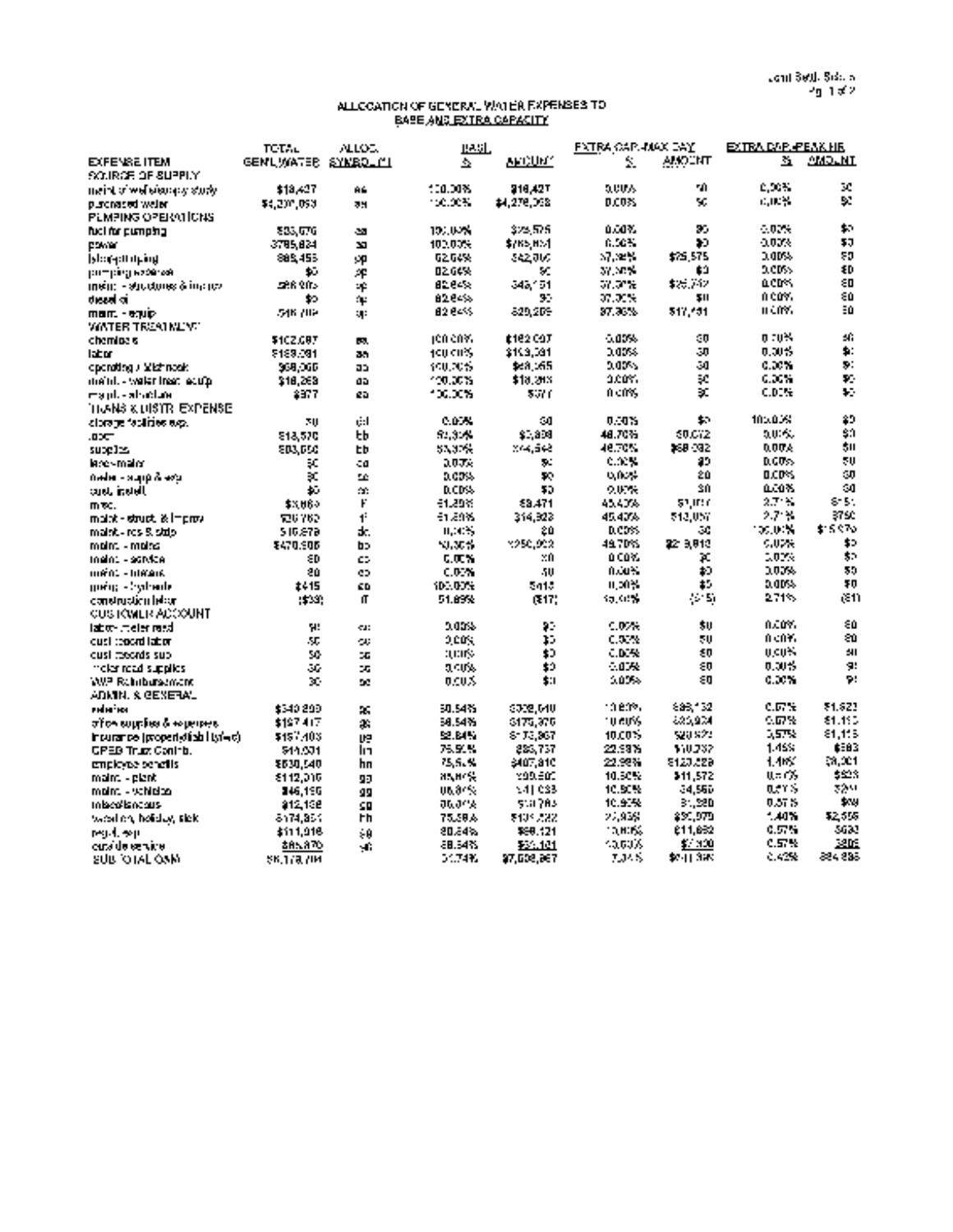# ALLOCATION OF GENERAL WATER EXPENSES TO BASE AND EXTRA CAPACITY

| EXPENSE ITEM | TOTAL GENL WATER | ALLOC. SYMBOL (*) | BASE % | BASE AMOUNT | EXTRA CAP.-MAX DAY % | EXTRA CAP.-MAX DAY AMOUNT | EXTRA CAP.-PEAK HR % | EXTRA CAP.-PEAK HR AMOUNT |
|---|---|---|---|---|---|---|---|---|
| SOURCE OF SUPPLY | | | | | | | | |
| maint of wells/supply study | $18,427 | aa | 100.00% | $18,427 | 0.00% | $0 | 0.00% | $0 |
| purchased water | $4,277,058 | aa | 100.00% | $4,276,058 | 0.00% | $0 | 0.00% | $0 |
| PUMPING OPERATIONS | | | | | | | | |
| fuel for pumping | $53,676 | aa | 100.00% | $53,576 | 0.00% | $0 | 0.00% | $0 |
| power | $785,824 | aa | 100.00% | $785,824 | 0.00% | $0 | 0.00% | $0 |
| labor/pumping | $95,455 | pp | 62.64% | $42,000 | 37.36% | $25,575 | 0.00% | $0 |
| pumping expense | $0 | pp | 62.64% | $0 | 37.36% | $0 | 0.00% | $0 |
| maint. - structures & improv | $68,903 | pp | 62.64% | $43,151 | 37.36% | $25,752 | 0.00% | $0 |
| diesel oil | $0 | pp | 62.64% | $0 | 37.36% | $0 | 0.00% | $0 |
| maint. - equip | $46,700 | pp | 62.64% | $29,209 | 37.36% | $17,451 | 0.00% | $0 |
| WATER TREATMENT | | | | | | | | |
| chemicals | $102,097 | aa | 100.00% | $102,097 | 0.00% | $0 | 0.00% | $0 |
| labor | $169,391 | aa | 100.00% | $169,391 | 0.00% | $0 | 0.00% | $0 |
| operating / lab/misc | $98,065 | aa | 100.00% | $98,065 | 0.00% | $0 | 0.00% | $0 |
| maint. - water treat. equip | $18,269 | aa | 100.00% | $18,269 | 0.00% | $0 | 0.00% | $0 |
| maint. - structure | $377 | aa | 100.00% | $377 | 0.00% | $0 | 0.00% | $0 |
| TRANS & DISTR. EXPENSE | | | | | | | | |
| storage facilities exp. | $0 | dd | 0.00% | $0 | 0.00% | $0 | 100.00% | $0 |
| labor | $13,570 | bb | 51.30% | $6,898 | 48.70% | $6,672 | 0.00% | $0 |
| supplies | $93,650 | bb | 51.30% | $44,548 | 48.70% | $68,092 | 0.00% | $0 |
| labor-meter | $0 | cc | 0.00% | $0 | 0.00% | $0 | 0.00% | $0 |
| meter - equip & exp | $0 | cc | 0.00% | $0 | 0.00% | $0 | 0.00% | $0 |
| cust. install. | $0 | cc | 0.00% | $0 | 0.00% | $0 | 0.00% | $0 |
| misc. | $3,860 | ff | 51.89% | $3,471 | 45.40% | $1,017 | 2.71% | $51 |
| maint. - struct. & improv | $26,762 | ff | 51.89% | $14,328 | 45.40% | $12,057 | 2.71% | $750 |
| maint. - res & stdp | $16,879 | dd | 0.00% | $0 | 0.00% | $0 | 100.00% | $16,879 |
| maint. - mains | $470,505 | bb | 51.30% | $250,002 | 48.70% | $219,813 | 0.00% | $0 |
| maint. - service | $0 | cc | 0.00% | $0 | 0.00% | $0 | 0.00% | $0 |
| maint. - meters | $0 | cc | 0.00% | $0 | 0.00% | $0 | 0.00% | $0 |
| maint. - hydrants | $415 | aa | 100.00% | $415 | 0.00% | $0 | 0.00% | $0 |
| construction labor | ($33) | ff | 51.89% | ($17) | 45.40% | ($15) | 2.71% | ($1) |
| CUSTOMER ACCOUNT | | | | | | | | |
| labor - meter read | $0 | cc | 0.00% | $0 | 0.00% | $0 | 0.00% | $0 |
| cust record labor | $0 | cc | 0.00% | $0 | 0.00% | $0 | 0.00% | $0 |
| cust records sup | $0 | cc | 0.00% | $0 | 0.00% | $0 | 0.00% | $0 |
| meter read supplies | $0 | cc | 0.00% | $0 | 0.00% | $0 | 0.00% | $0 |
| WP Reimbursement | $0 | cc | 0.00% | $0 | 0.00% | $0 | 0.00% | $0 |
| ADMIN. & GENERAL | | | | | | | | |
| salaries | $340,899 | gg | 88.54% | $302,640 | 10.89% | $36,132 | 0.57% | $1,823 |
| office supplies & expenses | $197,417 | gg | 88.54% | $175,376 | 10.89% | $20,924 | 0.57% | $1,113 |
| Insurance (property/liab.)/(ws/c) | $197,403 | gg | 88.54% | $173,967 | 10.89% | $20,971 | 0.57% | $1,115 |
| OPEB Trust Contrib. | $44,031 | hh | 75.56% | $33,737 | 22.98% | $10,287 | 1.46% | $583 |
| employee benefits | $530,540 | hh | 75.56% | $407,810 | 22.98% | $120,229 | 1.46% | $8,001 |
| maint. - plant | $112,016 | gg | 88.54% | $99,500 | 10.89% | $11,572 | 0.57% | $633 |
| maint. - vehicles | $46,196 | gg | 88.54% | $41,038 | 10.89% | $4,565 | 0.57% | $261 |
| miscellaneous | $12,138 | gg | 88.54% | $10,783 | 10.89% | $1,280 | 0.57% | $69 |
| vacation, holiday, sick | $174,851 | hh | 75.56% | $131,222 | 22.98% | $39,070 | 1.46% | $2,556 |
| regul. exp. | $111,016 | gg | 88.54% | $98,121 | 10.89% | $11,692 | 0.57% | $630 |
| outside service | $85,870 | gg | 88.54% | $75,101 | 10.89% | $7,300 | 0.57% | $806 |
| SUB TOTAL O&M | $8,178,704 | | 91.74% | $7,508,967 | 7.84% | $641,385 | 0.42% | $34,896 |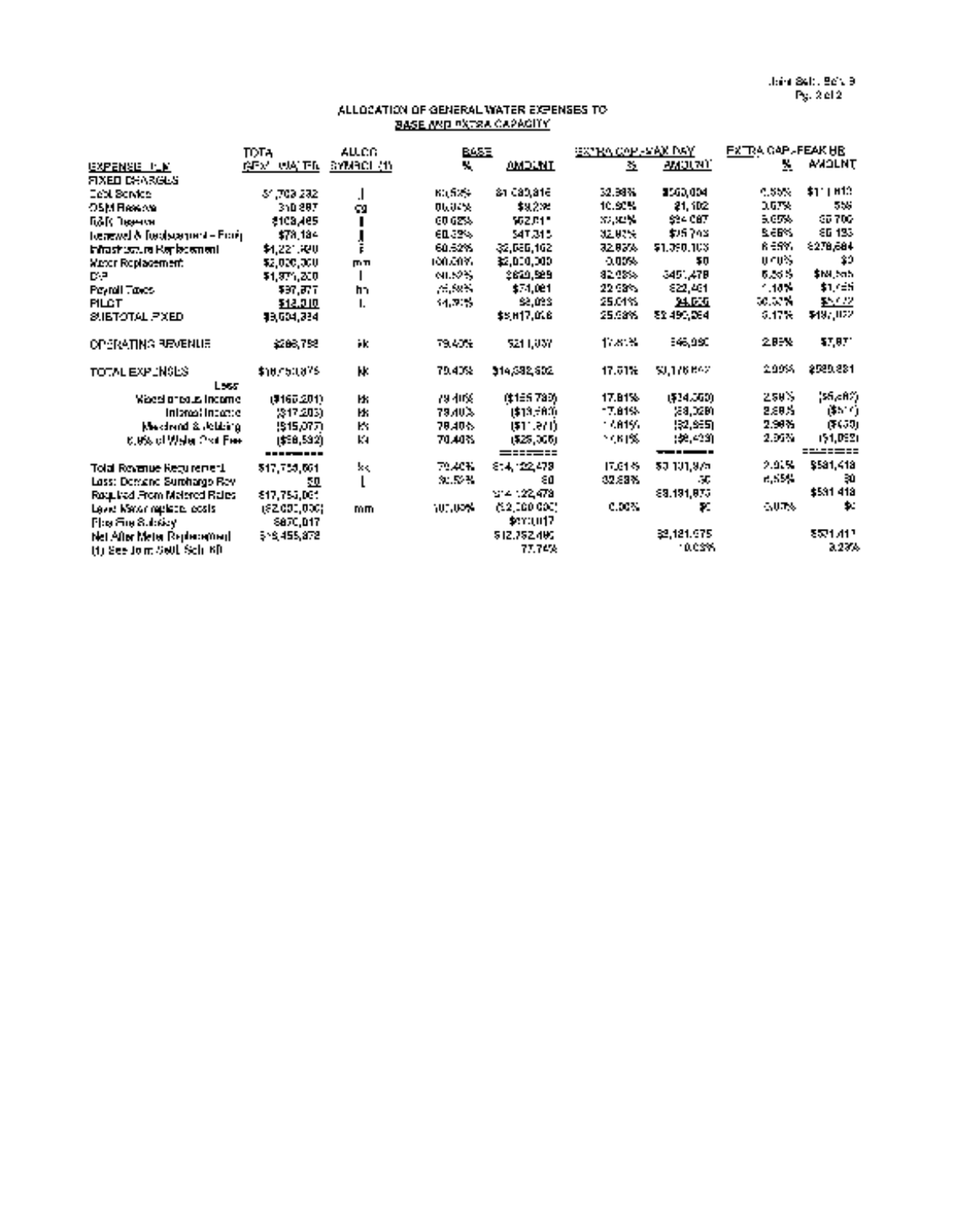Joint Sch. Sch. 9
Pg. 2 of 2

## ALLOCATION OF GENERAL WATER EXPENSES TO BASE AND EXTRA CAPACITY

| EXPENSE ITEM | TOTAL GEN. WATER | ALLOC SYMBOL (1) | BASE % | BASE AMOUNT | EXTRA CAP.-MAX DAY % | EXTRA CAP.-MAX DAY AMOUNT | EXTRA CAP.-PEAK HR % | EXTRA CAP.-PEAK HR AMOUNT |
|---|---|---|---|---|---|---|---|---|
| FIXED CHARGES | | | | | | | | |
| Debt Service | $1,703,232 | j | 60.50% | $1,030,816 | 32.96% | $560,004 | 6.55% | $111,612 |
| OSM Reserve | 310,887 | q | 60.00% | $8,235 | 10.90% | $1,102 | 3.07% | 555 |
| R&R Reserve | $109,465 | j | 60.62% | $62,011 | 32.30% | $34,687 | 5.65% | $5,706 |
| Renewal & Replacement - Equip | $78,184 | j | 60.39% | $47,315 | 32.92% | $25,743 | 5.66% | $5,133 |
| Infrastructure Replacement | $4,221,920 | j | 60.52% | $2,555,162 | 32.93% | $1,390,103 | 6.55% | $276,584 |
| Meter Replacement | $2,000,000 | mm | 100.00% | $2,000,000 | 0.00% | $0 | 0.00% | $0 |
| DIP | $1,371,200 | j | 60.52% | $829,589 | 32.93% | $451,478 | 6.55% | $90,505 |
| Payroll Taxes | $97,877 | hh | 75.59% | $74,081 | 22.99% | $22,461 | 1.18% | $1,155 |
| PILOT | $12,010 | L | 44.75% | $6,093 | 25.01% | $4,556 | 30.32% | $5,177 |
| SUBTOTAL FIXED | $9,504,334 | | | $5,617,058 | 25.58% | $2,490,264 | 5.17% | $497,012 |
| OPERATING REVENUE | $266,798 | kk | 79.40% | $211,037 | 17.61% | $46,990 | 2.99% | $7,971 |
| TOTAL EXPENSES | $18,750,875 | kk | 79.40% | $14,882,602 | 17.61% | $3,176,662 | 2.99% | $560,831 |
| Less: | | | | | | | | |
| Miscellaneous Income | ($160,201) | kk | 79.40% | ($125,780) | 17.61% | ($34,060) | 2.99% | ($5,262) |
| Interest Income | ($17,203) | kk | 79.40% | ($13,660) | 17.61% | ($3,029) | 2.99% | ($514) |
| Meadrend & Jobbing | ($15,077) | kk | 79.40% | ($11,971) | 17.61% | ($2,655) | 2.99% | ($450) |
| 6.0% of Water Fire Fee | ($58,592) | kk | 79.40% | ($25,308) | 17.61% | ($8,429) | 2.99% | ($1,092) |
| Total Revenue Requirement | $17,753,661 | kk | 79.40% | $14,122,478 | 17.61% | $3,101,875 | 2.99% | $531,418 |
| Less: Demand Surcharge Rev | $0 | L | 60.52% | $0 | 32.93% | $0 | 6.55% | $0 |
| Required From Metered Rates | $17,753,661 | | | $14,122,478 | | $3,191,875 | | $531,418 |
| Less: Meter replace. costs | ($2,000,000) | mm | 100.00% | ($2,000,000) | 0.00% | $0 | 0.00% | $0 |
| Plus Fire Subsidy | $670,017 | | | $670,017 | | | | |
| Net After Meter Replacement | $16,455,872 | | | $12,792,495 | | $3,121,575 | | $531,417 |
| | | | | 77.74% | | 19.03% | | 3.23% |

(1) See Joint Sch. Sch. 8D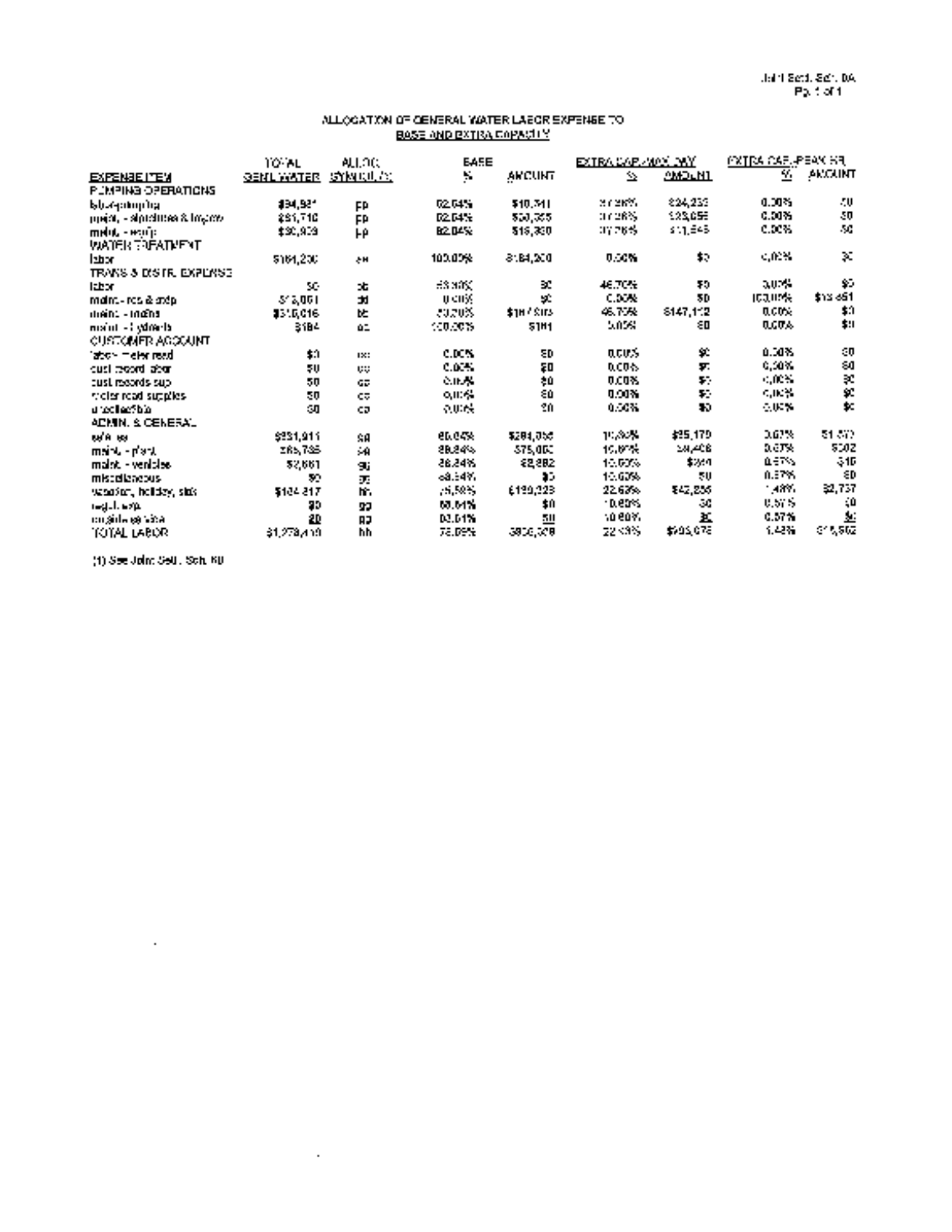## ALLOCATION OF GENERAL WATER LABOR EXPENSE TO BASE AND EXTRA CAPACITY

| EXPENSE ITEM | TOTAL GENL WATER | ALLOC. SYMBOL (1) | BASE % | BASE AMOUNT | EXTRA CAP.-MAX DAY % | EXTRA CAP.-MAX DAY AMOUNT | EXTRA CAP.-PEAK HR. % | EXTRA CAP.-PEAK HR. AMOUNT |
|---|---|---|---|---|---|---|---|---|
| PUMPING OPERATIONS | | | | | | | | |
| labor-pumping | $34,951 | ep | 62.04% | $10,741 | 37.96% | $24,233 | 0.00% | $0 |
| maint. - structures & improv | $61,716 | ep | 62.04% | $38,355 | 37.96% | $23,059 | 0.00% | $0 |
| maint. - equip | $30,929 | ep | 62.04% | $19,380 | 37.96% | $11,545 | 0.00% | $0 |
| WATER TREATMENT | | | | | | | | |
| labor | $184,200 | aa | 100.00% | $184,200 | 0.00% | $0 | 0.00% | $0 |
| TRANS & DISTR. EXPENSE | | | | | | | | |
| labor | $0 | ab | 53.30% | $0 | 46.70% | $0 | 0.00% | $0 |
| maint. - res & stdp | $13,661 | ad | 0.00% | $0 | 0.00% | $0 | 100.00% | $13,461 |
| maint. - mains | $315,016 | ae | 53.30% | $167,903 | 46.70% | $147,112 | 0.00% | $0 |
| maint. - hydrants | $184 | ac | 100.00% | $184 | 0.00% | $0 | 0.00% | $0 |
| CUSTOMER ACCOUNT | | | | | | | | |
| labor - meter read | $0 | cc | 0.00% | $0 | 0.00% | $0 | 0.00% | $0 |
| cust record labor | $0 | cc | 0.00% | $0 | 0.00% | $0 | 0.00% | $0 |
| cust records sup | $0 | cc | 0.00% | $0 | 0.00% | $0 | 0.00% | $0 |
| meter read supplies | $0 | cc | 0.00% | $0 | 0.00% | $0 | 0.00% | $0 |
| uncollectible | $0 | cc | 0.00% | $0 | 0.00% | $0 | 0.00% | $0 |
| ADMIN. & GENERAL | | | | | | | | |
| a/g sal | $331,911 | sa | 85.04% | $284,056 | 10.39% | $35,179 | 0.57% | $1,570 |
| maint. - plant | $85,735 | sa | 88.84% | $75,000 | 10.60% | $9,408 | 0.57% | $502 |
| maint. - vehicles | $2,661 | sg | 88.84% | $2,382 | 10.60% | $260 | 0.57% | $15 |
| miscellaneous | $0 | sg | 88.84% | $0 | 10.60% | $0 | 0.57% | $0 |
| vacation, holiday, sick | $184,317 | hh | 75.89% | $139,323 | 22.63% | $42,255 | 1.48% | $2,737 |
| regul. exp. | $0 | sg | 88.84% | $0 | 10.60% | $0 | 0.57% | $0 |
| outside services | $0 | sg | 88.84% | $0 | 10.60% | $0 | 0.57% | $0 |
| TOTAL LABOR | $1,278,410 | hh | 75.89% | $936,378 | 22.63% | $293,075 | 1.48% | $18,902 |

(1) See Joint Sch. Sch. 6B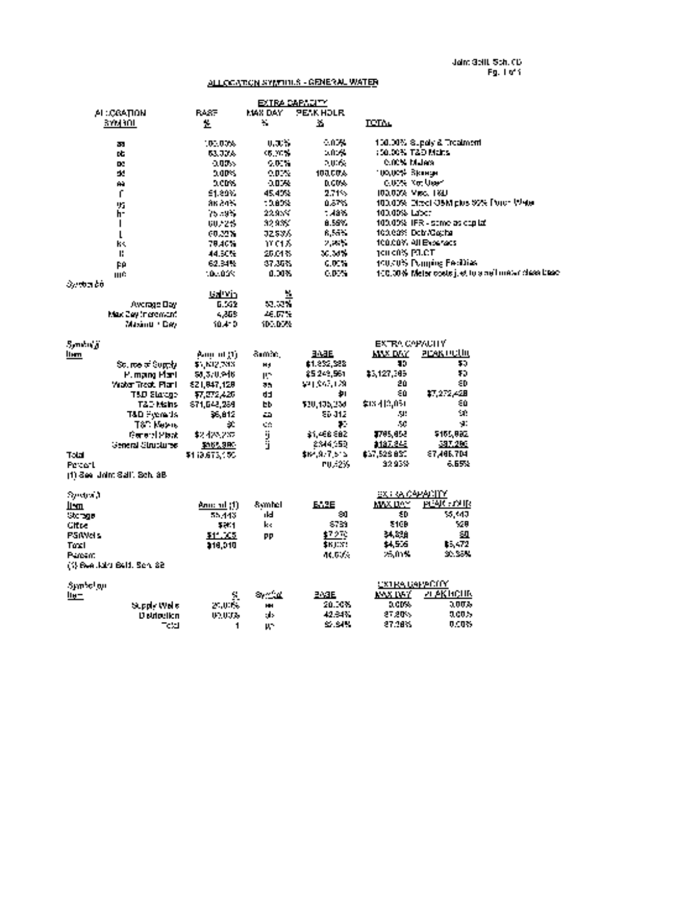Joint Schd. Sch. CD
Pg. 1 of 1

## ALLOCATION SYMBOLS - GENERAL WATER

| ALLOCATION SYMBOL | BASE % | EXTRA CAPACITY MAX DAY % | PEAK HOUR % | TOTAL |
|---|---|---|---|---|
| aa | 100.00% | 0.00% | 0.00% | 100.00% Supply & Treatment |
| bb | 63.33% | 36.70% | 0.00% | 100.00% T&D Mains |
| cc | 0.00% | 0.00% | 0.00% | 0.00% Meters |
| dd | 0.00% | 0.00% | 100.00% | 100.00% Storage |
| ee | 0.00% | 0.00% | 0.00% | 0.00% Not Used |
| f | 51.89% | 45.40% | 2.71% | 100.00% Misc. T&D |
| gg | 86.84% | 10.80% | 0.87% | 100.00% Direct O&M plus 50% Purch Water |
| h | 75.49% | 22.95% | 1.48% | 100.00% Labor |
| i | 60.42% | 32.93% | 6.56% | 100.00% IFR - same as capital |
| L | 60.32% | 32.53% | 6.55% | 100.00% Debt/Capital |
| kk | 78.40% | 17.01% | 2.98% | 100.00% All Expenses |
| ll | 44.50% | 25.01% | 30.38% | 100.00% PILOT |
| pp | 62.34% | 37.35% | 0.00% | 100.00% Pumping Facilities |
| mc | 100.00% | 0.00% | 0.00% | 100.00% Meter costs just to small meter class base |

Symbol bb

| | Gal/Min | % |
|---|---|---|
| Average Day | 6,062 | 53.33% |
| Max Day Increment | 4,358 | 46.67% |
| Maximum Day | 10,410 | 100.00% |

Symbol jj

| Item | Amount (1) | Symbol | BASE | EXTRA CAPACITY MAX DAY | PEAK HOUR |
|---|---|---|---|---|---|
| Source of Supply | $1,832,388 | aa | $1,832,388 | $0 | $0 |
| Pumping Plant | $8,370,946 | pp | $5,243,561 | $3,127,385 | $0 |
| Water Treat. Plant | $21,847,128 | aa | $21,847,128 | $0 | $0 |
| T&D Storage | $7,272,428 | dd | $0 | $0 | $7,272,428 |
| T&D Mains | $71,543,284 | bb | $30,135,230 | $18,413,051 | $0 |
| T&D Hydrants | $6,812 | aa | $6,812 | $0 | $0 |
| T&D Meters | $0 | cc | $0 | $0 | $0 |
| General Plant | $2,420,237 | jj | $1,458,882 | $795,652 | $165,692 |
| General Structures | $565,890 | jj | $344,053 | $187,842 | $37,286 |
| Total | $113,873,150 | | $64,877,513 | $37,528,830 | $7,465,704 |
| Percent | | | 60.42% | 32.93% | 6.55% |

(1) See Joint Schd. Sch. SB

Symbol ll

| Item | Amount (1) | Symbol | BASE | EXTRA CAPACITY MAX DAY | PEAK HOUR |
|---|---|---|---|---|---|
| Storage | $5,443 | dd | $0 | $0 | $5,443 |
| Office | $961 | kk | $759 | $169 | $28 |
| PS/Wells | $11,605 | pp | $7,270 | $4,336 | $0 |
| Total | $18,010 | | $8,031 | $4,505 | $5,472 |
| Percent | | | 44.50% | 25.01% | 30.38% |

(1) See Joint Schd. Sch. SB

Symbol pp

| Item | % | Symbol | BASE | EXTRA CAPACITY MAX DAY | PEAK HOUR |
|---|---|---|---|---|---|
| Supply Wells | 20.00% | aa | 20.00% | 0.00% | 0.00% |
| Distribution | 80.00% | bb | 42.34% | 37.36% | 0.00% |
| Total | 1 | pp | 62.34% | 37.36% | 0.00% |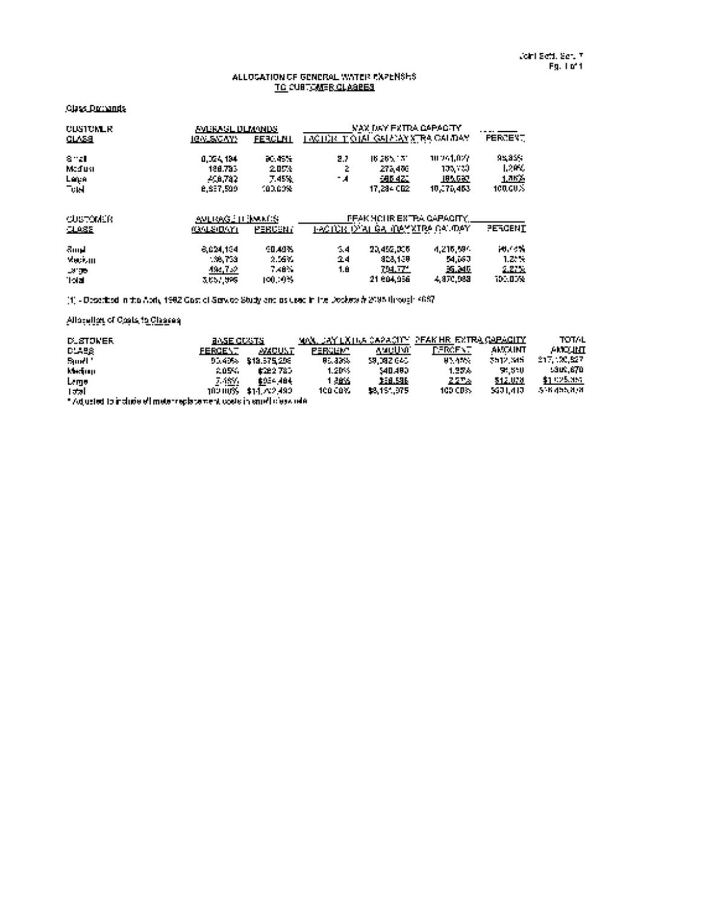### ALLOCATION OF GENERAL WATER EXPENSES TO CUSTOMER CLASSES

Class Demands

| CUSTOMER CLASS | AVERAGE DEMANDS (GALS/DAY) | PERCENT | MAX DAY EXTRA CAPACITY FACTOR | TOTAL GAL/DAY | XTRA GAL/DAY | PERCENT |
|---|---|---|---|---|---|---|
| Small | 6,024,184 | 90.45% | 2.7 | 16,265,131 | 10,241,027 | 96.85% |
| Medium | 136,793 | 2.05% | 2 | 273,486 | 136,793 | 1.29% |
| Large | 496,782 | 7.45% | 1.4 | 695,422 | 198,690 | 1.86% |
| Total | 6,657,599 | 100.00% | | 17,234,002 | 10,576,463 | 100.00% |

| CUSTOMER CLASS | AVERAGE DEMANDS (GALS/DAY) | PERCENT | PEAK HOUR EXTRA CAPACITY FACTOR | TOTAL GAL/DAY | XTRA GAL/DAY | PERCENT |
|---|---|---|---|---|---|---|
| Small | 6,024,184 | 90.45% | 3.4 | 20,482,006 | 4,216,884 | 96.49% |
| Medium | 136,753 | 2.05% | 2.4 | 328,130 | 54,660 | 1.25% |
| Large | 496,752 | 7.48% | 1.6 | 794,774 | 99,346 | 2.27% |
| Total | 6,657,599 | 100.00% | | 21,604,956 | 4,370,956 | 100.00% |

(1) - Described in the Arch, 1992 Cost of Service Study and as used in the Dockets # 2095 through 4087

Allocation of Costs to Classes

| CUSTOMER CLASS | BASE COSTS PERCENT | AMOUNT | MAX. DAY EXTRA CAPACITY PERCENT | AMOUNT | PEAK HR. EXTRA CAPACITY PERCENT | AMOUNT | TOTAL AMOUNT |
|---|---|---|---|---|---|---|---|
| Small * | 90.45% | $13,575,206 | 96.83% | $8,092,040 | 96.49% | $512,346 | $17,130,527 |
| Medium | 2.05% | $292,785 | 1.29% | $40,480 | 1.25% | $6,510 | $306,670 |
| Large | 7.48% | $954,494 | 1.86% | $58,595 | 2.27% | $12,078 | $1,025,365 |
| Total | 100.00% | $14,782,490 | 100.00% | $8,191,075 | 100.00% | $531,410 | $18,455,878 |

* Adjusted to include all meter replacement costs in small class rate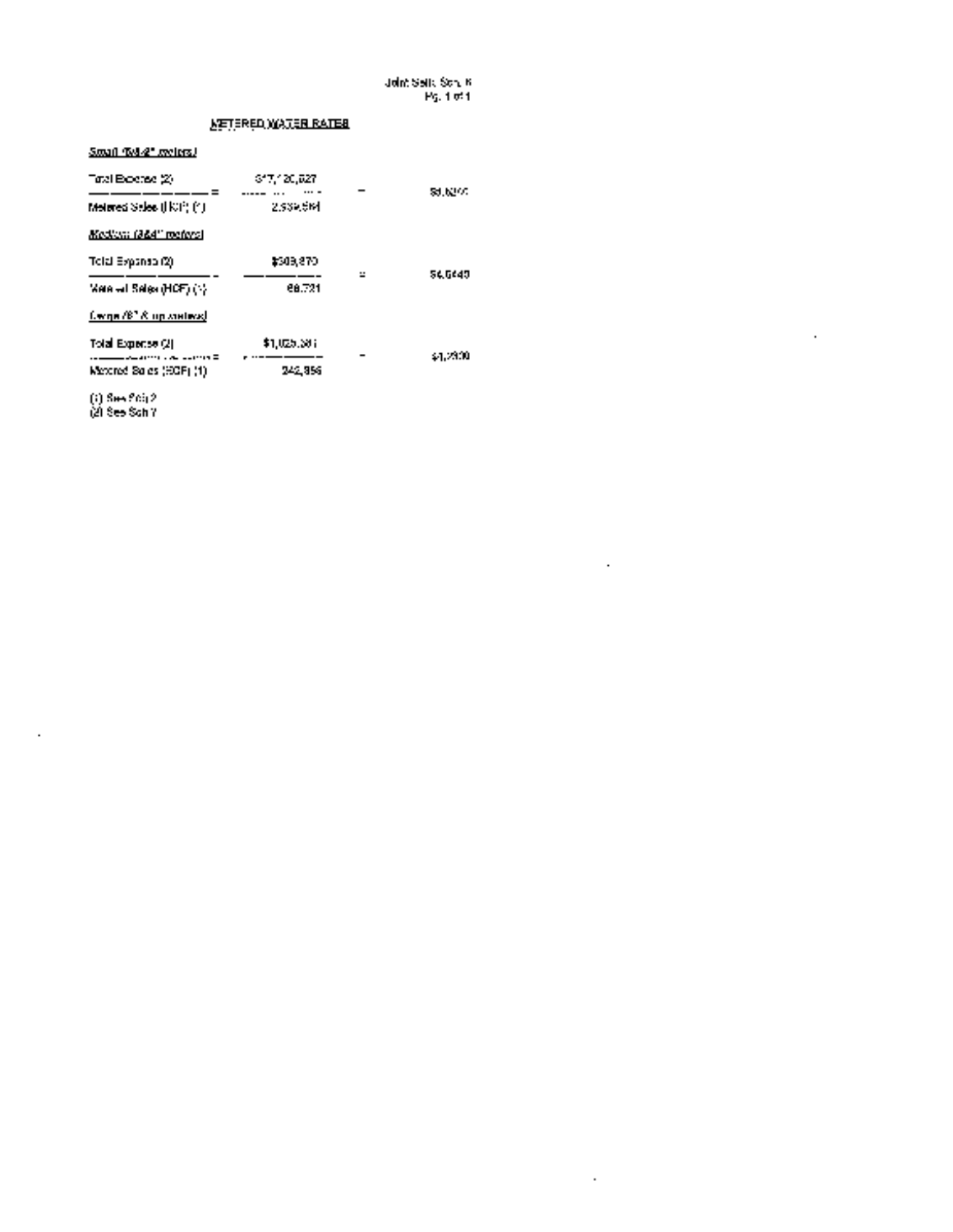Joint Sett. Sch. 6

## METERED WATER RATES

*Small (5/8-2" meters)*

| | | | |
|---|---|---|---|
| Total Expense (2) | $17,120,527 | = | $5.8242 |
| Metered Sales (HCF) (1) | 2,939,564 | | |

*Medium (3&4" meters)*

| | | | |
|---|---|---|---|
| Total Expense (2) | $509,870 | = | $4.6440 |
| Metered Sales (HCF) (1) | 88,731 | | |

*Large (6" & up meters)*

| | | | |
|---|---|---|---|
| Total Expense (2) | $1,025,381 | = | $4.2222 |
| Metered Sales (HCF) (1) | 242,856 | | |

(1) See Sch 2
(2) See Sch 7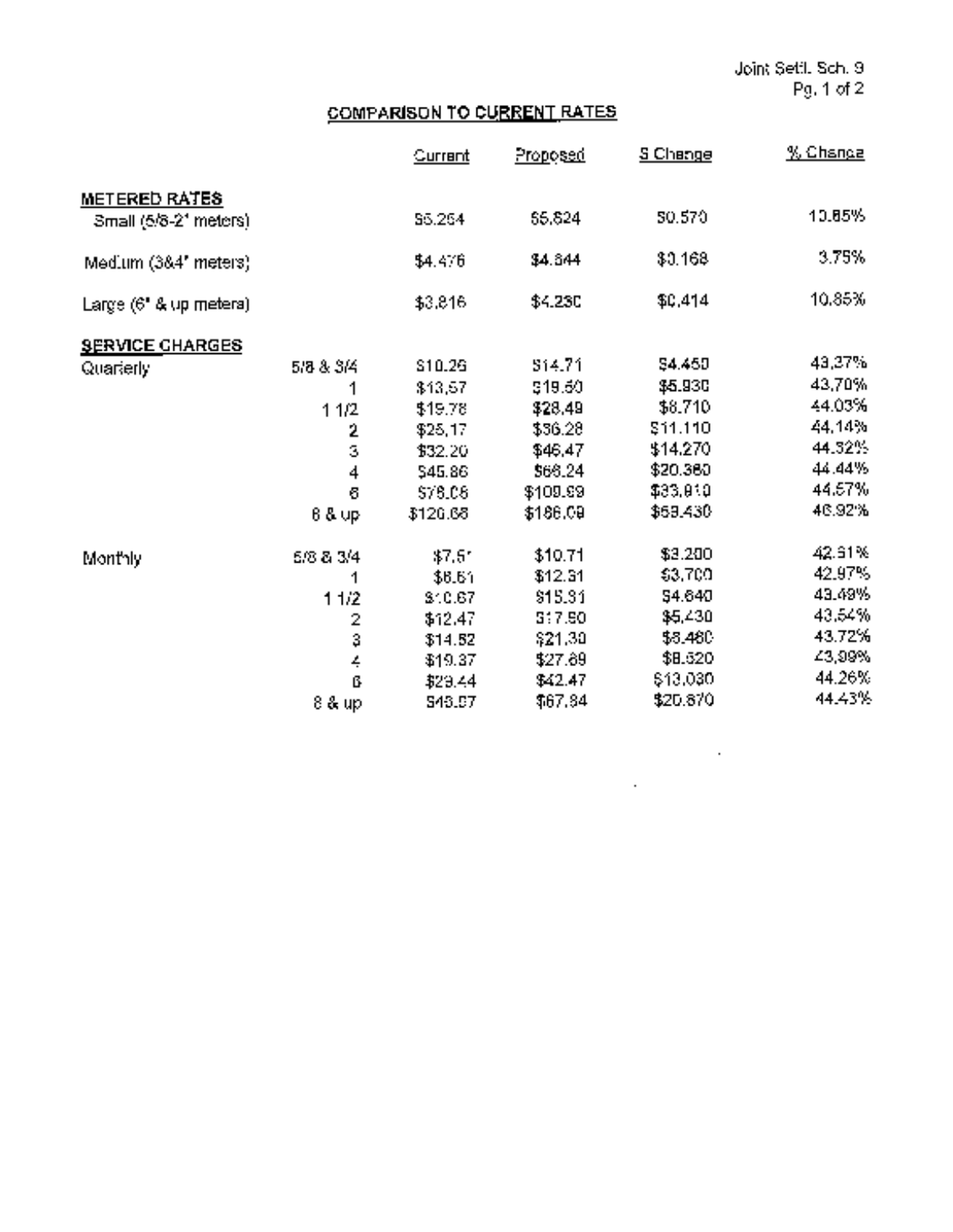Joint Settl. Sch. 9
Pg. 1 of 2

## COMPARISON TO CURRENT RATES

| | | Current | Proposed | $ Change | % Change |
|---|---|---|---|---|---|
| **METERED RATES** | | | | | |
| Small (5/8-2" meters) | | $5.254 | $5.824 | $0.570 | 10.85% |
| Medium (3&4" meters) | | $4.476 | $4.644 | $0.168 | 3.75% |
| Large (6" & up meters) | | $3.816 | $4.230 | $0.414 | 10.85% |
| **SERVICE CHARGES** | | | | | |
| Quarterly | 5/8 & 3/4 | $10.26 | $14.71 | $4.450 | 43.37% |
| | 1 | $13.57 | $19.50 | $5.930 | 43.70% |
| | 1 1/2 | $19.78 | $28.49 | $8.710 | 44.03% |
| | 2 | $25.17 | $36.28 | $11.110 | 44.14% |
| | 3 | $32.20 | $46.47 | $14.270 | 44.32% |
| | 4 | $45.86 | $66.24 | $20.380 | 44.44% |
| | 6 | $76.06 | $109.99 | $33.910 | 44.57% |
| | 8 & up | $126.68 | $186.09 | $59.430 | 46.92% |
| Monthly | 5/8 & 3/4 | $7.51 | $10.71 | $3.200 | 42.61% |
| | 1 | $8.61 | $12.31 | $3.700 | 42.97% |
| | 1 1/2 | $10.67 | $15.31 | $4.640 | 43.49% |
| | 2 | $12.47 | $17.90 | $5.430 | 43.54% |
| | 3 | $14.82 | $21.30 | $6.480 | 43.72% |
| | 4 | $19.37 | $27.89 | $8.520 | 43.99% |
| | 6 | $29.44 | $42.47 | $13.030 | 44.26% |
| | 8 & up | $46.97 | $67.84 | $20.870 | 44.43% |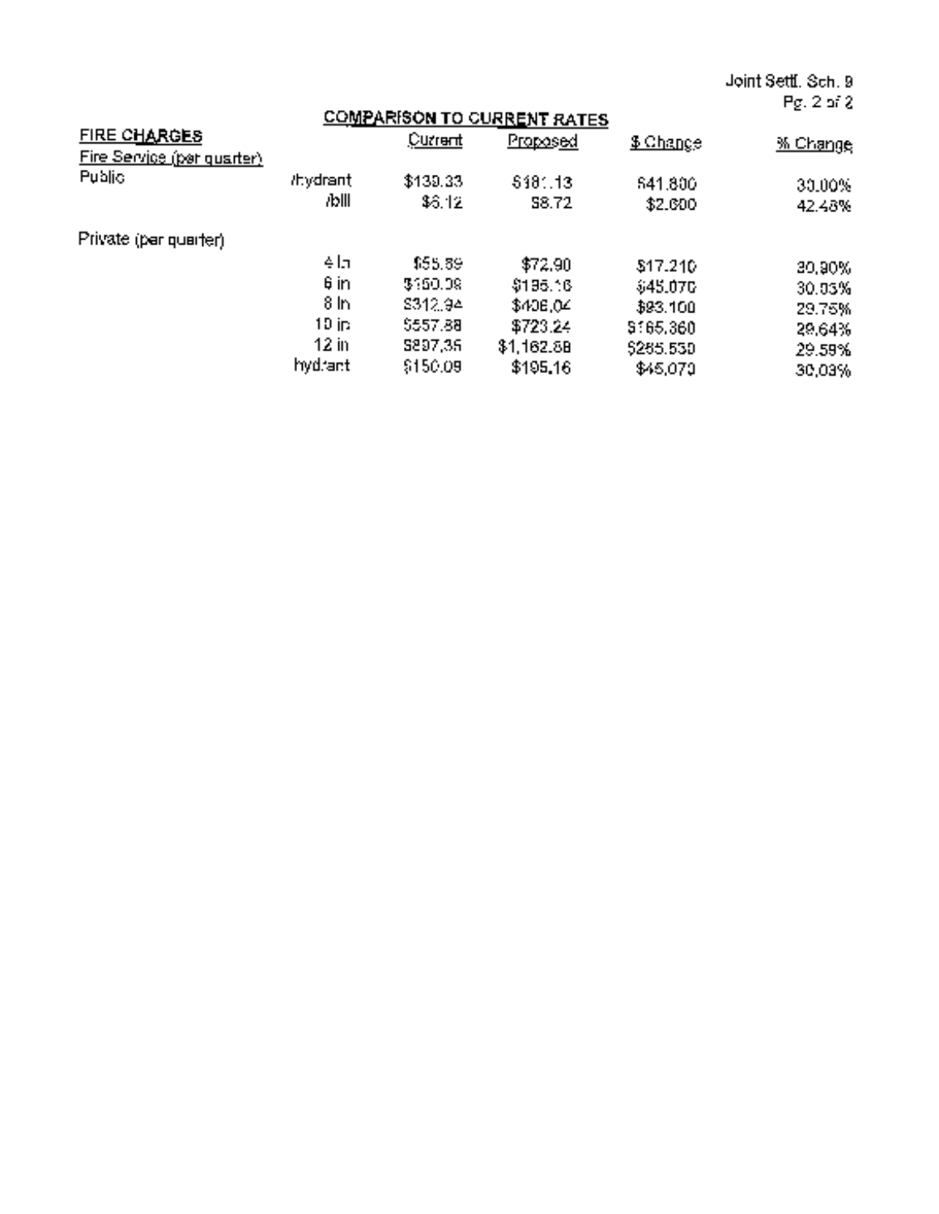Joint Settl. Sch. 9

## COMPARISON TO CURRENT RATES

| FIRE CHARGES | | Current | Proposed | $ Change | % Change |
|---|---|---|---|---|---|
| Fire Service (per quarter) | | | | | |
| Public | /hydrant | $139.33 | $181.13 | $41.800 | 30.00% |
| | /bill | $6.12 | $8.72 | $2.600 | 42.48% |
| Private (per quarter) | | | | | |
| | 4 in | $55.69 | $72.90 | $17.210 | 30.90% |
| | 6 in | $150.09 | $195.16 | $45.070 | 30.03% |
| | 8 in | $312.94 | $406.04 | $93.100 | 29.75% |
| | 10 in | $557.88 | $723.24 | $165.360 | 29.64% |
| | 12 in | $897.35 | $1,162.88 | $265.530 | 29.59% |
| | hydrant | $150.09 | $195.16 | $45.070 | 30.03% |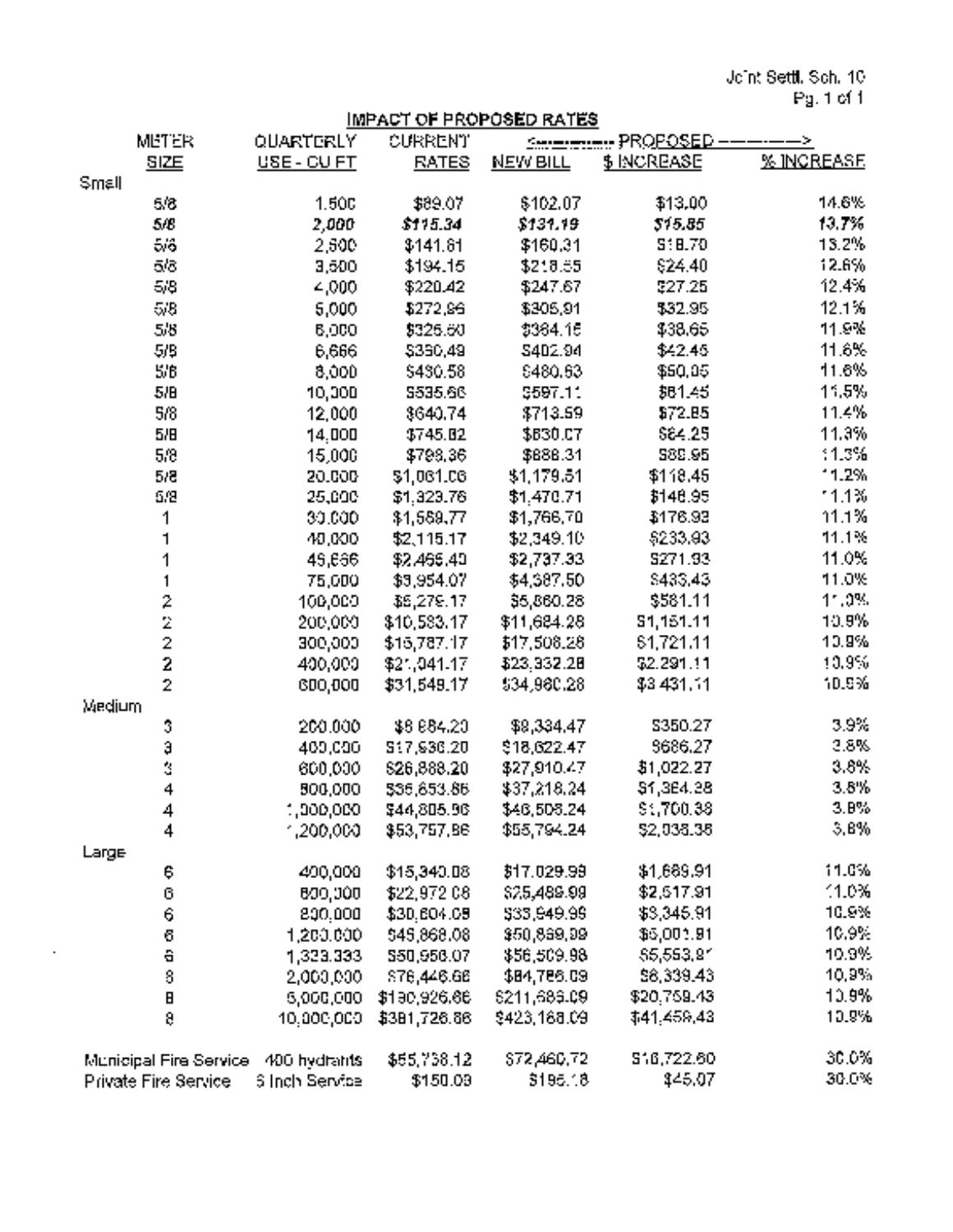Joint Settl. Sch. 10
Pg. 1 of 1

## IMPACT OF PROPOSED RATES

| METER SIZE | QUARTERLY USE - CU FT | CURRENT RATES | <---------- PROPOSED NEW BILL | $ INCREASE | % INCREASE ----------> |
|---|---|---|---|---|---|
| Small | | | | | |
| 5/8 | 1,500 | $89.07 | $102.07 | $13.00 | 14.6% |
| ***5/8*** | ***2,000*** | ***$115.34*** | ***$131.19*** | ***$15.85*** | ***13.7%*** |
| 5/8 | 2,500 | $141.61 | $160.31 | $18.70 | 13.2% |
| 5/8 | 3,500 | $194.15 | $218.55 | $24.40 | 12.6% |
| 5/8 | 4,000 | $220.42 | $247.67 | $27.25 | 12.4% |
| 5/8 | 5,000 | $272.96 | $305.91 | $32.95 | 12.1% |
| 5/8 | 6,000 | $325.50 | $364.15 | $38.65 | 11.9% |
| 5/8 | 6,666 | $360.49 | $402.94 | $42.45 | 11.8% |
| 5/8 | 8,000 | $430.58 | $480.63 | $50.05 | 11.6% |
| 5/8 | 10,000 | $535.66 | $597.11 | $61.45 | 11.5% |
| 5/8 | 12,000 | $640.74 | $713.59 | $72.85 | 11.4% |
| 5/8 | 14,000 | $745.82 | $830.07 | $84.25 | 11.3% |
| 5/8 | 15,000 | $798.36 | $888.31 | $89.95 | 11.3% |
| 5/8 | 20,000 | $1,061.06 | $1,179.51 | $118.45 | 11.2% |
| 5/8 | 25,000 | $1,323.76 | $1,470.71 | $146.95 | 11.1% |
| 1 | 30,000 | $1,589.77 | $1,766.70 | $176.93 | 11.1% |
| 1 | 40,000 | $2,115.17 | $2,349.10 | $233.93 | 11.1% |
| 1 | 46,666 | $2,465.40 | $2,737.33 | $271.93 | 11.0% |
| 1 | 75,000 | $3,954.07 | $4,387.50 | $433.43 | 11.0% |
| 2 | 100,000 | $5,279.17 | $5,860.28 | $581.11 | 11.0% |
| 2 | 200,000 | $10,583.17 | $11,684.28 | $1,151.11 | 10.9% |
| 2 | 300,000 | $15,787.17 | $17,508.28 | $1,721.11 | 10.9% |
| 2 | 400,000 | $21,041.17 | $23,332.28 | $2,291.11 | 10.9% |
| 2 | 600,000 | $31,549.17 | $34,980.28 | $3,431.11 | 10.9% |
| Medium | | | | | |
| 3 | 200,000 | $8,984.20 | $9,334.47 | $350.27 | 3.9% |
| 3 | 400,000 | $17,936.20 | $18,622.47 | $686.27 | 3.8% |
| 3 | 600,000 | $26,888.20 | $27,910.47 | $1,022.27 | 3.8% |
| 4 | 800,000 | $35,853.86 | $37,218.24 | $1,364.38 | 3.8% |
| 4 | 1,000,000 | $44,805.86 | $46,506.24 | $1,700.38 | 3.8% |
| 4 | 1,200,000 | $53,757.86 | $55,794.24 | $2,036.38 | 3.8% |
| Large | | | | | |
| 6 | 400,000 | $15,340.08 | $17,029.99 | $1,689.91 | 11.0% |
| 6 | 600,000 | $22,972.08 | $25,489.99 | $2,517.91 | 11.0% |
| 6 | 800,000 | $30,604.08 | $33,949.99 | $3,345.91 | 10.9% |
| 6 | 1,200,000 | $45,868.08 | $50,869.99 | $5,001.91 | 10.9% |
| 6 | 1,333,333 | $50,956.07 | $56,509.98 | $5,553.91 | 10.9% |
| 8 | 2,000,000 | $76,446.66 | $84,786.09 | $8,339.43 | 10.9% |
| 8 | 5,000,000 | $190,926.66 | $211,686.09 | $20,759.43 | 10.9% |
| 8 | 10,000,000 | $381,726.66 | $423,186.09 | $41,459.43 | 10.9% |
| | | | | | |
| Municipal Fire Service | 400 hydrants | $55,738.12 | $72,460.72 | $16,722.60 | 30.0% |
| Private Fire Service | 6 Inch Service | $150.09 | $195.16 | $45.07 | 30.0% |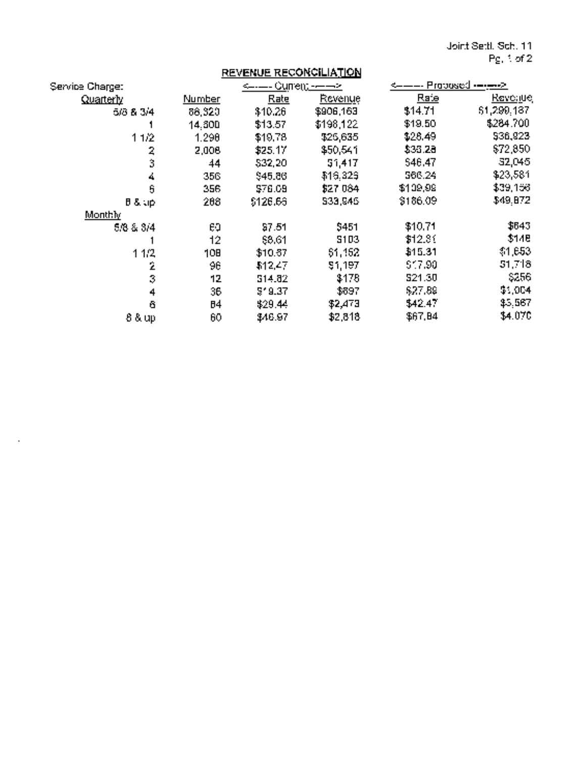Joint Settl. Sch. 11
Pg. 1 of 2

## REVENUE RECONCILIATION

| Service Charge: | Number | <---- Current ----> Rate | Revenue | <---- Proposed ----> Rate | Revenue |
|---|---|---|---|---|---|
| Quarterly | | | | | |
| 5/8 & 3/4 | 88,320 | $10.26 | $906,163 | $14.71 | $1,299,187 |
| 1 | 14,600 | $13.57 | $198,122 | $19.50 | $284,700 |
| 1 1/2 | 1,296 | $19.78 | $25,635 | $28.49 | $36,923 |
| 2 | 2,008 | $25.17 | $50,541 | $36.28 | $72,850 |
| 3 | 44 | $32.20 | $1,417 | $46.47 | $2,045 |
| 4 | 356 | $45.86 | $16,325 | $66.24 | $23,581 |
| 6 | 356 | $76.08 | $27,084 | $109.99 | $39,156 |
| 8 & up | 268 | $126.66 | $33,945 | $186.09 | $49,872 |
| Monthly | | | | | |
| 5/8 & 3/4 | 60 | $7.51 | $451 | $10.71 | $643 |
| 1 | 12 | $8.61 | $103 | $12.31 | $148 |
| 1 1/2 | 108 | $10.67 | $1,152 | $15.31 | $1,653 |
| 2 | 96 | $12.47 | $1,197 | $17.90 | $1,718 |
| 3 | 12 | $14.82 | $178 | $21.30 | $256 |
| 4 | 36 | $19.37 | $697 | $27.89 | $1,004 |
| 6 | 84 | $29.44 | $2,473 | $42.47 | $3,567 |
| 8 & up | 60 | $46.97 | $2,818 | $67.84 | $4,070 |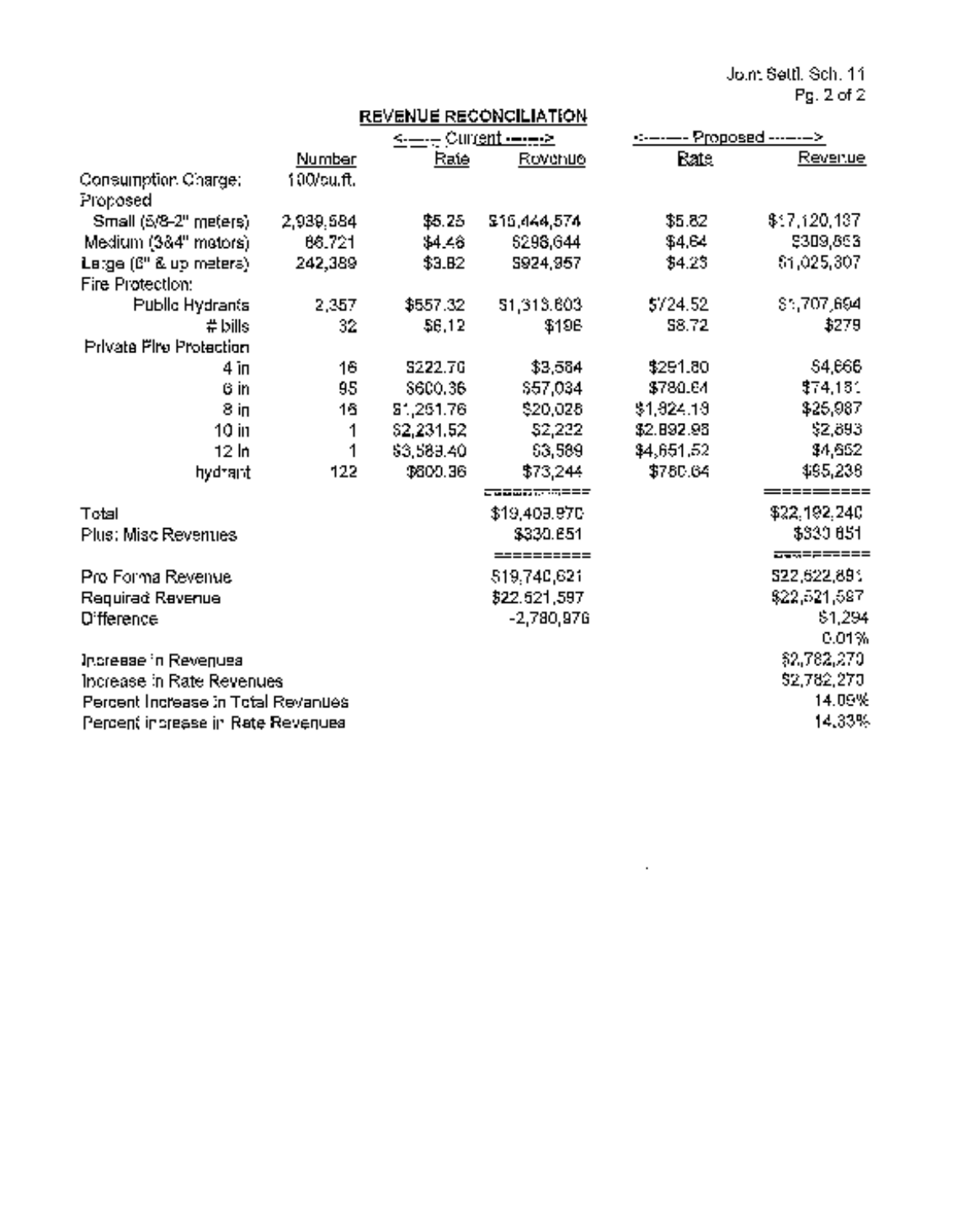Joint Settl. Sch. 11
Pg. 2 of 2

## REVENUE RECONCILIATION

| | Number | <---- Current ----> Rate | Revenue | <------ Proposed ------> Rate | Revenue |
|---|---|---|---|---|---|
| Consumption Charge: | 100/cu.ft. | | | | |
| Proposed | | | | | |
| Small (5/8-2" meters) | 2,939,584 | $5.25 | $15,444,574 | $5.82 | $17,120,137 |
| Medium (3&4" meters) | 66,721 | $4.46 | $298,644 | $4.64 | $309,893 |
| Large (6" & up meters) | 242,389 | $3.82 | $924,957 | $4.23 | $1,025,307 |
| Fire Protection: | | | | | |
| Public Hydrants | 2,357 | $557.32 | $1,313,603 | $724.52 | $1,707,694 |
| # bills | 32 | $6.12 | $196 | $8.72 | $279 |
| Private Fire Protection | | | | | |
| 4 in | 16 | $222.70 | $3,584 | $291.80 | $4,666 |
| 6 in | 95 | $600.36 | $57,034 | $780.64 | $74,161 |
| 8 in | 16 | $1,251.76 | $20,028 | $1,624.19 | $25,987 |
| 10 in | 1 | $2,231.52 | $2,232 | $2,892.98 | $2,893 |
| 12 in | 1 | $3,589.40 | $3,589 | $4,651.52 | $4,652 |
| hydrant | 122 | $600.36 | $73,244 | $780.64 | $95,238 |
| | | | ========== | | ========== |
| Total | | | $19,409,970 | | $22,192,240 |
| Plus: Misc Revenues | | | $330,651 | | $330,651 |
| | | | ========== | | ========== |
| Pro Forma Revenue | | | $19,740,621 | | $22,522,891 |
| Required Revenue | | | $22,521,597 | | $22,521,597 |
| Difference | | | -2,780,976 | | $1,294 |
| | | | | | 0.01% |
| Increase in Revenues | | | | | $2,782,270 |
| Increase in Rate Revenues | | | | | $2,782,270 |
| Percent Increase in Total Revenues | | | | | 14.09% |
| Percent increase in Rate Revenues | | | | | 14.33% |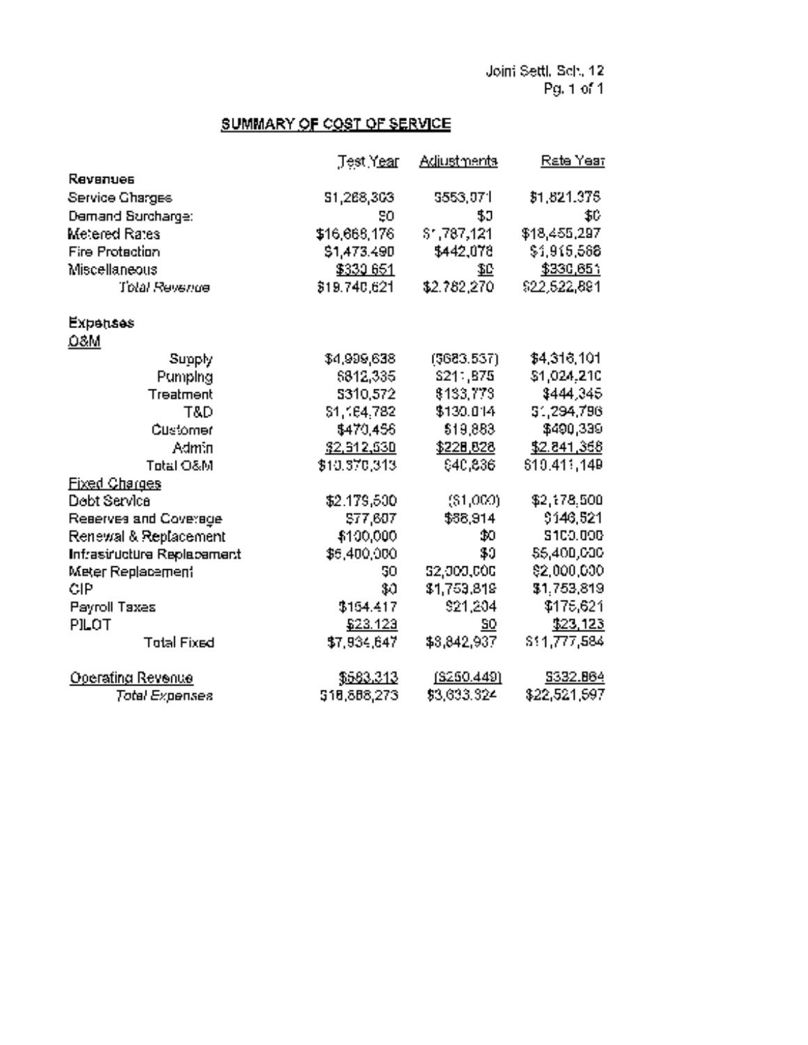Joint Settl. Sch. 12
Pg. 1 of 1

## SUMMARY OF COST OF SERVICE

| | Test Year | Adjustments | Rate Year |
|---|---|---|---|
| **Revenues** | | | |
| Service Charges | $1,268,303 | $553,071 | $1,821,375 |
| Demand Surcharge | $0 | $0 | $0 |
| Metered Rates | $16,668,176 | $1,787,121 | $18,455,297 |
| Fire Protection | $1,473,490 | $442,078 | $1,915,568 |
| Miscellaneous | $330,651 | $0 | $330,651 |
| *Total Revenue* | $19,740,621 | $2,782,270 | $22,522,891 |
| **Expenses** | | | |
| O&M | | | |
| Supply | $4,999,638 | ($683,537) | $4,316,101 |
| Pumping | $812,335 | $211,875 | $1,024,210 |
| Treatment | $310,572 | $133,773 | $444,345 |
| T&D | $1,164,782 | $130,014 | $1,294,796 |
| Customer | $470,456 | $19,883 | $490,339 |
| Admin | $2,612,530 | $228,828 | $2,841,358 |
| Total O&M | $10,370,313 | $40,836 | $10,411,149 |
| Fixed Charges | | | |
| Debt Service | $2,179,500 | ($1,000) | $2,178,500 |
| Reserves and Coverage | $77,607 | $68,914 | $146,521 |
| Renewal & Replacement | $100,000 | $0 | $100,000 |
| Infrastructure Replacement | $5,400,000 | $0 | $5,400,000 |
| Meter Replacement | $0 | $2,000,000 | $2,000,000 |
| CIP | $0 | $1,753,819 | $1,753,819 |
| Payroll Taxes | $154,417 | $21,204 | $175,621 |
| PILOT | $23,123 | $0 | $23,123 |
| Total Fixed | $7,934,647 | $3,842,937 | $11,777,584 |
| Operating Revenue | $583,313 | ($250,449) | $332,864 |
| *Total Expenses* | $18,888,273 | $3,633,324 | $22,521,597 |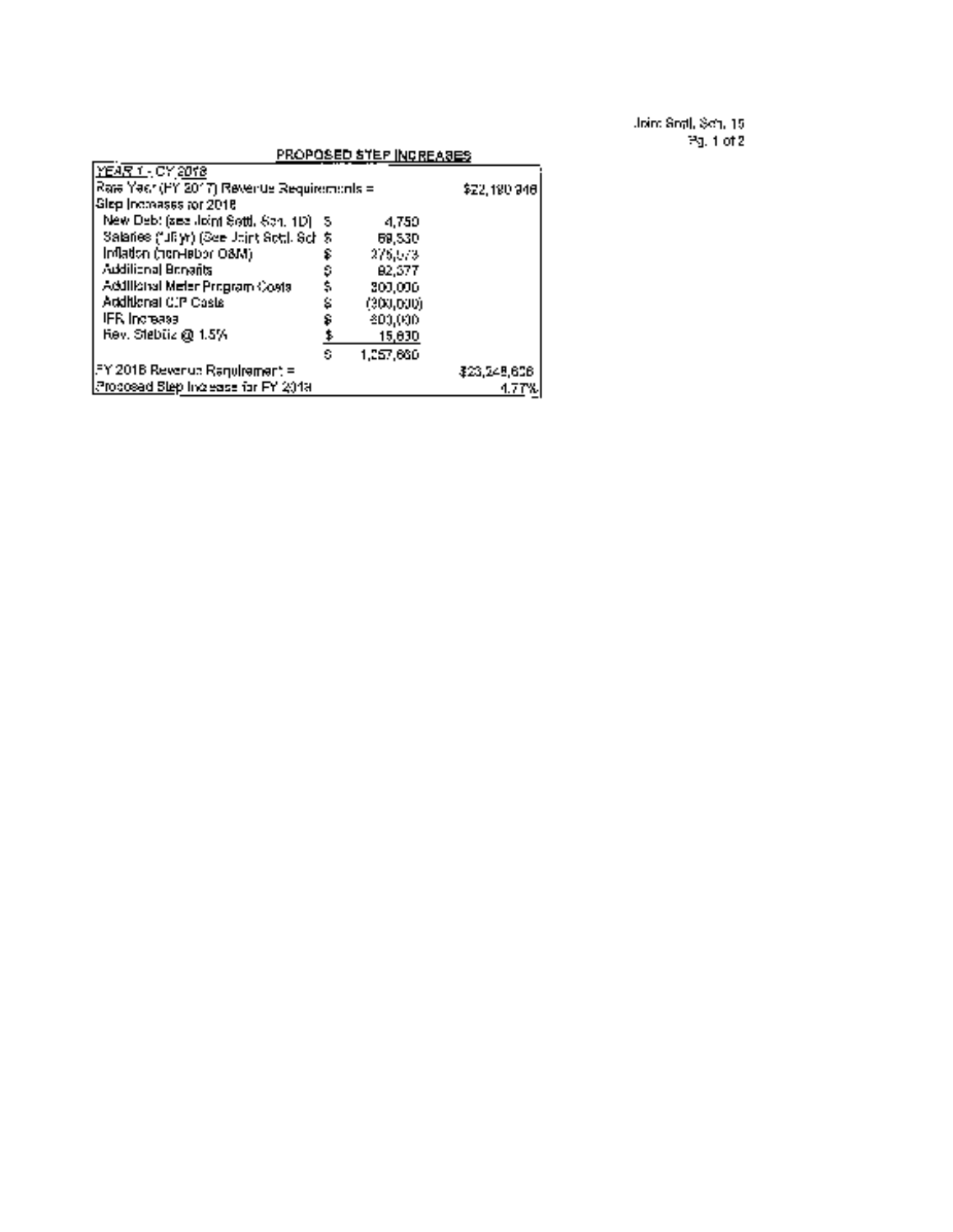Joint Settl. Sch. 15
Pg. 1 of 2

## PROPOSED STEP INCREASES

| YEAR 1 - CY 2018 | | | |
|---|---|---|---|
| Rate Year (FY 2017) Revenue Requirements = | | | $22,190,946 |
| Step Increases for 2018 | | | |
| New Debt (see Joint Settl. Sch. 1D) | $ | 4,750 | |
| Salaries (3%/yr) (See Joint Settl. Sch | $ | 68,530 | |
| Inflation (non-labor O&M) | $ | 275,073 | |
| Additional Benefits | $ | 92,377 | |
| Additional Meter Program Costs | $ | 300,000 | |
| Additional CIP Costs | $ | (300,000) | |
| IFR Increase | $ | 800,000 | |
| Rev. Stabiliz @ 1.5% | $ | 15,930 | |
| | $ | 1,257,660 | |
| FY 2018 Revenue Requirement = | | | $23,248,606 |
| Proposed Step Increase for FY 2018 | | | 4.77% |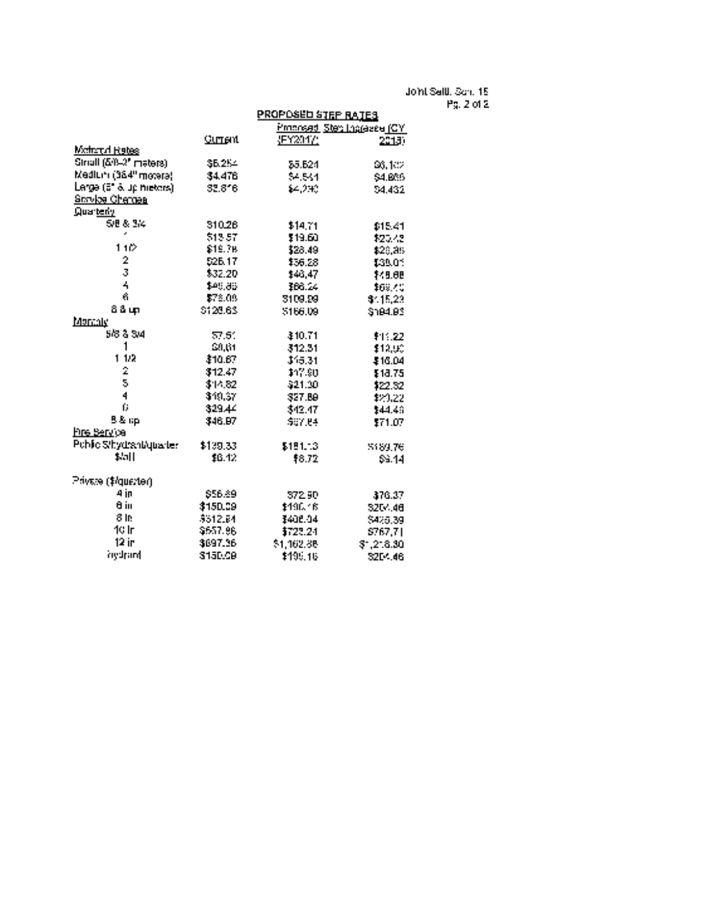Joint Sett. Sch. 15
Pg. 2 of 2

## PROPOSED STEP RATES

| | Current | Proposed (FY2017) | Step Increase (CY 2018) |
|---|---|---|---|
| Metered Rates | | | |
| Small (5/8-2" meters) | $5.254 | $5.824 | $6.102 |
| Medium (3&4" meters) | $4.476 | $4.541 | $4.895 |
| Large (6" & up meters) | $3.816 | $4.230 | $4.432 |
| Service Charges | | | |
| Quarterly | | | |
| 5/8 & 3/4 | $10.26 | $14.71 | $15.41 |
| 1 | $13.57 | $19.60 | $20.42 |
| 1 1/2 | $19.78 | $28.49 | $29.85 |
| 2 | $26.17 | $36.28 | $38.01 |
| 3 | $32.20 | $46.47 | $48.68 |
| 4 | $45.85 | $66.24 | $69.40 |
| 6 | $73.08 | $109.99 | $115.23 |
| 8 & up | $128.63 | $186.09 | $194.93 |
| Monthly | | | |
| 5/8 & 3/4 | $7.51 | $10.71 | $11.22 |
| 1 | $8.61 | $12.31 | $12.90 |
| 1 1/2 | $10.67 | $15.31 | $16.04 |
| 2 | $12.47 | $17.90 | $18.75 |
| 3 | $14.82 | $21.30 | $22.32 |
| 4 | $19.37 | $27.89 | $29.22 |
| 6 | $29.44 | $42.47 | $44.49 |
| 8 & up | $46.97 | $67.84 | $71.07 |
| Fire Service | | | |
| Public $/hydrant/quarter | $130.33 | $181.13 | $189.76 |
| $/all | $6.12 | $8.72 | $9.14 |
| | | | |
| Private ($/quarter) | | | |
| 4 in | $56.89 | $72.90 | $76.37 |
| 6 in | $150.09 | $195.16 | $204.46 |
| 8 in | $312.84 | $406.94 | $426.39 |
| 10 in | $557.96 | $723.21 | $767.71 |
| 12 in | $897.36 | $1,162.38 | $1,218.30 |
| hydrant | $150.09 | $195.16 | $204.46 |